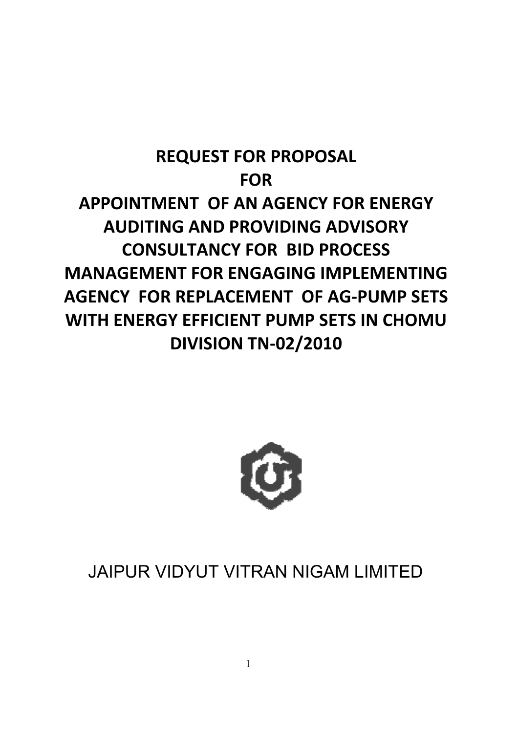# REQUEST FOR PROPOSAL

# FOR

# APPOINTMENT OF AN AGENCY FOR ENERGY AUDITING AND PROVIDING ADVISORY CONSULTANCY FOR BID PROCESS MANAGEMENT FOR ENGAGING IMPLEMENTING AGENCY FOR REPLACEMENT OF AG-PUMP SETS WITH ENERGY EFFICIENT PUMP SETS IN CHOMU DIVISION TN-02/2010

JAIPUR VIDYUT VITRAN NIGAM LIMITED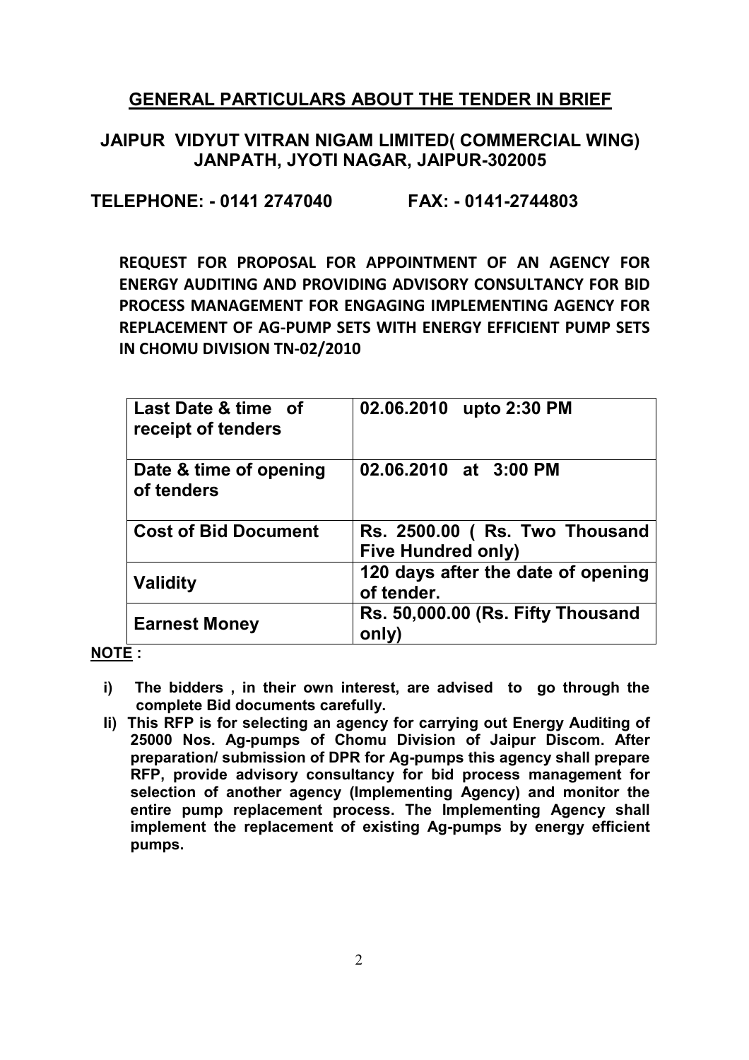## GENERAL PARTICULARS ABOUT THE TENDER IN BRIEF

### JAIPUR VIDYUT VITRAN NIGAM LIMITED( COMMERCIAL WING) JANPATH, JYOTI NAGAR, JAIPUR-302005

**TELEPHONE: - 0141 2747040 FAX: - 0141-2744803**

**REQUEST FOR PROPOSAL FOR APPOINTMENT OF AN AGENCY FOR ENERGY AUDITING AND PROVIDING ADVISORY CONSULTANCY FOR BID PROCESS MANAGEMENT FOR ENGAGING IMPLEMENTING AGENCY FOR REPLACEMENT OF AG-PUMP SETS WITH ENERGY EFFICIENT PUMP SETS IN CHOMU DIVISION TN-02/2010**

| | |
|---|---|
| **Last Date & time of receipt of tenders** | **02.06.2010 upto 2:30 PM** |
| **Date & time of opening of tenders** | **02.06.2010 at 3:00 PM** |
| **Cost of Bid Document** | **Rs. 2500.00 ( Rs. Two Thousand Five Hundred only)** |
| **Validity** | **120 days after the date of opening of tender.** |
| **Earnest Money** | **Rs. 50,000.00 (Rs. Fifty Thousand only)** |

**NOTE :**

- **i) The bidders , in their own interest, are advised to go through the complete Bid documents carefully.**
- **Ii) This RFP is for selecting an agency for carrying out Energy Auditing of 25000 Nos. Ag-pumps of Chomu Division of Jaipur Discom. After preparation/ submission of DPR for Ag-pumps this agency shall prepare RFP, provide advisory consultancy for bid process management for selection of another agency (Implementing Agency) and monitor the entire pump replacement process. The Implementing Agency shall implement the replacement of existing Ag-pumps by energy efficient pumps.**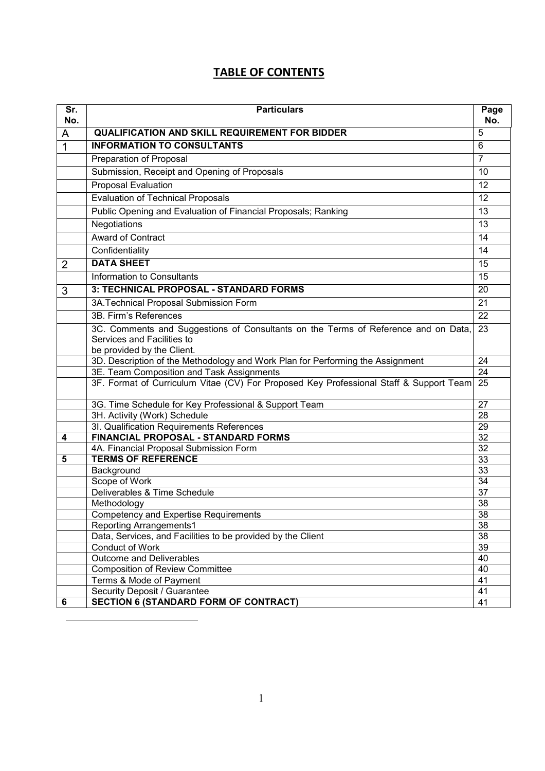# TABLE OF CONTENTS

| Sr. No. | Particulars | Page No. |
|---|---|---|
| A | **QUALIFICATION AND SKILL REQUIREMENT FOR BIDDER** | 5 |
| 1 | **INFORMATION TO CONSULTANTS** | 6 |
| | Preparation of Proposal | 7 |
| | Submission, Receipt and Opening of Proposals | 10 |
| | Proposal Evaluation | 12 |
| | Evaluation of Technical Proposals | 12 |
| | Public Opening and Evaluation of Financial Proposals; Ranking | 13 |
| | Negotiations | 13 |
| | Award of Contract | 14 |
| | Confidentiality | 14 |
| 2 | **DATA SHEET** | 15 |
| | Information to Consultants | 15 |
| 3 | **3: TECHNICAL PROPOSAL - STANDARD FORMS** | 20 |
| | 3A.Technical Proposal Submission Form | 21 |
| | 3B. Firm's References | 22 |
| | 3C. Comments and Suggestions of Consultants on the Terms of Reference and on Data, Services and Facilities to be provided by the Client. | 23 |
| | 3D. Description of the Methodology and Work Plan for Performing the Assignment | 24 |
| | 3E. Team Composition and Task Assignments | 24 |
| | 3F. Format of Curriculum Vitae (CV) For Proposed Key Professional Staff & Support Team | 25 |
| | 3G. Time Schedule for Key Professional & Support Team | 27 |
| | 3H. Activity (Work) Schedule | 28 |
| | 3I. Qualification Requirements References | 29 |
| 4 | **FINANCIAL PROPOSAL - STANDARD FORMS** | 32 |
| | 4A. Financial Proposal Submission Form | 32 |
| 5 | **TERMS OF REFERENCE** | 33 |
| | Background | 33 |
| | Scope of Work | 34 |
| | Deliverables & Time Schedule | 37 |
| | Methodology | 38 |
| | Competency and Expertise Requirements | 38 |
| | Reporting Arrangements1 | 38 |
| | Data, Services, and Facilities to be provided by the Client | 38 |
| | Conduct of Work | 39 |
| | Outcome and Deliverables | 40 |
| | Composition of Review Committee | 40 |
| | Terms & Mode of Payment | 41 |
| | Security Deposit / Guarantee | 41 |
| 6 | **SECTION 6 (STANDARD FORM OF CONTRACT)** | 41 |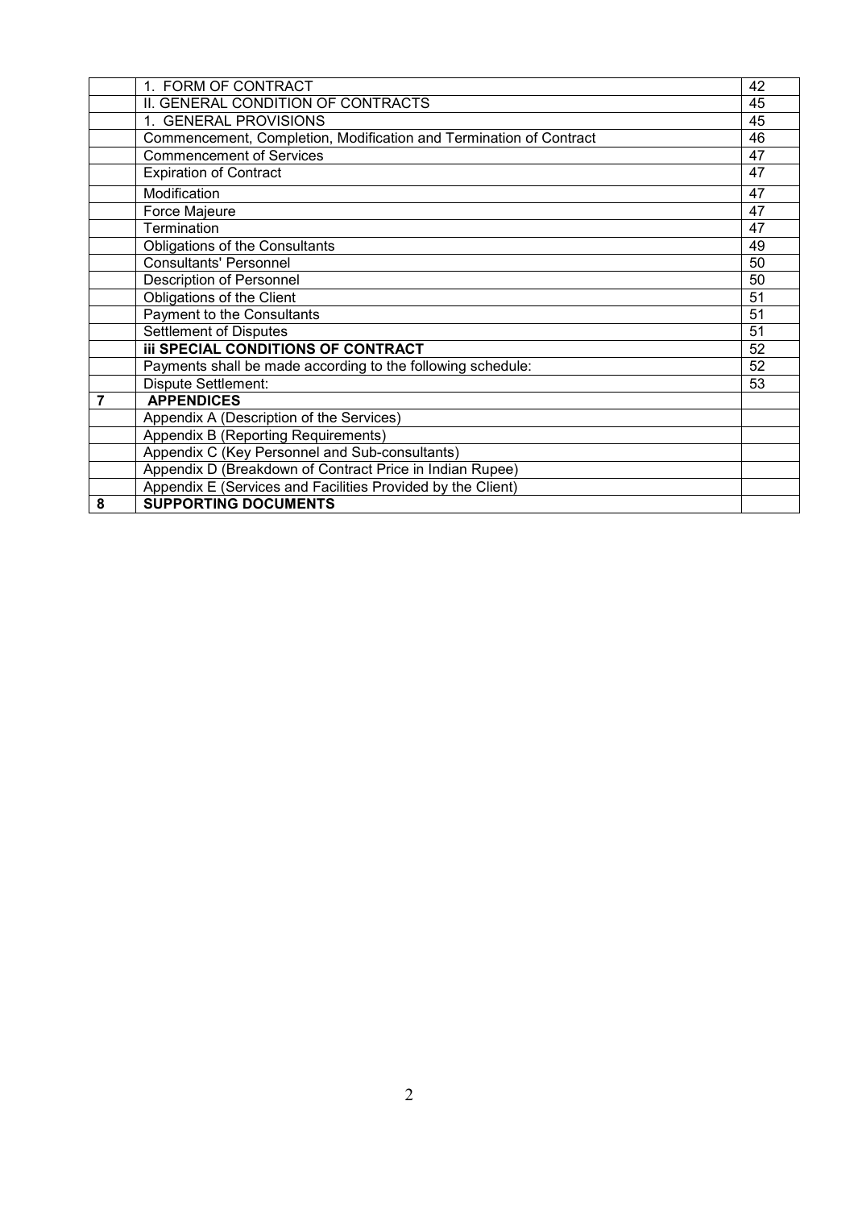| | | |
|---|---|---|
| | 1. FORM OF CONTRACT | 42 |
| | II. GENERAL CONDITION OF CONTRACTS | 45 |
| | 1. GENERAL PROVISIONS | 45 |
| | Commencement, Completion, Modification and Termination of Contract | 46 |
| | Commencement of Services | 47 |
| | Expiration of Contract | 47 |
| | Modification | 47 |
| | Force Majeure | 47 |
| | Termination | 47 |
| | Obligations of the Consultants | 49 |
| | Consultants' Personnel | 50 |
| | Description of Personnel | 50 |
| | Obligations of the Client | 51 |
| | Payment to the Consultants | 51 |
| | Settlement of Disputes | 51 |
| | **iii SPECIAL CONDITIONS OF CONTRACT** | 52 |
| | Payments shall be made according to the following schedule: | 52 |
| | Dispute Settlement: | 53 |
| **7** | **APPENDICES** | |
| | Appendix A (Description of the Services) | |
| | Appendix B (Reporting Requirements) | |
| | Appendix C (Key Personnel and Sub-consultants) | |
| | Appendix D (Breakdown of Contract Price in Indian Rupee) | |
| | Appendix E (Services and Facilities Provided by the Client) | |
| **8** | **SUPPORTING DOCUMENTS** | |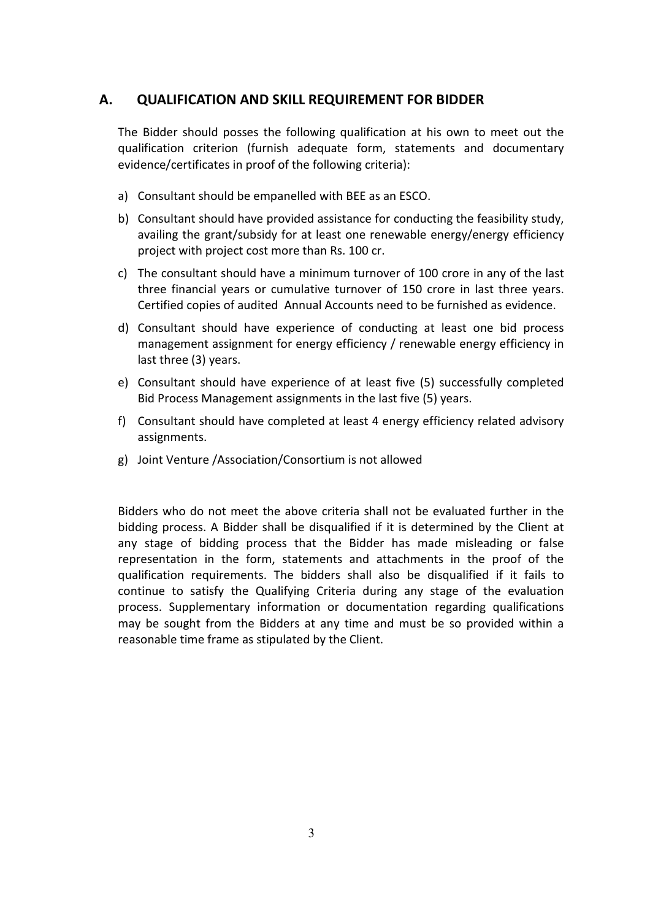## A. QUALIFICATION AND SKILL REQUIREMENT FOR BIDDER

The Bidder should posses the following qualification at his own to meet out the qualification criterion (furnish adequate form, statements and documentary evidence/certificates in proof of the following criteria):

a) Consultant should be empanelled with BEE as an ESCO.

b) Consultant should have provided assistance for conducting the feasibility study, availing the grant/subsidy for at least one renewable energy/energy efficiency project with project cost more than Rs. 100 cr.

c) The consultant should have a minimum turnover of 100 crore in any of the last three financial years or cumulative turnover of 150 crore in last three years. Certified copies of audited Annual Accounts need to be furnished as evidence.

d) Consultant should have experience of conducting at least one bid process management assignment for energy efficiency / renewable energy efficiency in last three (3) years.

e) Consultant should have experience of at least five (5) successfully completed Bid Process Management assignments in the last five (5) years.

f) Consultant should have completed at least 4 energy efficiency related advisory assignments.

g) Joint Venture /Association/Consortium is not allowed

Bidders who do not meet the above criteria shall not be evaluated further in the bidding process. A Bidder shall be disqualified if it is determined by the Client at any stage of bidding process that the Bidder has made misleading or false representation in the form, statements and attachments in the proof of the qualification requirements. The bidders shall also be disqualified if it fails to continue to satisfy the Qualifying Criteria during any stage of the evaluation process. Supplementary information or documentation regarding qualifications may be sought from the Bidders at any time and must be so provided within a reasonable time frame as stipulated by the Client.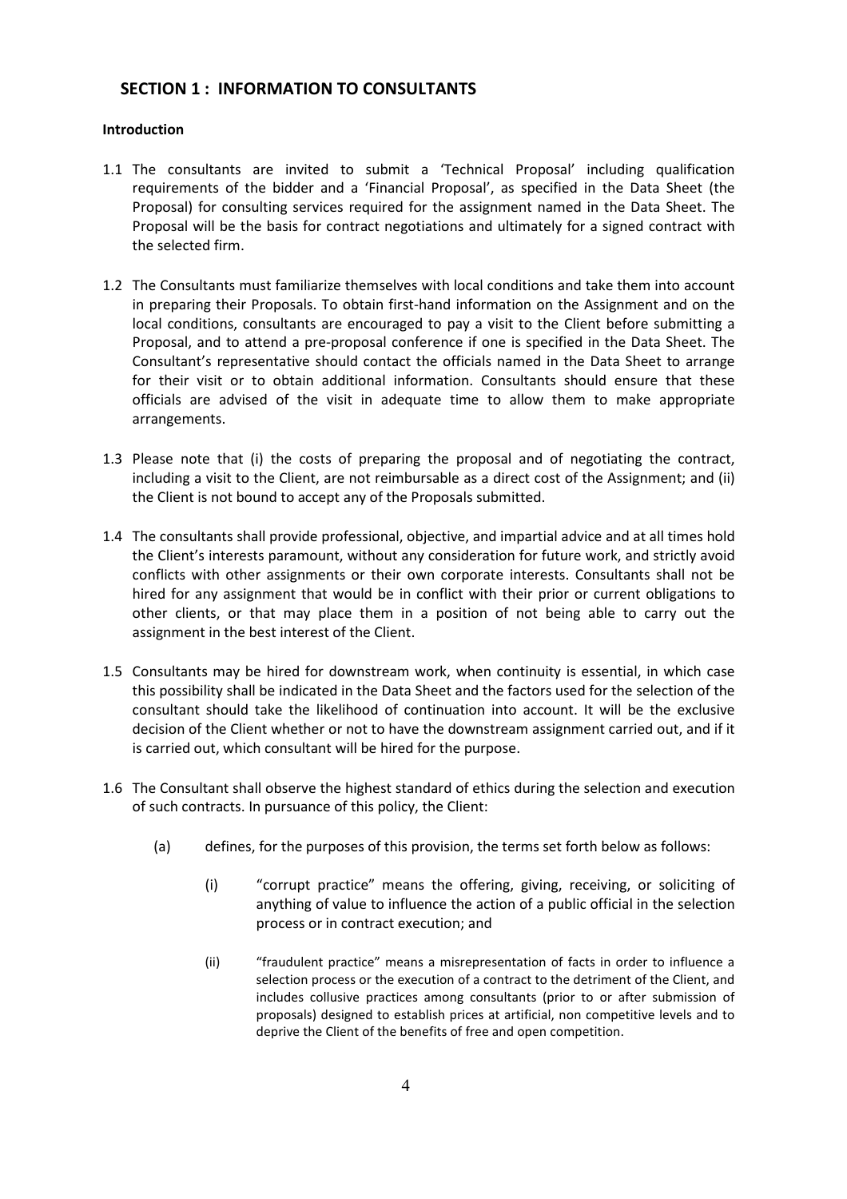## SECTION 1 : INFORMATION TO CONSULTANTS

**Introduction**

1.1 The consultants are invited to submit a 'Technical Proposal' including qualification requirements of the bidder and a 'Financial Proposal', as specified in the Data Sheet (the Proposal) for consulting services required for the assignment named in the Data Sheet. The Proposal will be the basis for contract negotiations and ultimately for a signed contract with the selected firm.

1.2 The Consultants must familiarize themselves with local conditions and take them into account in preparing their Proposals. To obtain first-hand information on the Assignment and on the local conditions, consultants are encouraged to pay a visit to the Client before submitting a Proposal, and to attend a pre-proposal conference if one is specified in the Data Sheet. The Consultant's representative should contact the officials named in the Data Sheet to arrange for their visit or to obtain additional information. Consultants should ensure that these officials are advised of the visit in adequate time to allow them to make appropriate arrangements.

1.3 Please note that (i) the costs of preparing the proposal and of negotiating the contract, including a visit to the Client, are not reimbursable as a direct cost of the Assignment; and (ii) the Client is not bound to accept any of the Proposals submitted.

1.4 The consultants shall provide professional, objective, and impartial advice and at all times hold the Client's interests paramount, without any consideration for future work, and strictly avoid conflicts with other assignments or their own corporate interests. Consultants shall not be hired for any assignment that would be in conflict with their prior or current obligations to other clients, or that may place them in a position of not being able to carry out the assignment in the best interest of the Client.

1.5 Consultants may be hired for downstream work, when continuity is essential, in which case this possibility shall be indicated in the Data Sheet and the factors used for the selection of the consultant should take the likelihood of continuation into account. It will be the exclusive decision of the Client whether or not to have the downstream assignment carried out, and if it is carried out, which consultant will be hired for the purpose.

1.6 The Consultant shall observe the highest standard of ethics during the selection and execution of such contracts. In pursuance of this policy, the Client:

(a) defines, for the purposes of this provision, the terms set forth below as follows:

(i) "corrupt practice" means the offering, giving, receiving, or soliciting of anything of value to influence the action of a public official in the selection process or in contract execution; and

(ii) "fraudulent practice" means a misrepresentation of facts in order to influence a selection process or the execution of a contract to the detriment of the Client, and includes collusive practices among consultants (prior to or after submission of proposals) designed to establish prices at artificial, non competitive levels and to deprive the Client of the benefits of free and open competition.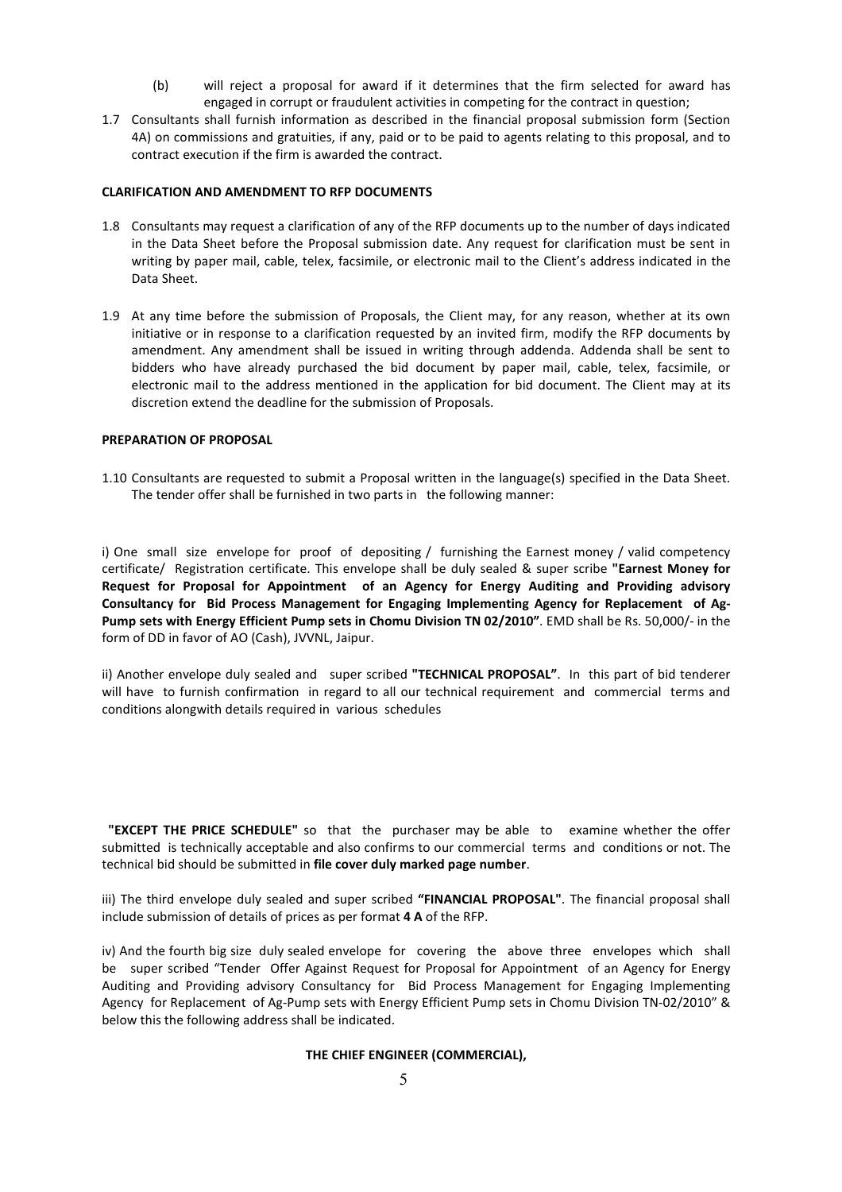(b) will reject a proposal for award if it determines that the firm selected for award has engaged in corrupt or fraudulent activities in competing for the contract in question;

1.7 Consultants shall furnish information as described in the financial proposal submission form (Section 4A) on commissions and gratuities, if any, paid or to be paid to agents relating to this proposal, and to contract execution if the firm is awarded the contract.

**CLARIFICATION AND AMENDMENT TO RFP DOCUMENTS**

1.8 Consultants may request a clarification of any of the RFP documents up to the number of days indicated in the Data Sheet before the Proposal submission date. Any request for clarification must be sent in writing by paper mail, cable, telex, facsimile, or electronic mail to the Client's address indicated in the Data Sheet.

1.9 At any time before the submission of Proposals, the Client may, for any reason, whether at its own initiative or in response to a clarification requested by an invited firm, modify the RFP documents by amendment. Any amendment shall be issued in writing through addenda. Addenda shall be sent to bidders who have already purchased the bid document by paper mail, cable, telex, facsimile, or electronic mail to the address mentioned in the application for bid document. The Client may at its discretion extend the deadline for the submission of Proposals.

**PREPARATION OF PROPOSAL**

1.10 Consultants are requested to submit a Proposal written in the language(s) specified in the Data Sheet. The tender offer shall be furnished in two parts in the following manner:

i) One small size envelope for proof of depositing / furnishing the Earnest money / valid competency certificate/ Registration certificate. This envelope shall be duly sealed & super scribe **"Earnest Money for Request for Proposal for Appointment of an Agency for Energy Auditing and Providing advisory Consultancy for Bid Process Management for Engaging Implementing Agency for Replacement of Ag-Pump sets with Energy Efficient Pump sets in Chomu Division TN 02/2010"**. EMD shall be Rs. 50,000/- in the form of DD in favor of AO (Cash), JVVNL, Jaipur.

ii) Another envelope duly sealed and super scribed **"TECHNICAL PROPOSAL"**. In this part of bid tenderer will have to furnish confirmation in regard to all our technical requirement and commercial terms and conditions alongwith details required in various schedules

**"EXCEPT THE PRICE SCHEDULE"** so that the purchaser may be able to examine whether the offer submitted is technically acceptable and also confirms to our commercial terms and conditions or not. The technical bid should be submitted in **file cover duly marked page number**.

iii) The third envelope duly sealed and super scribed **"FINANCIAL PROPOSAL"**. The financial proposal shall include submission of details of prices as per format **4 A** of the RFP.

iv) And the fourth big size duly sealed envelope for covering the above three envelopes which shall be super scribed "Tender Offer Against Request for Proposal for Appointment of an Agency for Energy Auditing and Providing advisory Consultancy for Bid Process Management for Engaging Implementing Agency for Replacement of Ag-Pump sets with Energy Efficient Pump sets in Chomu Division TN-02/2010" & below this the following address shall be indicated.

**THE CHIEF ENGINEER (COMMERCIAL),**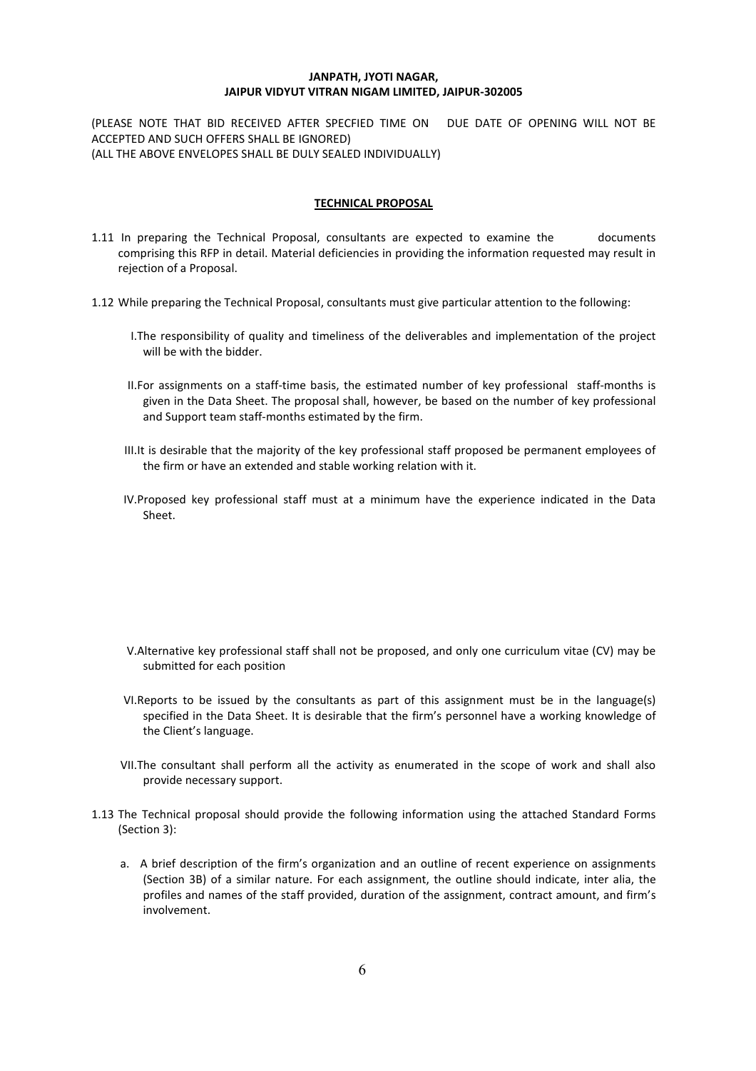**JANPATH, JYOTI NAGAR,**
**JAIPUR VIDYUT VITRAN NIGAM LIMITED, JAIPUR-302005**

(PLEASE NOTE THAT BID RECEIVED AFTER SPECFIED TIME ON DUE DATE OF OPENING WILL NOT BE ACCEPTED AND SUCH OFFERS SHALL BE IGNORED)
(ALL THE ABOVE ENVELOPES SHALL BE DULY SEALED INDIVIDUALLY)

## TECHNICAL PROPOSAL

1.11 In preparing the Technical Proposal, consultants are expected to examine the documents comprising this RFP in detail. Material deficiencies in providing the information requested may result in rejection of a Proposal.

1.12 While preparing the Technical Proposal, consultants must give particular attention to the following:

I. The responsibility of quality and timeliness of the deliverables and implementation of the project will be with the bidder.

II. For assignments on a staff-time basis, the estimated number of key professional staff-months is given in the Data Sheet. The proposal shall, however, be based on the number of key professional and Support team staff-months estimated by the firm.

III. It is desirable that the majority of the key professional staff proposed be permanent employees of the firm or have an extended and stable working relation with it.

IV. Proposed key professional staff must at a minimum have the experience indicated in the Data Sheet.

V. Alternative key professional staff shall not be proposed, and only one curriculum vitae (CV) may be submitted for each position

VI. Reports to be issued by the consultants as part of this assignment must be in the language(s) specified in the Data Sheet. It is desirable that the firm's personnel have a working knowledge of the Client's language.

VII. The consultant shall perform all the activity as enumerated in the scope of work and shall also provide necessary support.

1.13 The Technical proposal should provide the following information using the attached Standard Forms (Section 3):

a. A brief description of the firm's organization and an outline of recent experience on assignments (Section 3B) of a similar nature. For each assignment, the outline should indicate, inter alia, the profiles and names of the staff provided, duration of the assignment, contract amount, and firm's involvement.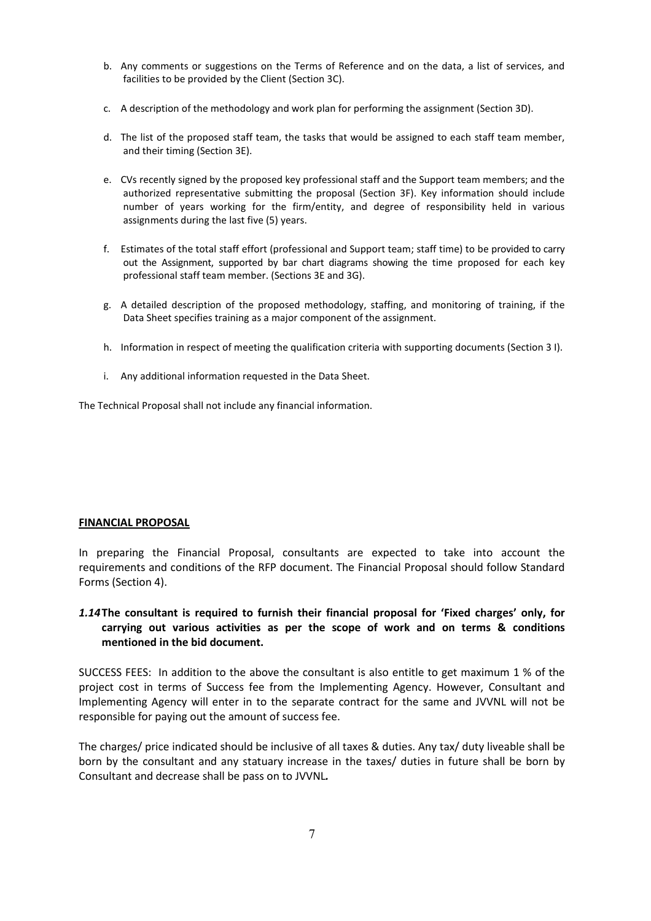b. Any comments or suggestions on the Terms of Reference and on the data, a list of services, and facilities to be provided by the Client (Section 3C).

c. A description of the methodology and work plan for performing the assignment (Section 3D).

d. The list of the proposed staff team, the tasks that would be assigned to each staff team member, and their timing (Section 3E).

e. CVs recently signed by the proposed key professional staff and the Support team members; and the authorized representative submitting the proposal (Section 3F). Key information should include number of years working for the firm/entity, and degree of responsibility held in various assignments during the last five (5) years.

f. Estimates of the total staff effort (professional and Support team; staff time) to be provided to carry out the Assignment, supported by bar chart diagrams showing the time proposed for each key professional staff team member. (Sections 3E and 3G).

g. A detailed description of the proposed methodology, staffing, and monitoring of training, if the Data Sheet specifies training as a major component of the assignment.

h. Information in respect of meeting the qualification criteria with supporting documents (Section 3 I).

i. Any additional information requested in the Data Sheet.

The Technical Proposal shall not include any financial information.

**FINANCIAL PROPOSAL**

In preparing the Financial Proposal, consultants are expected to take into account the requirements and conditions of the RFP document. The Financial Proposal should follow Standard Forms (Section 4).

***1.14*** **The consultant is required to furnish their financial proposal for 'Fixed charges' only, for carrying out various activities as per the scope of work and on terms & conditions mentioned in the bid document.**

SUCCESS FEES: In addition to the above the consultant is also entitle to get maximum 1 % of the project cost in terms of Success fee from the Implementing Agency. However, Consultant and Implementing Agency will enter in to the separate contract for the same and JVVNL will not be responsible for paying out the amount of success fee.

The charges/ price indicated should be inclusive of all taxes & duties. Any tax/ duty liveable shall be born by the consultant and any statuary increase in the taxes/ duties in future shall be born by Consultant and decrease shall be pass on to JVVNL*.*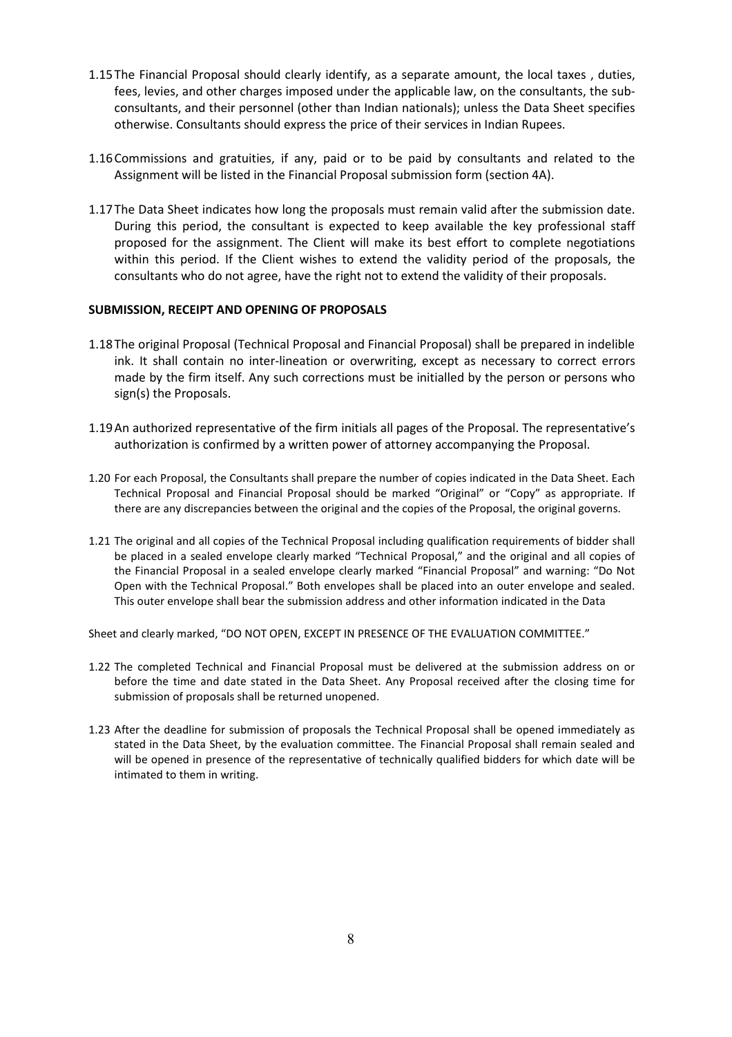1.15 The Financial Proposal should clearly identify, as a separate amount, the local taxes , duties, fees, levies, and other charges imposed under the applicable law, on the consultants, the sub-consultants, and their personnel (other than Indian nationals); unless the Data Sheet specifies otherwise. Consultants should express the price of their services in Indian Rupees.

1.16 Commissions and gratuities, if any, paid or to be paid by consultants and related to the Assignment will be listed in the Financial Proposal submission form (section 4A).

1.17 The Data Sheet indicates how long the proposals must remain valid after the submission date. During this period, the consultant is expected to keep available the key professional staff proposed for the assignment. The Client will make its best effort to complete negotiations within this period. If the Client wishes to extend the validity period of the proposals, the consultants who do not agree, have the right not to extend the validity of their proposals.

**SUBMISSION, RECEIPT AND OPENING OF PROPOSALS**

1.18 The original Proposal (Technical Proposal and Financial Proposal) shall be prepared in indelible ink. It shall contain no inter-lineation or overwriting, except as necessary to correct errors made by the firm itself. Any such corrections must be initialled by the person or persons who sign(s) the Proposals.

1.19 An authorized representative of the firm initials all pages of the Proposal. The representative's authorization is confirmed by a written power of attorney accompanying the Proposal.

1.20 For each Proposal, the Consultants shall prepare the number of copies indicated in the Data Sheet. Each Technical Proposal and Financial Proposal should be marked "Original" or "Copy" as appropriate. If there are any discrepancies between the original and the copies of the Proposal, the original governs.

1.21 The original and all copies of the Technical Proposal including qualification requirements of bidder shall be placed in a sealed envelope clearly marked "Technical Proposal," and the original and all copies of the Financial Proposal in a sealed envelope clearly marked "Financial Proposal" and warning: "Do Not Open with the Technical Proposal." Both envelopes shall be placed into an outer envelope and sealed. This outer envelope shall bear the submission address and other information indicated in the Data Sheet and clearly marked, "DO NOT OPEN, EXCEPT IN PRESENCE OF THE EVALUATION COMMITTEE."

1.22 The completed Technical and Financial Proposal must be delivered at the submission address on or before the time and date stated in the Data Sheet. Any Proposal received after the closing time for submission of proposals shall be returned unopened.

1.23 After the deadline for submission of proposals the Technical Proposal shall be opened immediately as stated in the Data Sheet, by the evaluation committee. The Financial Proposal shall remain sealed and will be opened in presence of the representative of technically qualified bidders for which date will be intimated to them in writing.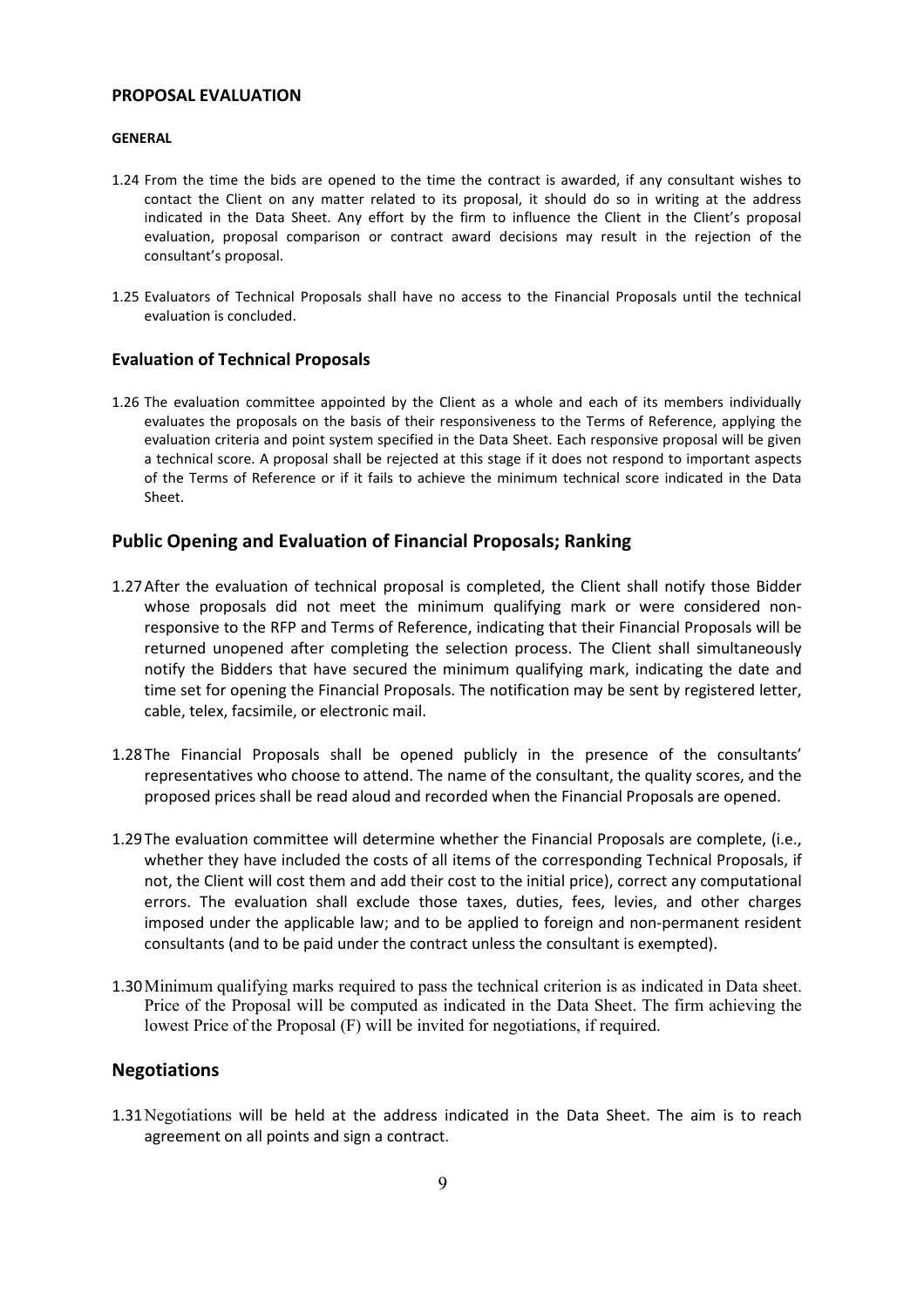## PROPOSAL EVALUATION

### GENERAL

1.24 From the time the bids are opened to the time the contract is awarded, if any consultant wishes to contact the Client on any matter related to its proposal, it should do so in writing at the address indicated in the Data Sheet. Any effort by the firm to influence the Client in the Client's proposal evaluation, proposal comparison or contract award decisions may result in the rejection of the consultant's proposal.

1.25 Evaluators of Technical Proposals shall have no access to the Financial Proposals until the technical evaluation is concluded.

### Evaluation of Technical Proposals

1.26 The evaluation committee appointed by the Client as a whole and each of its members individually evaluates the proposals on the basis of their responsiveness to the Terms of Reference, applying the evaluation criteria and point system specified in the Data Sheet. Each responsive proposal will be given a technical score. A proposal shall be rejected at this stage if it does not respond to important aspects of the Terms of Reference or if it fails to achieve the minimum technical score indicated in the Data Sheet.

## Public Opening and Evaluation of Financial Proposals; Ranking

1.27 After the evaluation of technical proposal is completed, the Client shall notify those Bidder whose proposals did not meet the minimum qualifying mark or were considered non-responsive to the RFP and Terms of Reference, indicating that their Financial Proposals will be returned unopened after completing the selection process. The Client shall simultaneously notify the Bidders that have secured the minimum qualifying mark, indicating the date and time set for opening the Financial Proposals. The notification may be sent by registered letter, cable, telex, facsimile, or electronic mail.

1.28 The Financial Proposals shall be opened publicly in the presence of the consultants' representatives who choose to attend. The name of the consultant, the quality scores, and the proposed prices shall be read aloud and recorded when the Financial Proposals are opened.

1.29 The evaluation committee will determine whether the Financial Proposals are complete, (i.e., whether they have included the costs of all items of the corresponding Technical Proposals, if not, the Client will cost them and add their cost to the initial price), correct any computational errors. The evaluation shall exclude those taxes, duties, fees, levies, and other charges imposed under the applicable law; and to be applied to foreign and non-permanent resident consultants (and to be paid under the contract unless the consultant is exempted).

1.30 Minimum qualifying marks required to pass the technical criterion is as indicated in Data sheet. Price of the Proposal will be computed as indicated in the Data Sheet. The firm achieving the lowest Price of the Proposal (F) will be invited for negotiations, if required.

## Negotiations

1.31 Negotiations will be held at the address indicated in the Data Sheet. The aim is to reach agreement on all points and sign a contract.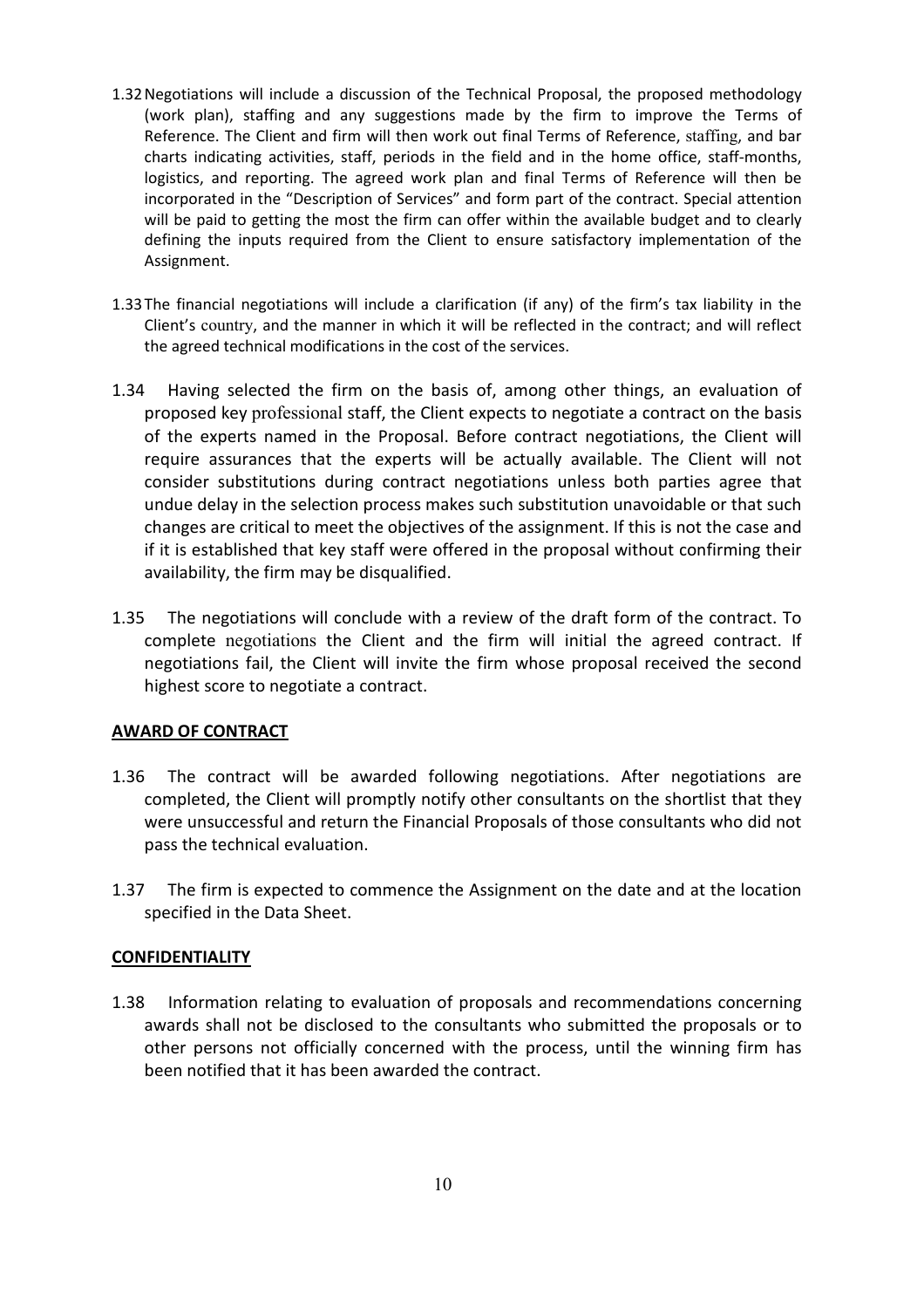1.32 Negotiations will include a discussion of the Technical Proposal, the proposed methodology (work plan), staffing and any suggestions made by the firm to improve the Terms of Reference. The Client and firm will then work out final Terms of Reference, staffing, and bar charts indicating activities, staff, periods in the field and in the home office, staff-months, logistics, and reporting. The agreed work plan and final Terms of Reference will then be incorporated in the "Description of Services" and form part of the contract. Special attention will be paid to getting the most the firm can offer within the available budget and to clearly defining the inputs required from the Client to ensure satisfactory implementation of the Assignment.

1.33 The financial negotiations will include a clarification (if any) of the firm's tax liability in the Client's country, and the manner in which it will be reflected in the contract; and will reflect the agreed technical modifications in the cost of the services.

1.34 Having selected the firm on the basis of, among other things, an evaluation of proposed key professional staff, the Client expects to negotiate a contract on the basis of the experts named in the Proposal. Before contract negotiations, the Client will require assurances that the experts will be actually available. The Client will not consider substitutions during contract negotiations unless both parties agree that undue delay in the selection process makes such substitution unavoidable or that such changes are critical to meet the objectives of the assignment. If this is not the case and if it is established that key staff were offered in the proposal without confirming their availability, the firm may be disqualified.

1.35 The negotiations will conclude with a review of the draft form of the contract. To complete negotiations the Client and the firm will initial the agreed contract. If negotiations fail, the Client will invite the firm whose proposal received the second highest score to negotiate a contract.

**AWARD OF CONTRACT**

1.36 The contract will be awarded following negotiations. After negotiations are completed, the Client will promptly notify other consultants on the shortlist that they were unsuccessful and return the Financial Proposals of those consultants who did not pass the technical evaluation.

1.37 The firm is expected to commence the Assignment on the date and at the location specified in the Data Sheet.

**CONFIDENTIALITY**

1.38 Information relating to evaluation of proposals and recommendations concerning awards shall not be disclosed to the consultants who submitted the proposals or to other persons not officially concerned with the process, until the winning firm has been notified that it has been awarded the contract.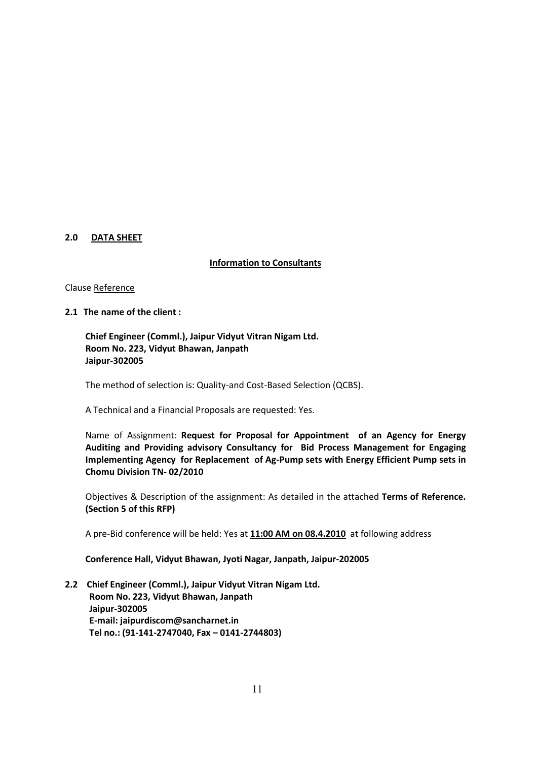## 2.0 DATA SHEET

**Information to Consultants**

Clause Reference

**2.1 The name of the client :**

**Chief Engineer (Comml.), Jaipur Vidyut Vitran Nigam Ltd.**
**Room No. 223, Vidyut Bhawan, Janpath**
**Jaipur-302005**

The method of selection is: Quality-and Cost-Based Selection (QCBS).

A Technical and a Financial Proposals are requested: Yes.

Name of Assignment: **Request for Proposal for Appointment of an Agency for Energy Auditing and Providing advisory Consultancy for Bid Process Management for Engaging Implementing Agency for Replacement of Ag-Pump sets with Energy Efficient Pump sets in Chomu Division TN- 02/2010**

Objectives & Description of the assignment: As detailed in the attached **Terms of Reference. (Section 5 of this RFP)**

A pre-Bid conference will be held: Yes at **11:00 AM on 08.4.2010** at following address

**Conference Hall, Vidyut Bhawan, Jyoti Nagar, Janpath, Jaipur-202005**

**2.2 Chief Engineer (Comml.), Jaipur Vidyut Vitran Nigam Ltd.**
**Room No. 223, Vidyut Bhawan, Janpath**
**Jaipur-302005**
**E-mail: jaipurdiscom@sancharnet.in**
**Tel no.: (91-141-2747040, Fax – 0141-2744803)**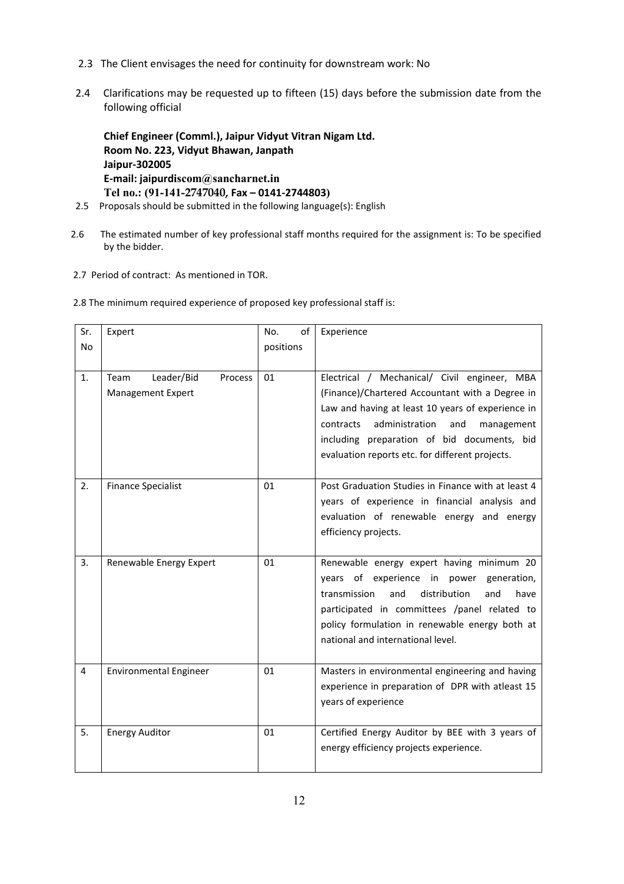2.3 The Client envisages the need for continuity for downstream work: No

2.4 Clarifications may be requested up to fifteen (15) days before the submission date from the following official

**Chief Engineer (Comml.), Jaipur Vidyut Vitran Nigam Ltd.**
**Room No. 223, Vidyut Bhawan, Janpath**
**Jaipur-302005**
**E-mail: jaipurdiscom@sancharnet.in**
**Tel no.: (91-141-2747040, Fax – 0141-2744803)**

2.5 Proposals should be submitted in the following language(s): English

2.6 The estimated number of key professional staff months required for the assignment is: To be specified by the bidder.

2.7 Period of contract: As mentioned in TOR.

2.8 The minimum required experience of proposed key professional staff is:

| Sr. No | Expert | No. of positions | Experience |
|---|---|---|---|
| 1. | Team Leader/Bid Process Management Expert | 01 | Electrical / Mechanical/ Civil engineer, MBA (Finance)/Chartered Accountant with a Degree in Law and having at least 10 years of experience in contracts administration and management including preparation of bid documents, bid evaluation reports etc. for different projects. |
| 2. | Finance Specialist | 01 | Post Graduation Studies in Finance with at least 4 years of experience in financial analysis and evaluation of renewable energy and energy efficiency projects. |
| 3. | Renewable Energy Expert | 01 | Renewable energy expert having minimum 20 years of experience in power generation, transmission and distribution and have participated in committees /panel related to policy formulation in renewable energy both at national and international level. |
| 4 | Environmental Engineer | 01 | Masters in environmental engineering and having experience in preparation of DPR with atleast 15 years of experience |
| 5. | Energy Auditor | 01 | Certified Energy Auditor by BEE with 3 years of energy efficiency projects experience. |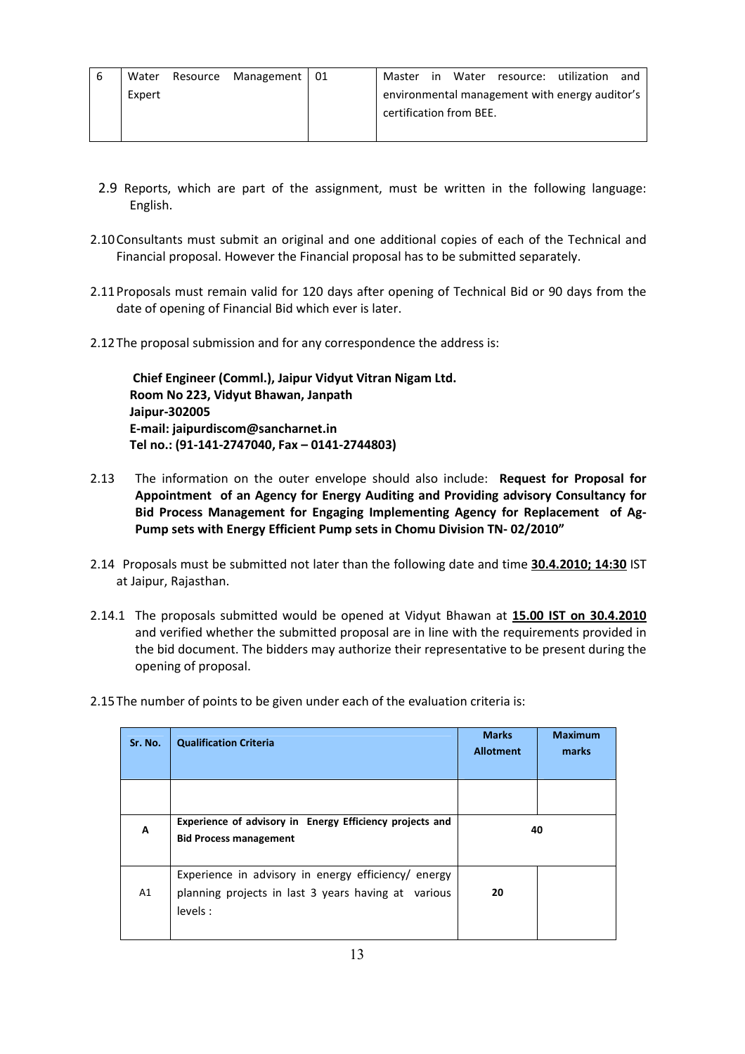| 6 | Water Resource Management Expert | 01 | Master in Water resource: utilization and environmental management with energy auditor's certification from BEE. |
|---|---|---|---|

2.9 Reports, which are part of the assignment, must be written in the following language: English.

2.10 Consultants must submit an original and one additional copies of each of the Technical and Financial proposal. However the Financial proposal has to be submitted separately.

2.11 Proposals must remain valid for 120 days after opening of Technical Bid or 90 days from the date of opening of Financial Bid which ever is later.

2.12 The proposal submission and for any correspondence the address is:

**Chief Engineer (Comml.), Jaipur Vidyut Vitran Nigam Ltd.**
**Room No 223, Vidyut Bhawan, Janpath**
**Jaipur-302005**
**E-mail: jaipurdiscom@sancharnet.in**
**Tel no.: (91-141-2747040, Fax – 0141-2744803)**

2.13 The information on the outer envelope should also include: **Request for Proposal for Appointment of an Agency for Energy Auditing and Providing advisory Consultancy for Bid Process Management for Engaging Implementing Agency for Replacement of Ag-Pump sets with Energy Efficient Pump sets in Chomu Division TN- 02/2010"**

2.14 Proposals must be submitted not later than the following date and time **30.4.2010; 14:30** IST at Jaipur, Rajasthan.

2.14.1 The proposals submitted would be opened at Vidyut Bhawan at **15.00 IST on 30.4.2010** and verified whether the submitted proposal are in line with the requirements provided in the bid document. The bidders may authorize their representative to be present during the opening of proposal.

2.15 The number of points to be given under each of the evaluation criteria is:

| Sr. No. | Qualification Criteria | Marks Allotment | Maximum marks |
|---|---|---|---|
| | | | |
| **A** | **Experience of advisory in Energy Efficiency projects and Bid Process management** | **40** | |
| A1 | Experience in advisory in energy efficiency/ energy planning projects in last 3 years having at various levels : | **20** | |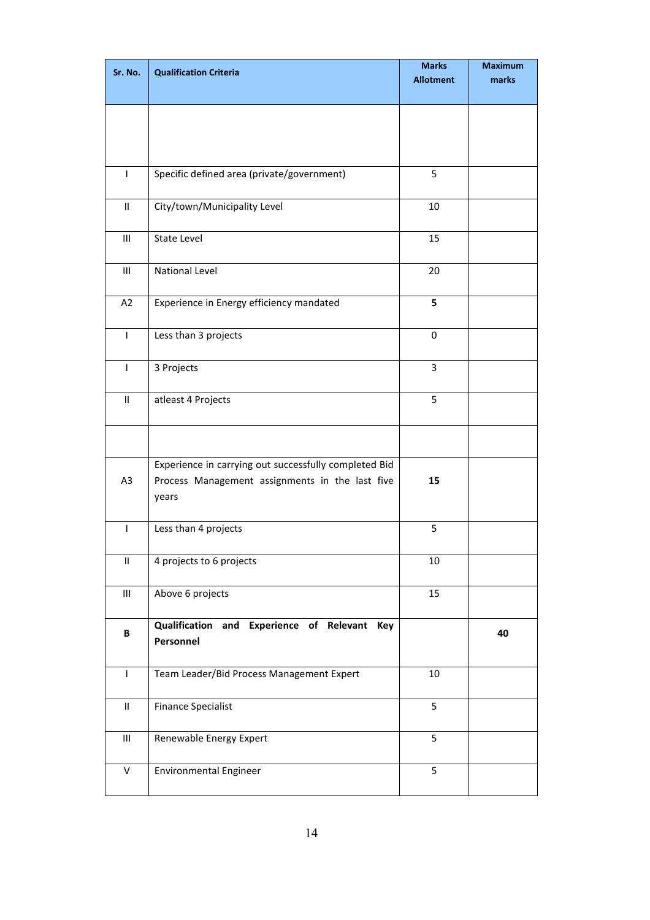| Sr. No. | Qualification Criteria | Marks Allotment | Maximum marks |
|---|---|---|---|
| | | | |
| I | Specific defined area (private/government) | 5 | |
| II | City/town/Municipality Level | 10 | |
| III | State Level | 15 | |
| III | National Level | 20 | |
| A2 | Experience in Energy efficiency mandated | **5** | |
| I | Less than 3 projects | 0 | |
| I | 3 Projects | 3 | |
| II | atleast 4 Projects | 5 | |
| | | | |
| A3 | Experience in carrying out successfully completed Bid Process Management assignments in the last five years | **15** | |
| I | Less than 4 projects | 5 | |
| II | 4 projects to 6 projects | 10 | |
| III | Above 6 projects | 15 | |
| **B** | **Qualification and Experience of Relevant Key Personnel** | | **40** |
| I | Team Leader/Bid Process Management Expert | 10 | |
| II | Finance Specialist | 5 | |
| III | Renewable Energy Expert | 5 | |
| V | Environmental Engineer | 5 | |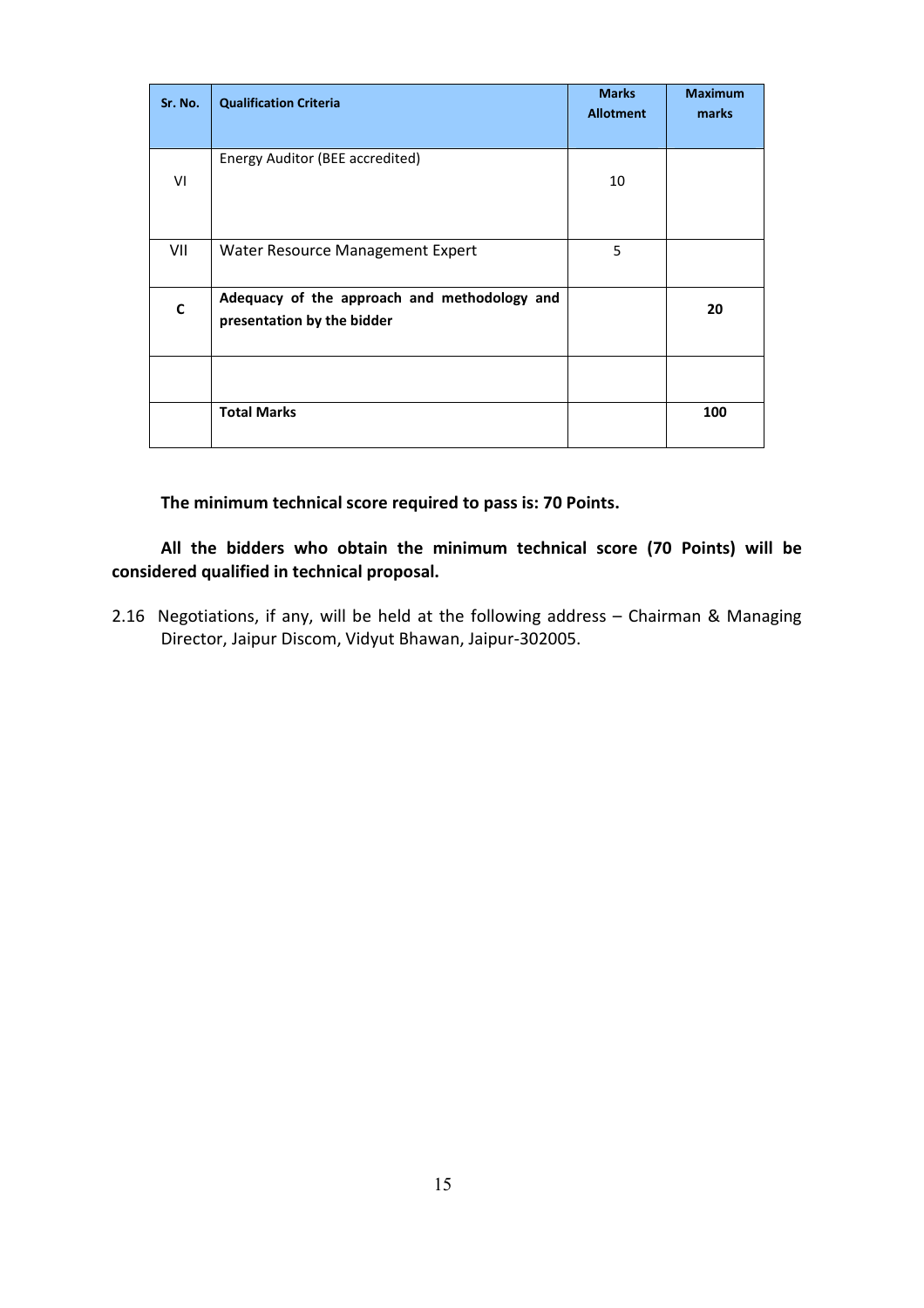| Sr. No. | Qualification Criteria | Marks Allotment | Maximum marks |
|---|---|---|---|
| VI | Energy Auditor (BEE accredited) | 10 | |
| VII | Water Resource Management Expert | 5 | |
| **C** | **Adequacy of the approach and methodology and presentation by the bidder** | | **20** |
| | | | |
| | **Total Marks** | | **100** |

**The minimum technical score required to pass is: 70 Points.**

**All the bidders who obtain the minimum technical score (70 Points) will be considered qualified in technical proposal.**

2.16 Negotiations, if any, will be held at the following address – Chairman & Managing Director, Jaipur Discom, Vidyut Bhawan, Jaipur-302005.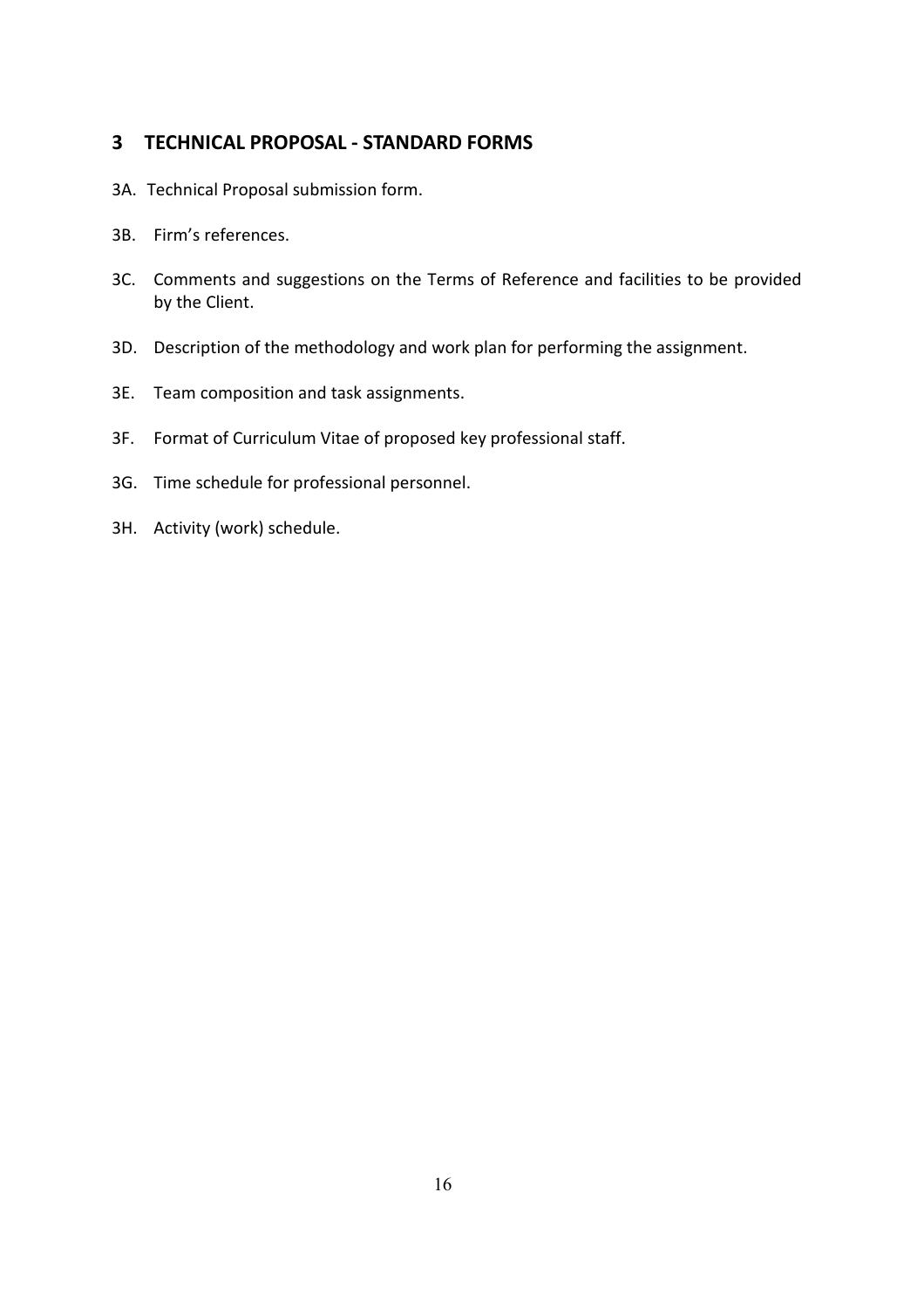## 3 TECHNICAL PROPOSAL - STANDARD FORMS

3A. Technical Proposal submission form.

3B. Firm's references.

3C. Comments and suggestions on the Terms of Reference and facilities to be provided by the Client.

3D. Description of the methodology and work plan for performing the assignment.

3E. Team composition and task assignments.

3F. Format of Curriculum Vitae of proposed key professional staff.

3G. Time schedule for professional personnel.

3H. Activity (work) schedule.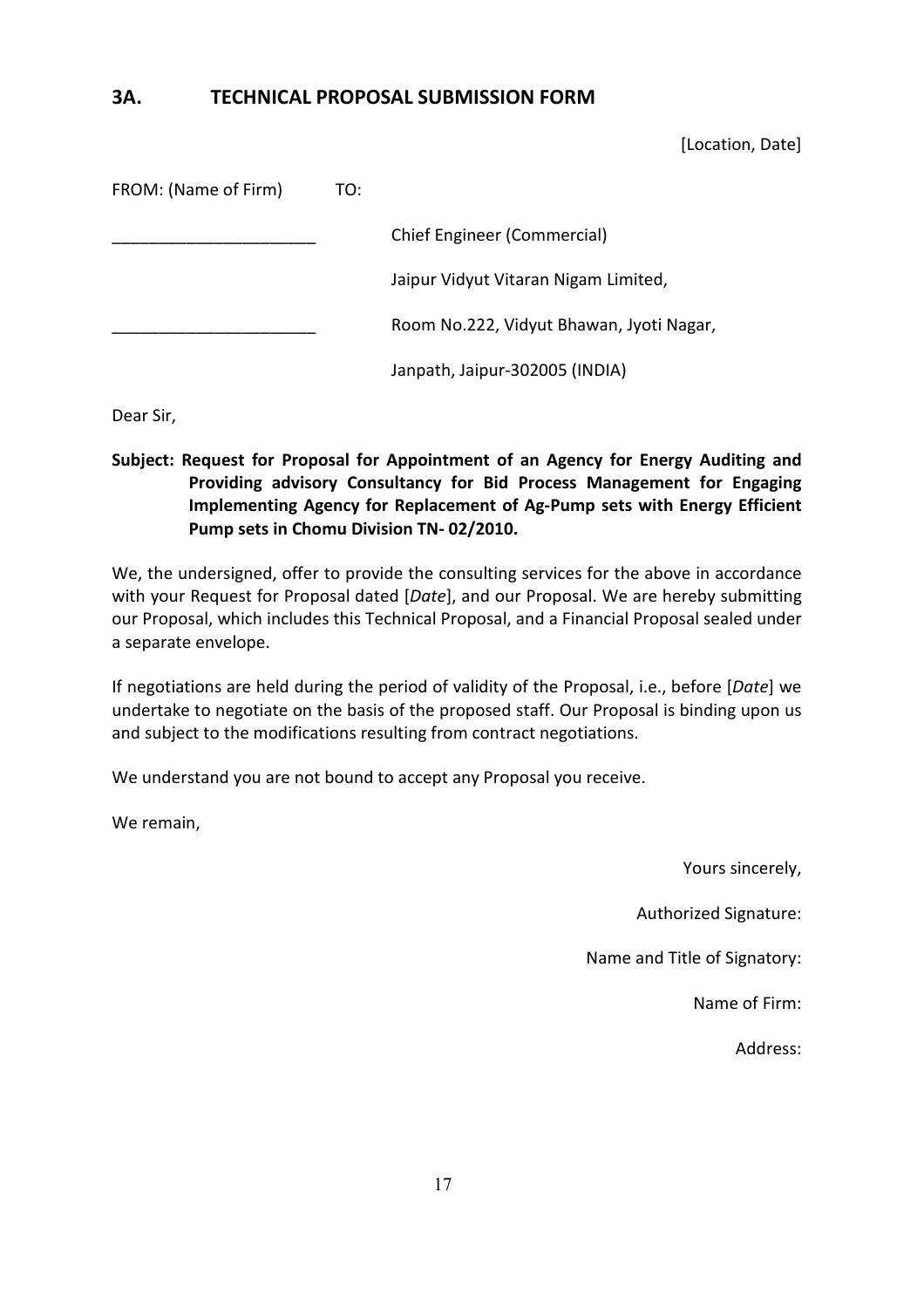## 3A. TECHNICAL PROPOSAL SUBMISSION FORM

[Location, Date]

FROM: (Name of Firm) TO:

______________________ Chief Engineer (Commercial)

Jaipur Vidyut Vitaran Nigam Limited,

______________________ Room No.222, Vidyut Bhawan, Jyoti Nagar,

Janpath, Jaipur-302005 (INDIA)

Dear Sir,

**Subject: Request for Proposal for Appointment of an Agency for Energy Auditing and Providing advisory Consultancy for Bid Process Management for Engaging Implementing Agency for Replacement of Ag-Pump sets with Energy Efficient Pump sets in Chomu Division TN- 02/2010.**

We, the undersigned, offer to provide the consulting services for the above in accordance with your Request for Proposal dated [*Date*], and our Proposal. We are hereby submitting our Proposal, which includes this Technical Proposal, and a Financial Proposal sealed under a separate envelope.

If negotiations are held during the period of validity of the Proposal, i.e., before [*Date*] we undertake to negotiate on the basis of the proposed staff. Our Proposal is binding upon us and subject to the modifications resulting from contract negotiations.

We understand you are not bound to accept any Proposal you receive.

We remain,

Yours sincerely,

Authorized Signature:

Name and Title of Signatory:

Name of Firm:

Address: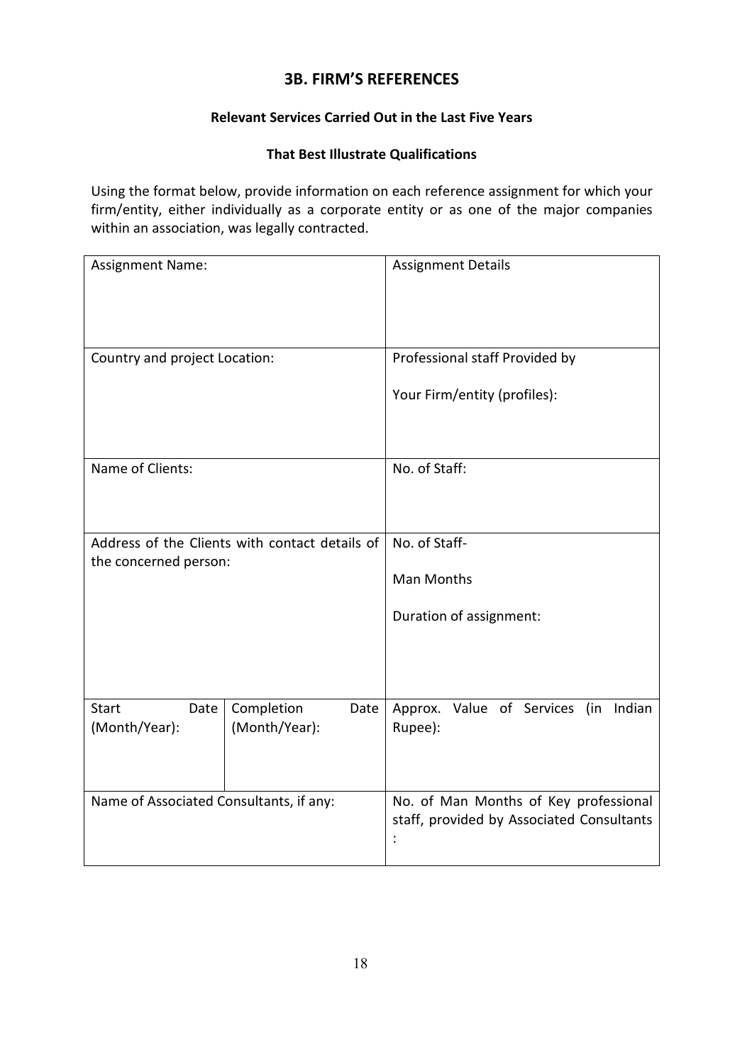## 3B. FIRM'S REFERENCES

**Relevant Services Carried Out in the Last Five Years**

**That Best Illustrate Qualifications**

Using the format below, provide information on each reference assignment for which your firm/entity, either individually as a corporate entity or as one of the major companies within an association, was legally contracted.

| Assignment Name: | | Assignment Details |
|---|---|---|
| Country and project Location: | | Professional staff Provided by<br><br>Your Firm/entity (profiles): |
| Name of Clients: | | No. of Staff: |
| Address of the Clients with contact details of the concerned person: | | No. of Staff-<br><br>Man Months<br><br>Duration of assignment: |
| Start Date (Month/Year): | Completion Date (Month/Year): | Approx. Value of Services (in Indian Rupee): |
| Name of Associated Consultants, if any: | | No. of Man Months of Key professional staff, provided by Associated Consultants : |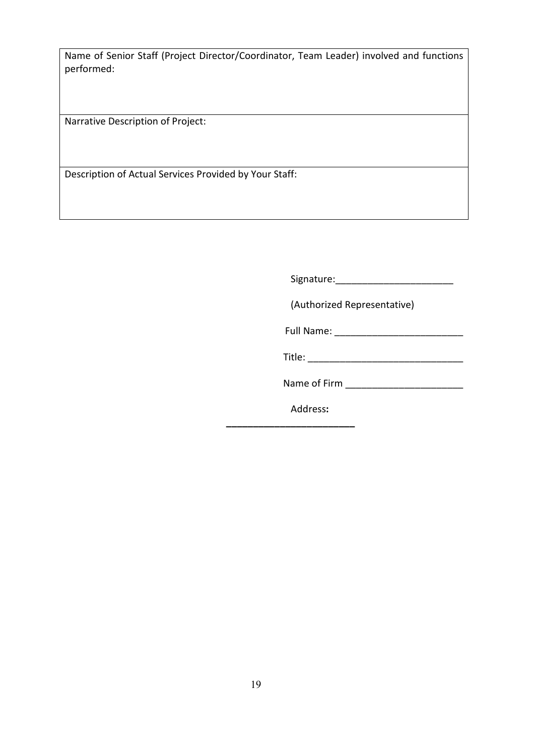| Name of Senior Staff (Project Director/Coordinator, Team Leader) involved and functions performed: |
| --- |
| Narrative Description of Project: |
| Description of Actual Services Provided by Your Staff: |

Signature:______________________

(Authorized Representative)

Full Name: ________________________

Title: _____________________________

Name of Firm ______________________

Address**:**

________________________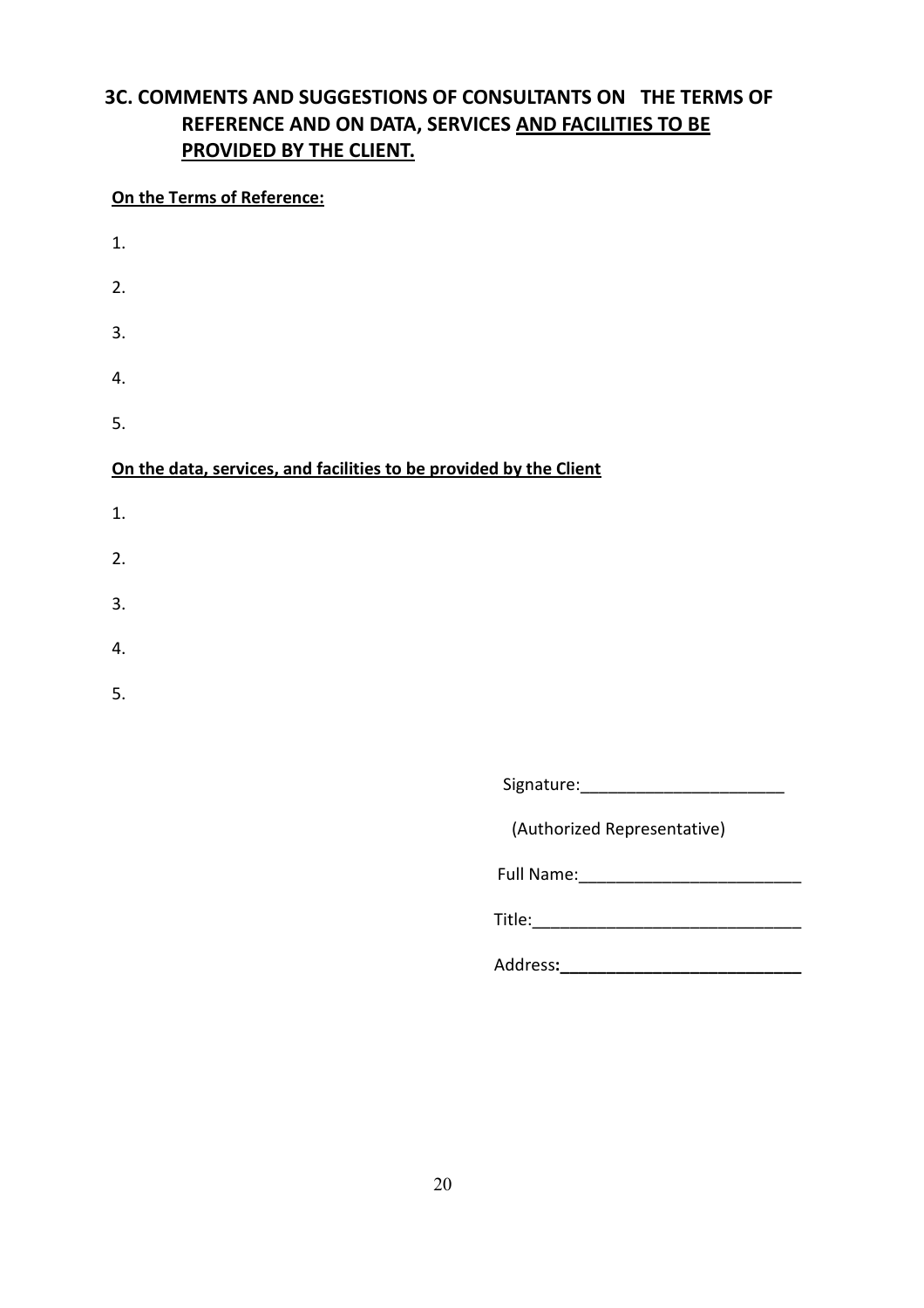## 3C. COMMENTS AND SUGGESTIONS OF CONSULTANTS ON THE TERMS OF REFERENCE AND ON DATA, SERVICES AND FACILITIES TO BE PROVIDED BY THE CLIENT.

**On the Terms of Reference:**

1.

2.

3.

4.

5.

**On the data, services, and facilities to be provided by the Client**

1.

2.

3.

4.

5.

Signature:______________________

(Authorized Representative)

Full Name:________________________

Title:_____________________________

Address:__________________________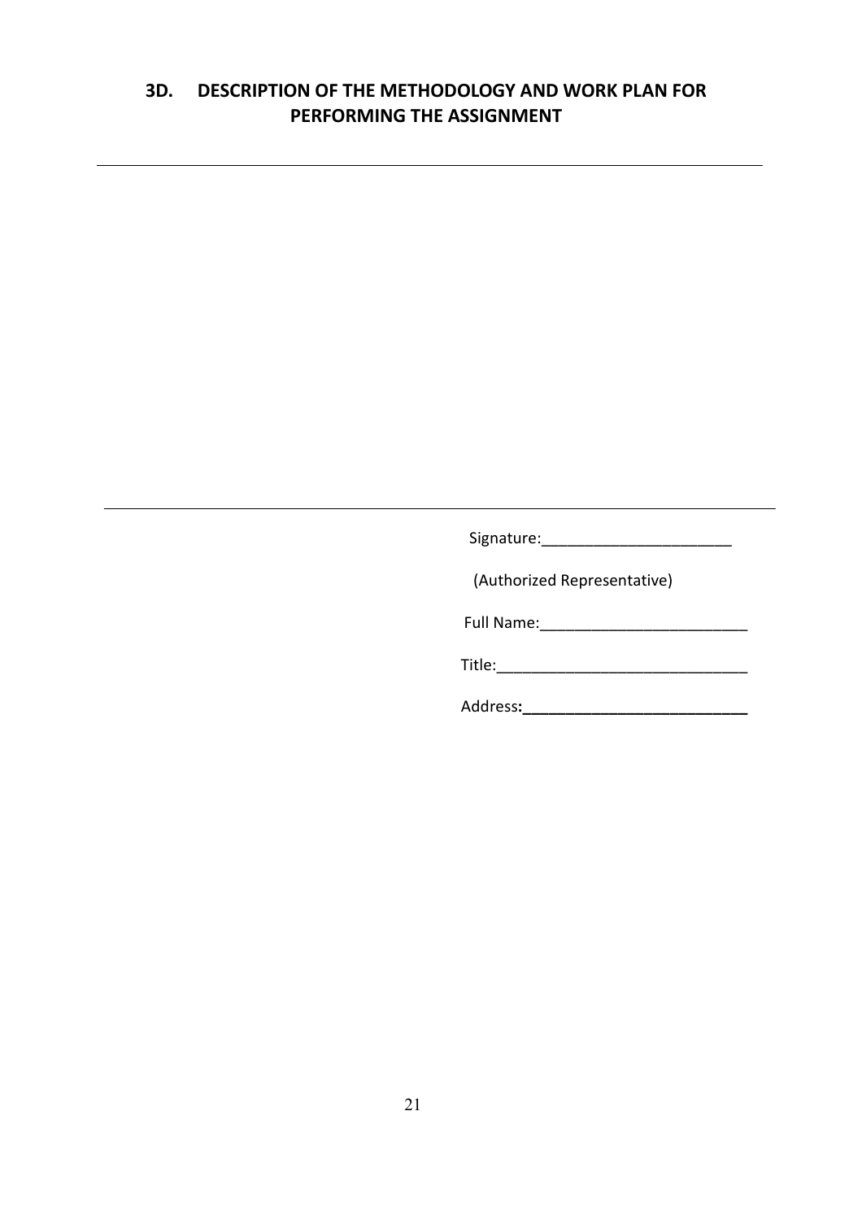## 3D. DESCRIPTION OF THE METHODOLOGY AND WORK PLAN FOR PERFORMING THE ASSIGNMENT

---

---

Signature:______________________

(Authorized Representative)

Full Name:________________________

Title:_____________________________

Address:**__________________________**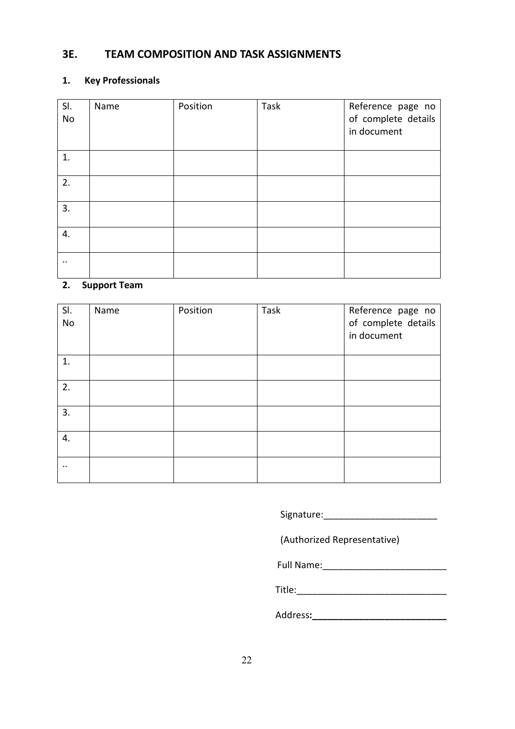## 3E. TEAM COMPOSITION AND TASK ASSIGNMENTS

### 1. Key Professionals

| Sl. No | Name | Position | Task | Reference page no of complete details in document |
|---|---|---|---|---|
| 1. | | | | |
| 2. | | | | |
| 3. | | | | |
| 4. | | | | |
| .. | | | | |

### 2. Support Team

| Sl. No | Name | Position | Task | Reference page no of complete details in document |
|---|---|---|---|---|
| 1. | | | | |
| 2. | | | | |
| 3. | | | | |
| 4. | | | | |
| .. | | | | |

Signature:______________________

(Authorized Representative)

Full Name:________________________

Title:_____________________________

Address:__________________________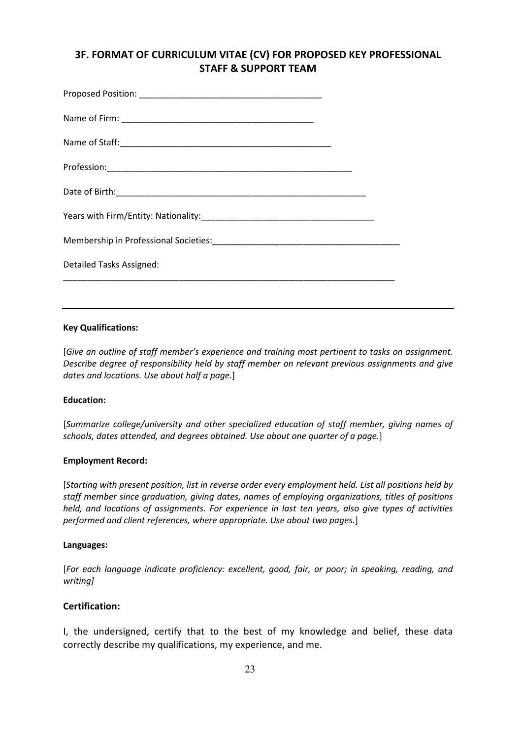## 3F. FORMAT OF CURRICULUM VITAE (CV) FOR PROPOSED KEY PROFESSIONAL STAFF & SUPPORT TEAM

Proposed Position: ______________________________________

Name of Firm: ________________________________________

Name of Staff:_____________________________________________

Profession:____________________________________________________

Date of Birth:_____________________________________________________

Years with Firm/Entity: Nationality:____________________________________

Membership in Professional Societies:_______________________________________

Detailed Tasks Assigned:
_________________________________________________________________________

---

**Key Qualifications:**

[*Give an outline of staff member's experience and training most pertinent to tasks on assignment. Describe degree of responsibility held by staff member on relevant previous assignments and give dates and locations. Use about half a page.*]

**Education:**

[*Summarize college/university and other specialized education of staff member, giving names of schools, dates attended, and degrees obtained. Use about one quarter of a page.*]

**Employment Record:**

[*Starting with present position, list in reverse order every employment held. List all positions held by staff member since graduation, giving dates, names of employing organizations, titles of positions held, and locations of assignments. For experience in last ten years, also give types of activities performed and client references, where appropriate. Use about two pages.*]

**Languages:**

[*For each language indicate proficiency: excellent, good, fair, or poor; in speaking, reading, and writing]*

**Certification:**

I, the undersigned, certify that to the best of my knowledge and belief, these data correctly describe my qualifications, my experience, and me.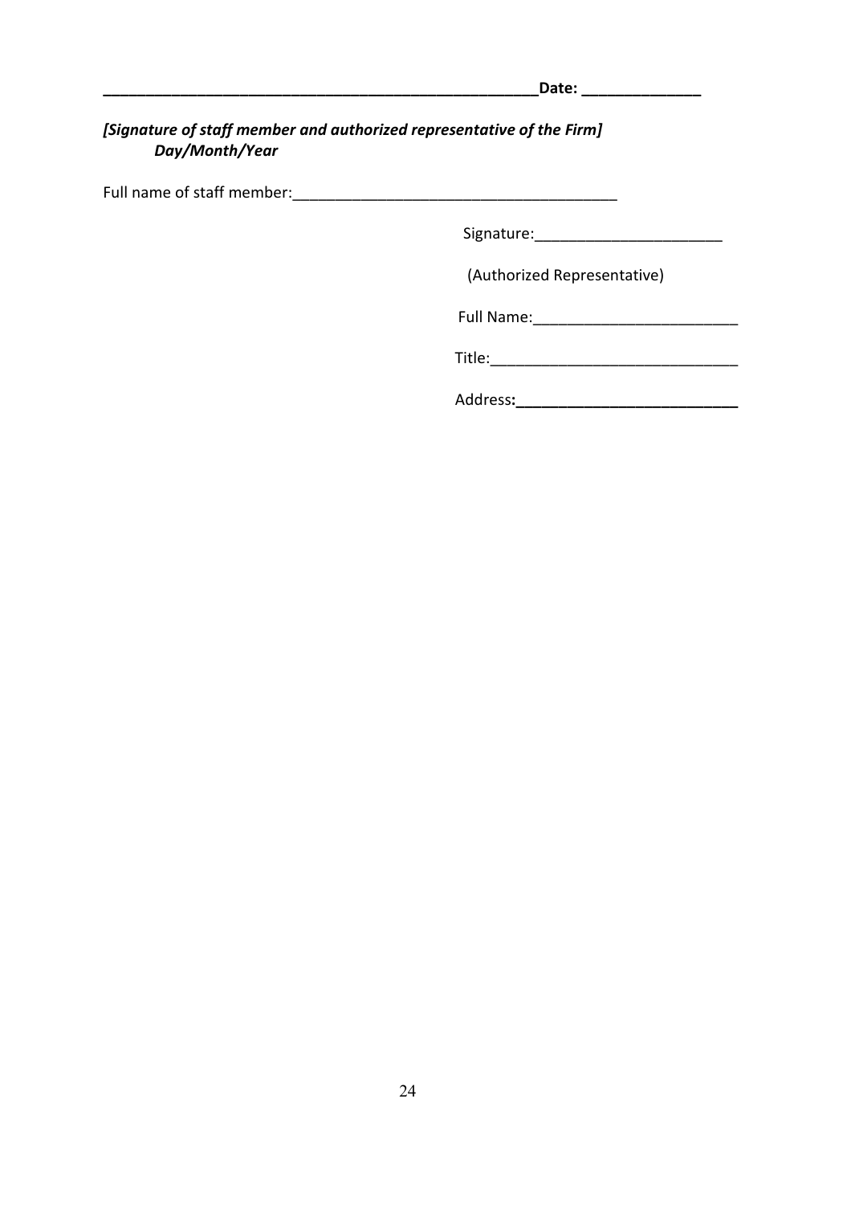**_____________________________________________________Date: ______________**

***[Signature of staff member and authorized representative of the Firm]***
***Day/Month/Year***

Full name of staff member:_______________________________________

Signature:______________________

(Authorized Representative)

Full Name:________________________

Title:_____________________________

Address**:__________________________**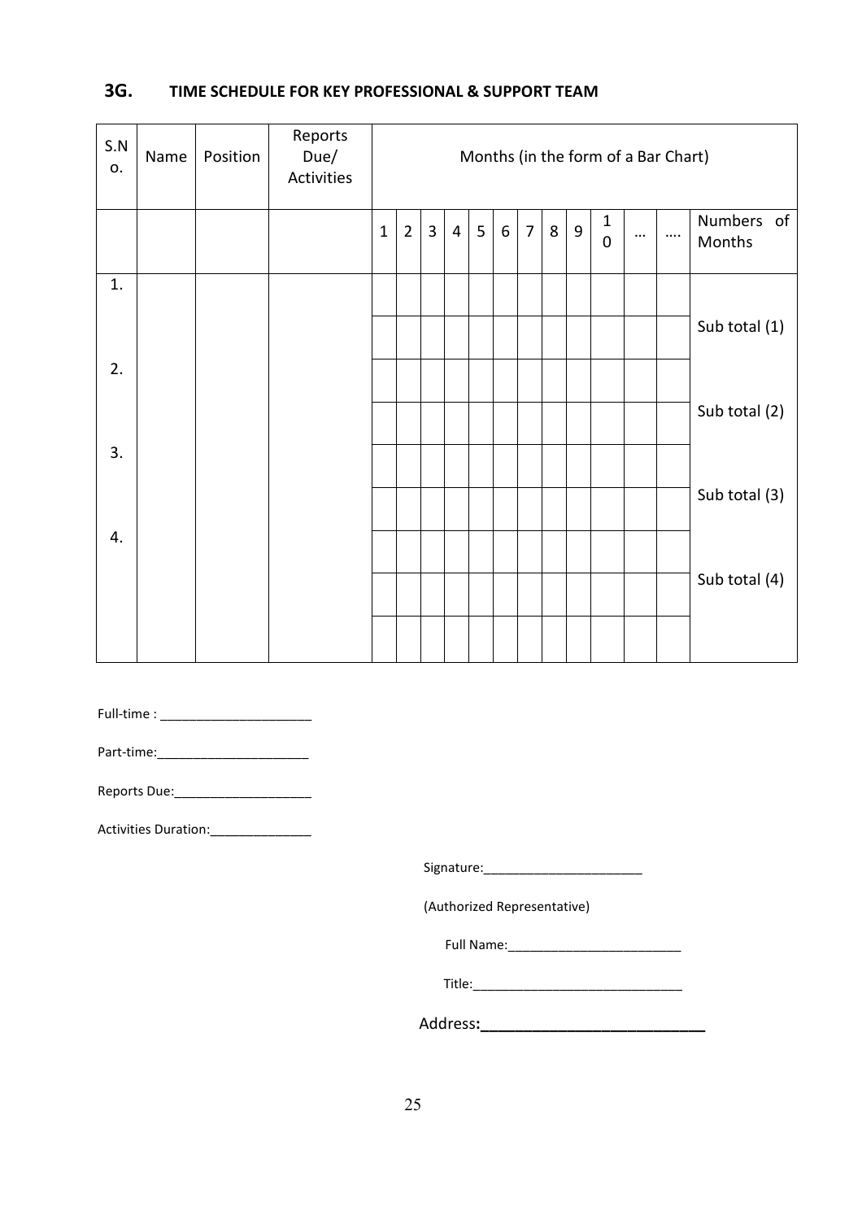## 3G. TIME SCHEDULE FOR KEY PROFESSIONAL & SUPPORT TEAM

| S.No. | Name | Position | Reports Due/ Activities | Months (in the form of a Bar Chart) | | | | | | | | | | | | |
|---|---|---|---|---|---|---|---|---|---|---|---|---|---|---|---|---|
| | | | | 1 | 2 | 3 | 4 | 5 | 6 | 7 | 8 | 9 | 10 | … | …. | Numbers of Months |
| 1. | | | | | | | | | | | | | | | | |
| | | | | | | | | | | | | | | | | Sub total (1) |
| 2. | | | | | | | | | | | | | | | | |
| | | | | | | | | | | | | | | | | Sub total (2) |
| 3. | | | | | | | | | | | | | | | | |
| | | | | | | | | | | | | | | | | Sub total (3) |
| 4. | | | | | | | | | | | | | | | | |
| | | | | | | | | | | | | | | | | Sub total (4) |
| | | | | | | | | | | | | | | | | |

Full-time : ______________________

Part-time:______________________

Reports Due:____________________

Activities Duration:______________

Signature:_______________________

(Authorized Representative)

Full Name:_________________________

Title:_____________________________

Address:__________________________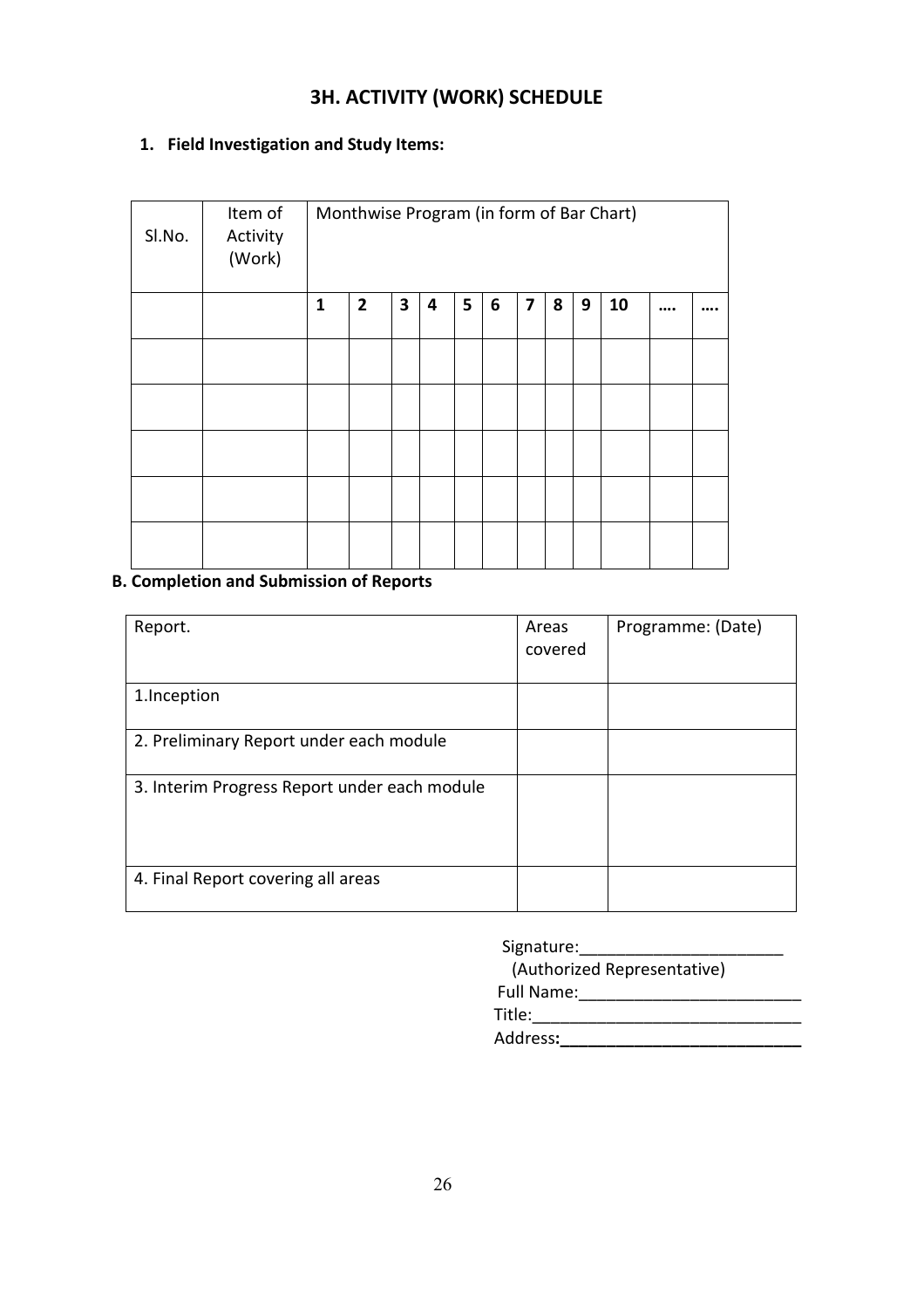## 3H. ACTIVITY (WORK) SCHEDULE

**1. Field Investigation and Study Items:**

| Sl.No. | Item of Activity (Work) | Monthwise Program (in form of Bar Chart) | | | | | | | | | | | |
|---|---|---|---|---|---|---|---|---|---|---|---|---|---|
| | | **1** | **2** | **3** | **4** | **5** | **6** | **7** | **8** | **9** | **10** | **….** | **….** |
| | | | | | | | | | | | | | |
| | | | | | | | | | | | | | |
| | | | | | | | | | | | | | |
| | | | | | | | | | | | | | |
| | | | | | | | | | | | | | |

**B. Completion and Submission of Reports**

| Report. | Areas covered | Programme: (Date) |
|---|---|---|
| 1.Inception | | |
| 2. Preliminary Report under each module | | |
| 3. Interim Progress Report under each module | | |
| 4. Final Report covering all areas | | |

Signature:______________________
(Authorized Representative)
Full Name:________________________
Title:_____________________________
Address:__________________________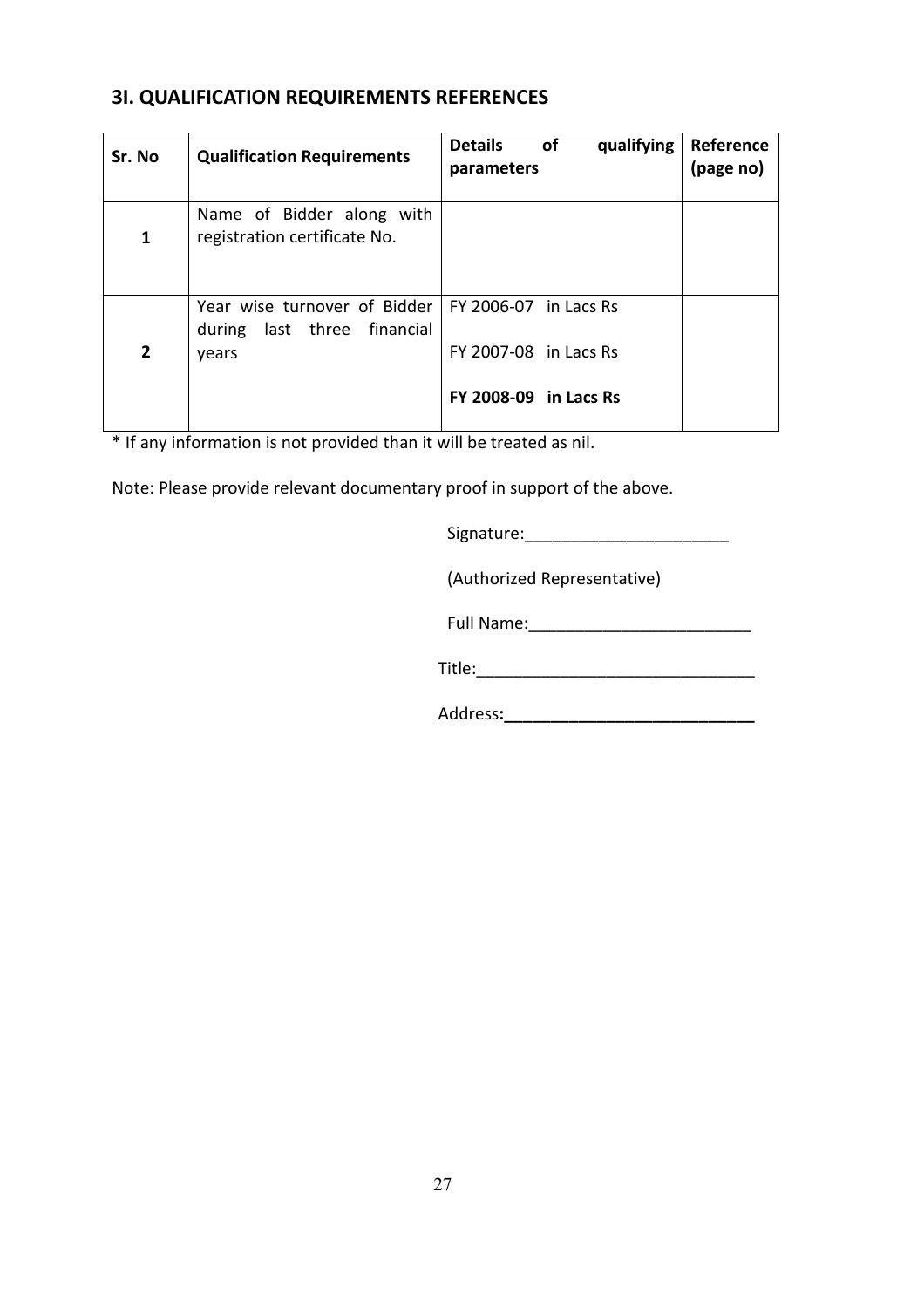## 3I. QUALIFICATION REQUIREMENTS REFERENCES

| Sr. No | Qualification Requirements | Details of qualifying parameters | Reference (page no) |
|---|---|---|---|
| 1 | Name of Bidder along with registration certificate No. | | |
| 2 | Year wise turnover of Bidder during last three financial years | FY 2006-07 in Lacs Rs<br>FY 2007-08 in Lacs Rs<br>**FY 2008-09 in Lacs Rs** | |

* If any information is not provided than it will be treated as nil.

Note: Please provide relevant documentary proof in support of the above.

Signature:______________________

(Authorized Representative)

Full Name:________________________

Title:______________________________

Address**:___________________________**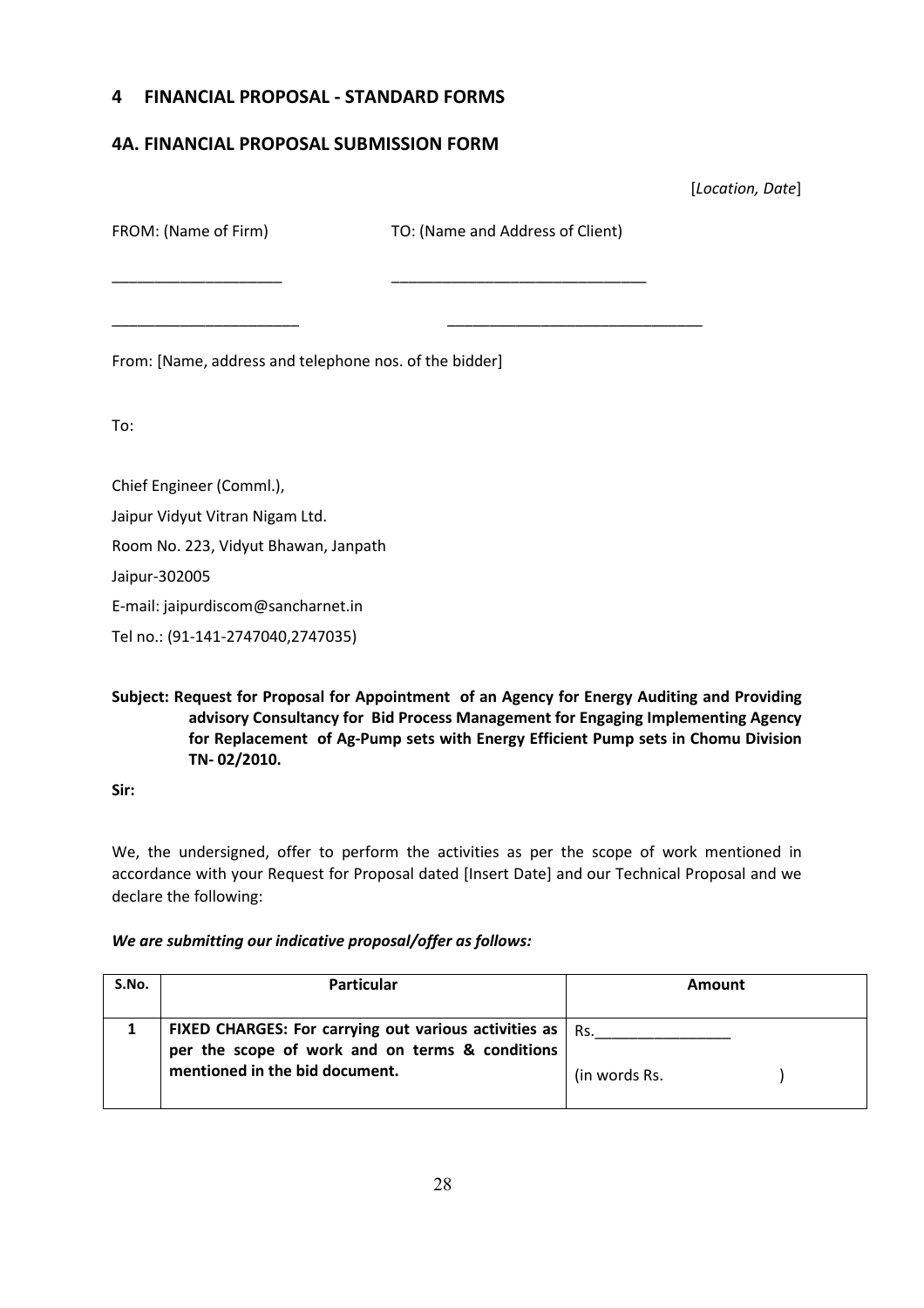## 4 FINANCIAL PROPOSAL - STANDARD FORMS

## 4A. FINANCIAL PROPOSAL SUBMISSION FORM

[*Location, Date*]

FROM: (Name of Firm) TO: (Name and Address of Client)

____________________ ______________________________

______________________ ______________________________

From: [Name, address and telephone nos. of the bidder]

To:

Chief Engineer (Comml.),

Jaipur Vidyut Vitran Nigam Ltd.

Room No. 223, Vidyut Bhawan, Janpath

Jaipur-302005

E-mail: jaipurdiscom@sancharnet.in

Tel no.: (91-141-2747040,2747035)

**Subject: Request for Proposal for Appointment of an Agency for Energy Auditing and Providing advisory Consultancy for Bid Process Management for Engaging Implementing Agency for Replacement of Ag-Pump sets with Energy Efficient Pump sets in Chomu Division TN- 02/2010.**

**Sir:**

We, the undersigned, offer to perform the activities as per the scope of work mentioned in accordance with your Request for Proposal dated [Insert Date] and our Technical Proposal and we declare the following:

***We are submitting our indicative proposal/offer as follows:***

| S.No. | Particular | Amount |
|---|---|---|
| 1 | **FIXED CHARGES: For carrying out various activities as per the scope of work and on terms & conditions mentioned in the bid document.** | Rs.________________ <br> (in words Rs. ) |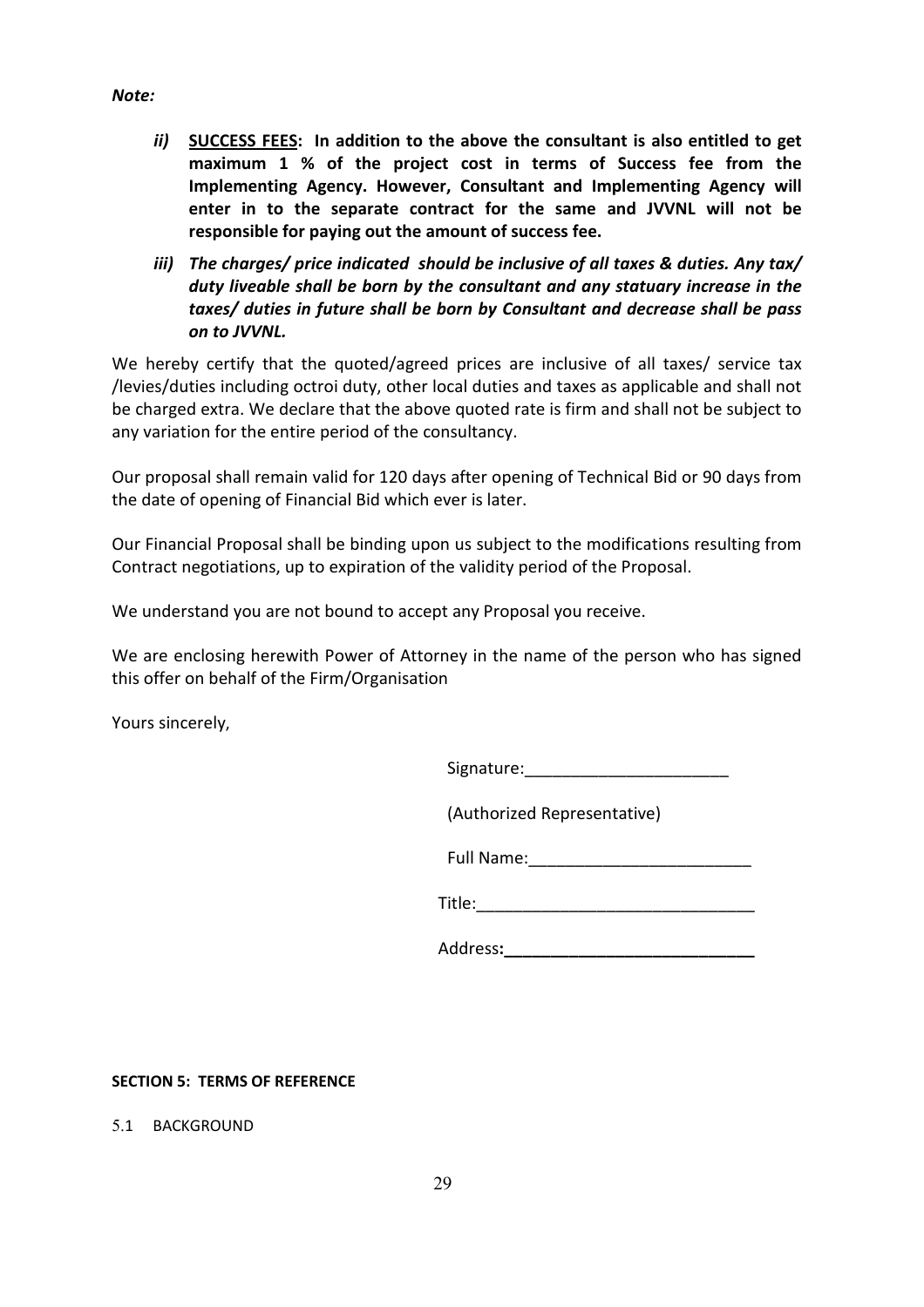***Note:***

*ii)* **SUCCESS FEES: In addition to the above the consultant is also entitled to get maximum 1 % of the project cost in terms of Success fee from the Implementing Agency. However, Consultant and Implementing Agency will enter in to the separate contract for the same and JVVNL will not be responsible for paying out the amount of success fee.**

***iii) The charges/ price indicated should be inclusive of all taxes & duties. Any tax/ duty liveable shall be born by the consultant and any statuary increase in the taxes/ duties in future shall be born by Consultant and decrease shall be pass on to JVVNL.***

We hereby certify that the quoted/agreed prices are inclusive of all taxes/ service tax /levies/duties including octroi duty, other local duties and taxes as applicable and shall not be charged extra. We declare that the above quoted rate is firm and shall not be subject to any variation for the entire period of the consultancy.

Our proposal shall remain valid for 120 days after opening of Technical Bid or 90 days from the date of opening of Financial Bid which ever is later.

Our Financial Proposal shall be binding upon us subject to the modifications resulting from Contract negotiations, up to expiration of the validity period of the Proposal.

We understand you are not bound to accept any Proposal you receive.

We are enclosing herewith Power of Attorney in the name of the person who has signed this offer on behalf of the Firm/Organisation

Yours sincerely,

Signature:______________________

(Authorized Representative)

Full Name:________________________

Title:______________________________

Address**:___________________________**

**SECTION 5: TERMS OF REFERENCE**

5.1 BACKGROUND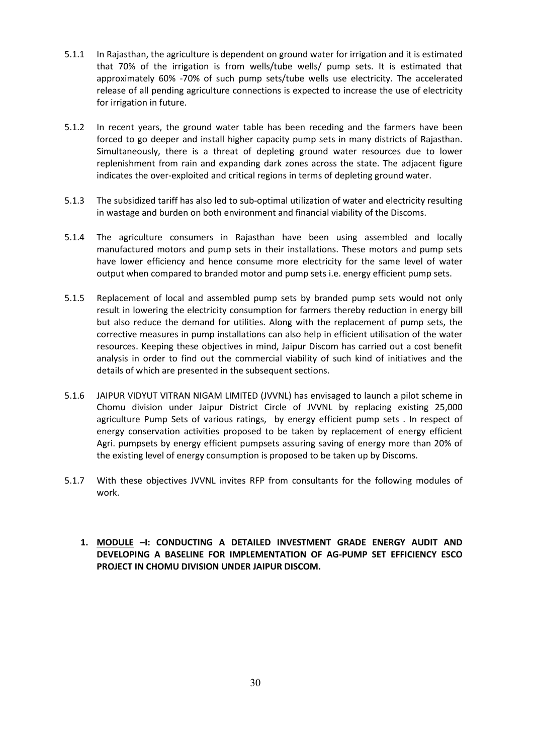5.1.1 In Rajasthan, the agriculture is dependent on ground water for irrigation and it is estimated that 70% of the irrigation is from wells/tube wells/ pump sets. It is estimated that approximately 60% -70% of such pump sets/tube wells use electricity. The accelerated release of all pending agriculture connections is expected to increase the use of electricity for irrigation in future.

5.1.2 In recent years, the ground water table has been receding and the farmers have been forced to go deeper and install higher capacity pump sets in many districts of Rajasthan. Simultaneously, there is a threat of depleting ground water resources due to lower replenishment from rain and expanding dark zones across the state. The adjacent figure indicates the over-exploited and critical regions in terms of depleting ground water.

5.1.3 The subsidized tariff has also led to sub-optimal utilization of water and electricity resulting in wastage and burden on both environment and financial viability of the Discoms.

5.1.4 The agriculture consumers in Rajasthan have been using assembled and locally manufactured motors and pump sets in their installations. These motors and pump sets have lower efficiency and hence consume more electricity for the same level of water output when compared to branded motor and pump sets i.e. energy efficient pump sets.

5.1.5 Replacement of local and assembled pump sets by branded pump sets would not only result in lowering the electricity consumption for farmers thereby reduction in energy bill but also reduce the demand for utilities. Along with the replacement of pump sets, the corrective measures in pump installations can also help in efficient utilisation of the water resources. Keeping these objectives in mind, Jaipur Discom has carried out a cost benefit analysis in order to find out the commercial viability of such kind of initiatives and the details of which are presented in the subsequent sections.

5.1.6 JAIPUR VIDYUT VITRAN NIGAM LIMITED (JVVNL) has envisaged to launch a pilot scheme in Chomu division under Jaipur District Circle of JVVNL by replacing existing 25,000 agriculture Pump Sets of various ratings, by energy efficient pump sets . In respect of energy conservation activities proposed to be taken by replacement of energy efficient Agri. pumpsets by energy efficient pumpsets assuring saving of energy more than 20% of the existing level of energy consumption is proposed to be taken up by Discoms.

5.1.7 With these objectives JVVNL invites RFP from consultants for the following modules of work.

1. **<u>MODULE</u> –I: CONDUCTING A DETAILED INVESTMENT GRADE ENERGY AUDIT AND DEVELOPING A BASELINE FOR IMPLEMENTATION OF AG-PUMP SET EFFICIENCY ESCO PROJECT IN CHOMU DIVISION UNDER JAIPUR DISCOM.**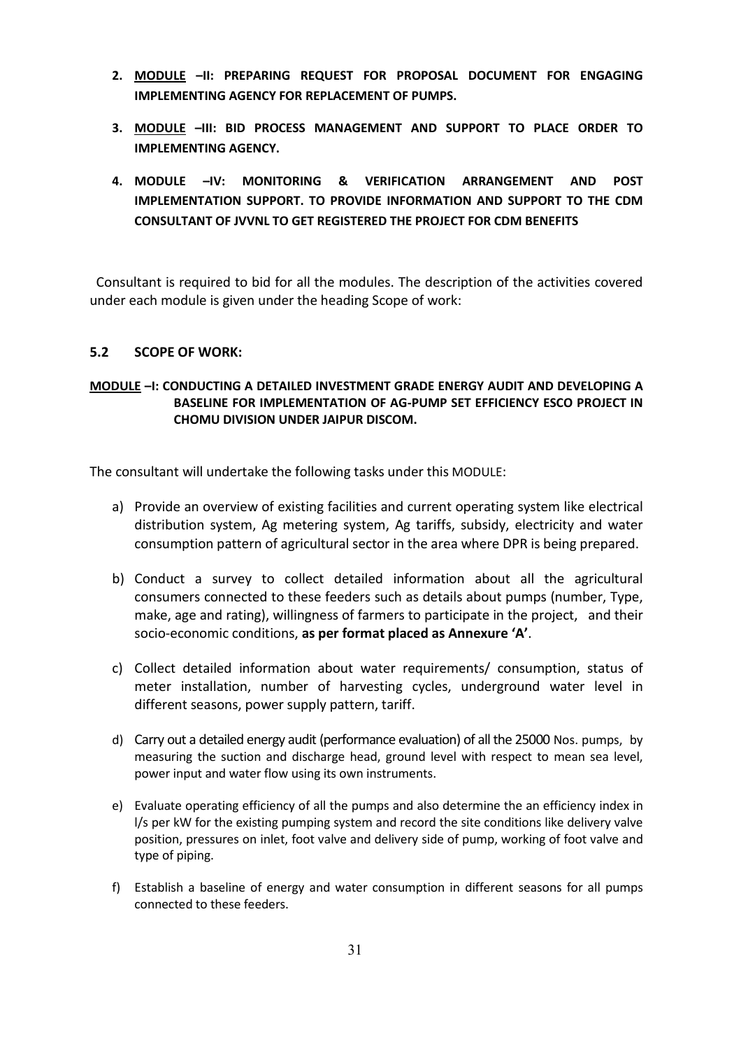2. **<u>MODULE</u> –II: PREPARING REQUEST FOR PROPOSAL DOCUMENT FOR ENGAGING IMPLEMENTING AGENCY FOR REPLACEMENT OF PUMPS.**

3. **<u>MODULE</u> –III: BID PROCESS MANAGEMENT AND SUPPORT TO PLACE ORDER TO IMPLEMENTING AGENCY.**

4. **MODULE –IV: MONITORING & VERIFICATION ARRANGEMENT AND POST IMPLEMENTATION SUPPORT. TO PROVIDE INFORMATION AND SUPPORT TO THE CDM CONSULTANT OF JVVNL TO GET REGISTERED THE PROJECT FOR CDM BENEFITS**

Consultant is required to bid for all the modules. The description of the activities covered under each module is given under the heading Scope of work:

### 5.2 SCOPE OF WORK:

**<u>MODULE</u> –I: CONDUCTING A DETAILED INVESTMENT GRADE ENERGY AUDIT AND DEVELOPING A BASELINE FOR IMPLEMENTATION OF AG-PUMP SET EFFICIENCY ESCO PROJECT IN CHOMU DIVISION UNDER JAIPUR DISCOM.**

The consultant will undertake the following tasks under this MODULE:

a) Provide an overview of existing facilities and current operating system like electrical distribution system, Ag metering system, Ag tariffs, subsidy, electricity and water consumption pattern of agricultural sector in the area where DPR is being prepared.

b) Conduct a survey to collect detailed information about all the agricultural consumers connected to these feeders such as details about pumps (number, Type, make, age and rating), willingness of farmers to participate in the project, and their socio-economic conditions, **as per format placed as Annexure 'A'**.

c) Collect detailed information about water requirements/ consumption, status of meter installation, number of harvesting cycles, underground water level in different seasons, power supply pattern, tariff.

d) Carry out a detailed energy audit (performance evaluation) of all the 25000 Nos. pumps, by measuring the suction and discharge head, ground level with respect to mean sea level, power input and water flow using its own instruments.

e) Evaluate operating efficiency of all the pumps and also determine the an efficiency index in l/s per kW for the existing pumping system and record the site conditions like delivery valve position, pressures on inlet, foot valve and delivery side of pump, working of foot valve and type of piping.

f) Establish a baseline of energy and water consumption in different seasons for all pumps connected to these feeders.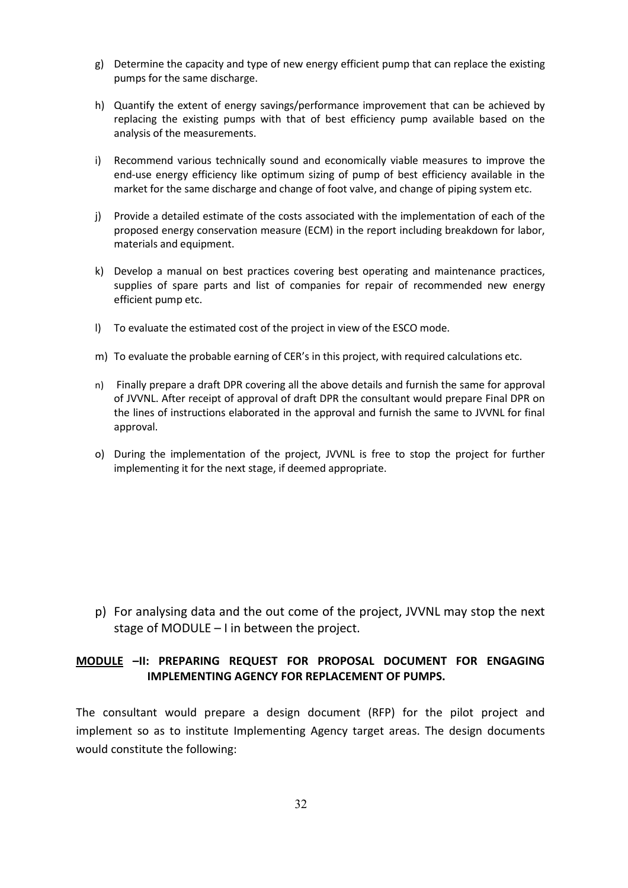g) Determine the capacity and type of new energy efficient pump that can replace the existing pumps for the same discharge.

h) Quantify the extent of energy savings/performance improvement that can be achieved by replacing the existing pumps with that of best efficiency pump available based on the analysis of the measurements.

i) Recommend various technically sound and economically viable measures to improve the end-use energy efficiency like optimum sizing of pump of best efficiency available in the market for the same discharge and change of foot valve, and change of piping system etc.

j) Provide a detailed estimate of the costs associated with the implementation of each of the proposed energy conservation measure (ECM) in the report including breakdown for labor, materials and equipment.

k) Develop a manual on best practices covering best operating and maintenance practices, supplies of spare parts and list of companies for repair of recommended new energy efficient pump etc.

l) To evaluate the estimated cost of the project in view of the ESCO mode.

m) To evaluate the probable earning of CER's in this project, with required calculations etc.

n) Finally prepare a draft DPR covering all the above details and furnish the same for approval of JVVNL. After receipt of approval of draft DPR the consultant would prepare Final DPR on the lines of instructions elaborated in the approval and furnish the same to JVVNL for final approval.

o) During the implementation of the project, JVVNL is free to stop the project for further implementing it for the next stage, if deemed appropriate.

p) For analysing data and the out come of the project, JVVNL may stop the next stage of MODULE – I in between the project.

**<u>MODULE</u> –II: PREPARING REQUEST FOR PROPOSAL DOCUMENT FOR ENGAGING IMPLEMENTING AGENCY FOR REPLACEMENT OF PUMPS.**

The consultant would prepare a design document (RFP) for the pilot project and implement so as to institute Implementing Agency target areas. The design documents would constitute the following: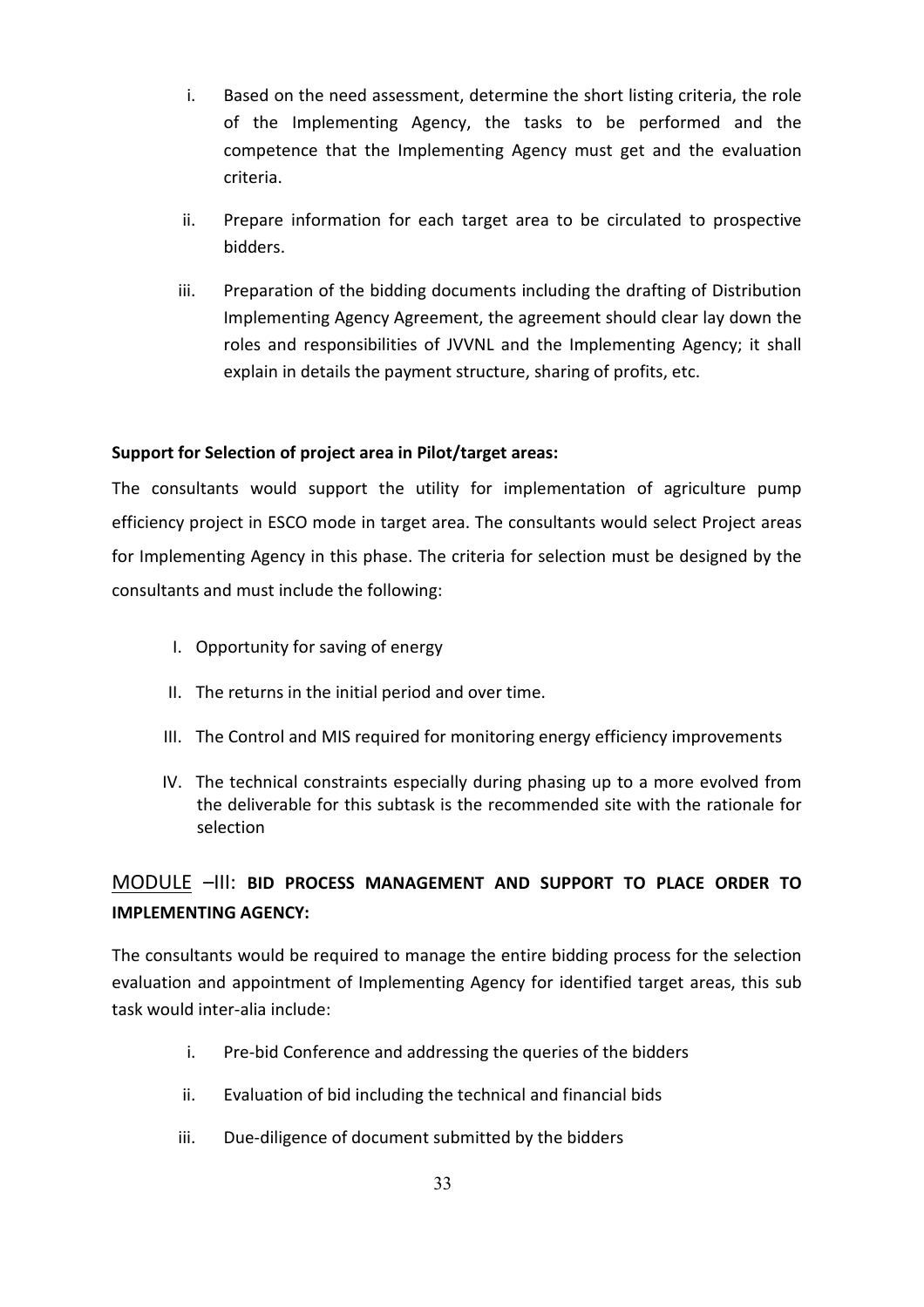i. Based on the need assessment, determine the short listing criteria, the role of the Implementing Agency, the tasks to be performed and the competence that the Implementing Agency must get and the evaluation criteria.

ii. Prepare information for each target area to be circulated to prospective bidders.

iii. Preparation of the bidding documents including the drafting of Distribution Implementing Agency Agreement, the agreement should clear lay down the roles and responsibilities of JVVNL and the Implementing Agency; it shall explain in details the payment structure, sharing of profits, etc.

**Support for Selection of project area in Pilot/target areas:**

The consultants would support the utility for implementation of agriculture pump efficiency project in ESCO mode in target area. The consultants would select Project areas for Implementing Agency in this phase. The criteria for selection must be designed by the consultants and must include the following:

I. Opportunity for saving of energy

II. The returns in the initial period and over time.

III. The Control and MIS required for monitoring energy efficiency improvements

IV. The technical constraints especially during phasing up to a more evolved from the deliverable for this subtask is the recommended site with the rationale for selection

## MODULE –III: BID PROCESS MANAGEMENT AND SUPPORT TO PLACE ORDER TO IMPLEMENTING AGENCY:

The consultants would be required to manage the entire bidding process for the selection evaluation and appointment of Implementing Agency for identified target areas, this sub task would inter-alia include:

i. Pre-bid Conference and addressing the queries of the bidders

ii. Evaluation of bid including the technical and financial bids

iii. Due-diligence of document submitted by the bidders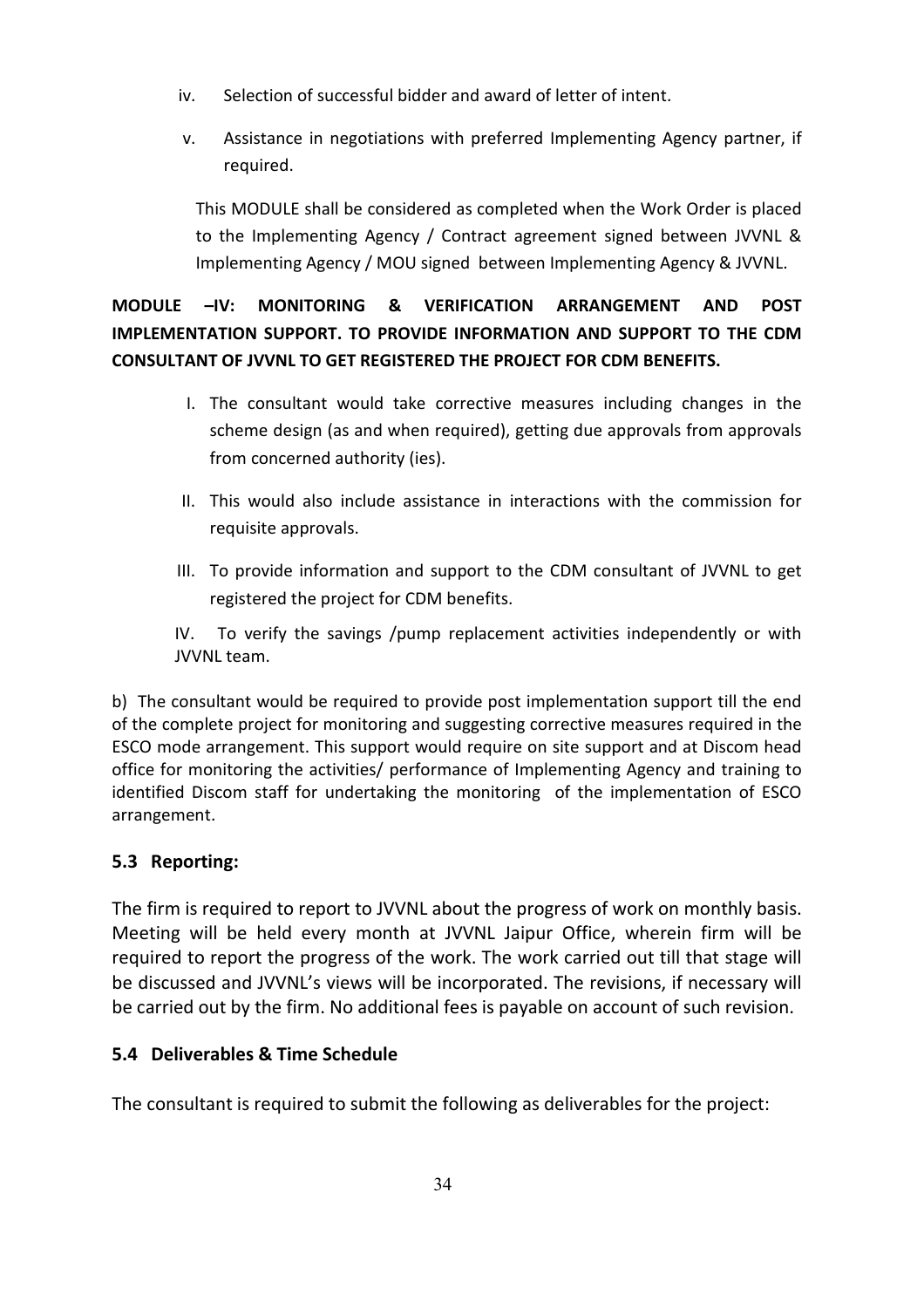iv. Selection of successful bidder and award of letter of intent.

v. Assistance in negotiations with preferred Implementing Agency partner, if required.

This MODULE shall be considered as completed when the Work Order is placed to the Implementing Agency / Contract agreement signed between JVVNL & Implementing Agency / MOU signed between Implementing Agency & JVVNL.

**MODULE –IV: MONITORING & VERIFICATION ARRANGEMENT AND POST IMPLEMENTATION SUPPORT. TO PROVIDE INFORMATION AND SUPPORT TO THE CDM CONSULTANT OF JVVNL TO GET REGISTERED THE PROJECT FOR CDM BENEFITS.**

I. The consultant would take corrective measures including changes in the scheme design (as and when required), getting due approvals from approvals from concerned authority (ies).

II. This would also include assistance in interactions with the commission for requisite approvals.

III. To provide information and support to the CDM consultant of JVVNL to get registered the project for CDM benefits.

IV. To verify the savings /pump replacement activities independently or with JVVNL team.

b) The consultant would be required to provide post implementation support till the end of the complete project for monitoring and suggesting corrective measures required in the ESCO mode arrangement. This support would require on site support and at Discom head office for monitoring the activities/ performance of Implementing Agency and training to identified Discom staff for undertaking the monitoring of the implementation of ESCO arrangement.

### 5.3 Reporting:

The firm is required to report to JVVNL about the progress of work on monthly basis. Meeting will be held every month at JVVNL Jaipur Office, wherein firm will be required to report the progress of the work. The work carried out till that stage will be discussed and JVVNL's views will be incorporated. The revisions, if necessary will be carried out by the firm. No additional fees is payable on account of such revision.

### 5.4 Deliverables & Time Schedule

The consultant is required to submit the following as deliverables for the project: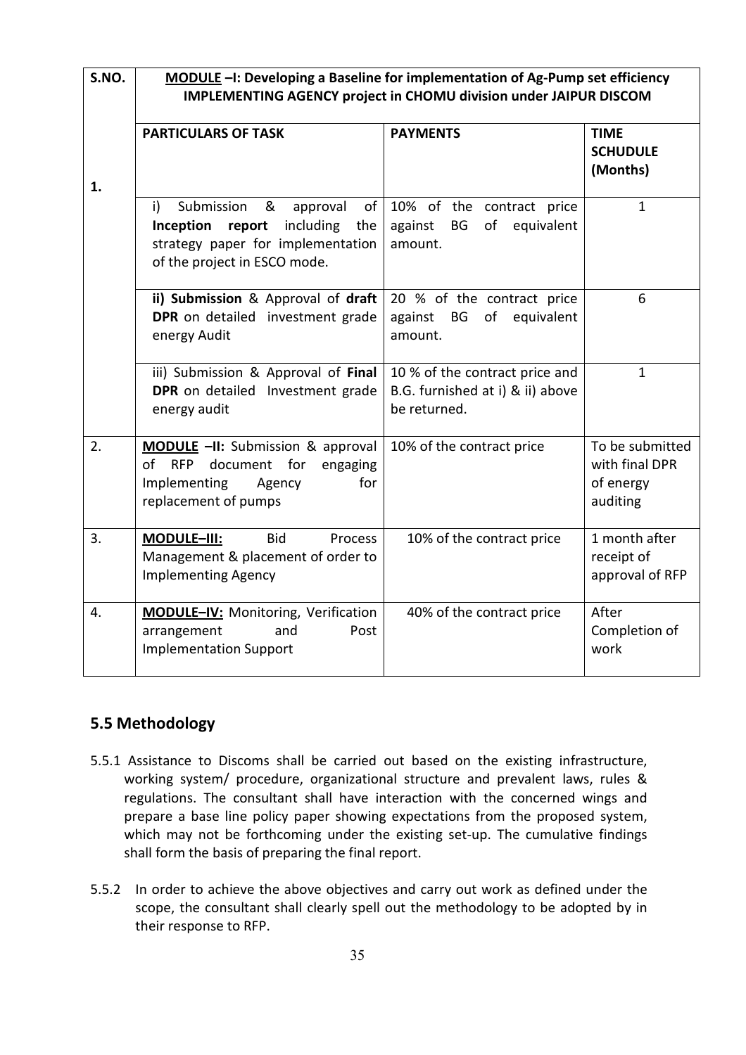| S.NO. | MODULE –I: Developing a Baseline for implementation of Ag-Pump set efficiency IMPLEMENTING AGENCY project in CHOMU division under JAIPUR DISCOM | | |
|---|---|---|---|
| 1. | **PARTICULARS OF TASK** | **PAYMENTS** | **TIME SCHUDULE (Months)** |
| | i) Submission & approval of **Inception report** including the strategy paper for implementation of the project in ESCO mode. | 10% of the contract price against BG of equivalent amount. | 1 |
| | **ii) Submission** & Approval of **draft DPR** on detailed investment grade energy Audit | 20 % of the contract price against BG of equivalent amount. | 6 |
| | iii) Submission & Approval of **Final DPR** on detailed Investment grade energy audit | 10 % of the contract price and B.G. furnished at i) & ii) above be returned. | 1 |
| 2. | **MODULE –II:** Submission & approval of RFP document for engaging Implementing Agency for replacement of pumps | 10% of the contract price | To be submitted with final DPR of energy auditing |
| 3. | **MODULE–III:** Bid Process Management & placement of order to Implementing Agency | 10% of the contract price | 1 month after receipt of approval of RFP |
| 4. | **MODULE–IV:** Monitoring, Verification arrangement and Post Implementation Support | 40% of the contract price | After Completion of work |

## 5.5 Methodology

5.5.1 Assistance to Discoms shall be carried out based on the existing infrastructure, working system/ procedure, organizational structure and prevalent laws, rules & regulations. The consultant shall have interaction with the concerned wings and prepare a base line policy paper showing expectations from the proposed system, which may not be forthcoming under the existing set-up. The cumulative findings shall form the basis of preparing the final report.

5.5.2 In order to achieve the above objectives and carry out work as defined under the scope, the consultant shall clearly spell out the methodology to be adopted by in their response to RFP.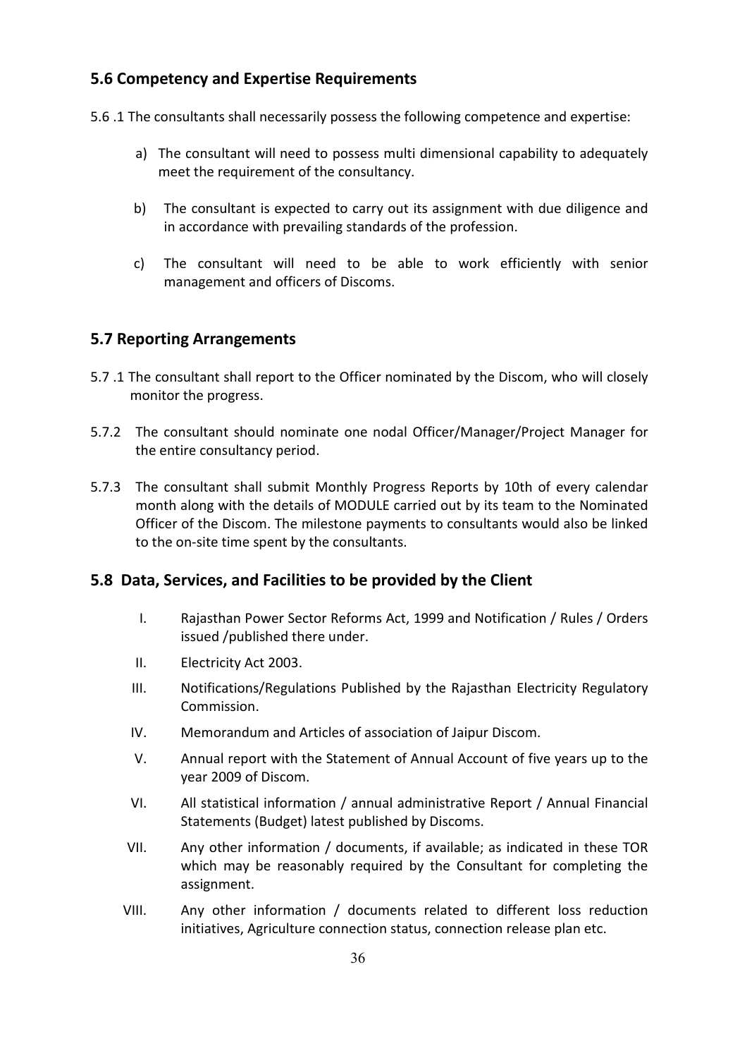## 5.6 Competency and Expertise Requirements

5.6 .1 The consultants shall necessarily possess the following competence and expertise:

a) The consultant will need to possess multi dimensional capability to adequately meet the requirement of the consultancy.

b) The consultant is expected to carry out its assignment with due diligence and in accordance with prevailing standards of the profession.

c) The consultant will need to be able to work efficiently with senior management and officers of Discoms.

## 5.7 Reporting Arrangements

5.7 .1 The consultant shall report to the Officer nominated by the Discom, who will closely monitor the progress.

5.7.2 The consultant should nominate one nodal Officer/Manager/Project Manager for the entire consultancy period.

5.7.3 The consultant shall submit Monthly Progress Reports by 10th of every calendar month along with the details of MODULE carried out by its team to the Nominated Officer of the Discom. The milestone payments to consultants would also be linked to the on-site time spent by the consultants.

## 5.8 Data, Services, and Facilities to be provided by the Client

I. Rajasthan Power Sector Reforms Act, 1999 and Notification / Rules / Orders issued /published there under.

II. Electricity Act 2003.

III. Notifications/Regulations Published by the Rajasthan Electricity Regulatory Commission.

IV. Memorandum and Articles of association of Jaipur Discom.

V. Annual report with the Statement of Annual Account of five years up to the year 2009 of Discom.

VI. All statistical information / annual administrative Report / Annual Financial Statements (Budget) latest published by Discoms.

VII. Any other information / documents, if available; as indicated in these TOR which may be reasonably required by the Consultant for completing the assignment.

VIII. Any other information / documents related to different loss reduction initiatives, Agriculture connection status, connection release plan etc.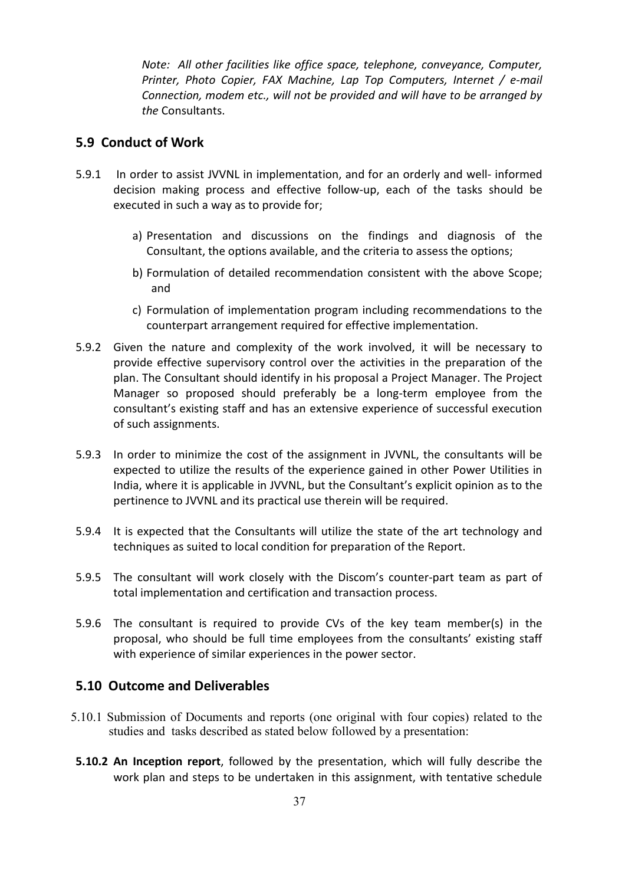*Note: All other facilities like office space, telephone, conveyance, Computer, Printer, Photo Copier, FAX Machine, Lap Top Computers, Internet / e-mail Connection, modem etc., will not be provided and will have to be arranged by the* Consultants.

## 5.9 Conduct of Work

5.9.1 In order to assist JVVNL in implementation, and for an orderly and well- informed decision making process and effective follow-up, each of the tasks should be executed in such a way as to provide for;

a) Presentation and discussions on the findings and diagnosis of the Consultant, the options available, and the criteria to assess the options;

b) Formulation of detailed recommendation consistent with the above Scope; and

c) Formulation of implementation program including recommendations to the counterpart arrangement required for effective implementation.

5.9.2 Given the nature and complexity of the work involved, it will be necessary to provide effective supervisory control over the activities in the preparation of the plan. The Consultant should identify in his proposal a Project Manager. The Project Manager so proposed should preferably be a long-term employee from the consultant's existing staff and has an extensive experience of successful execution of such assignments.

5.9.3 In order to minimize the cost of the assignment in JVVNL, the consultants will be expected to utilize the results of the experience gained in other Power Utilities in India, where it is applicable in JVVNL, but the Consultant's explicit opinion as to the pertinence to JVVNL and its practical use therein will be required.

5.9.4 It is expected that the Consultants will utilize the state of the art technology and techniques as suited to local condition for preparation of the Report.

5.9.5 The consultant will work closely with the Discom's counter-part team as part of total implementation and certification and transaction process.

5.9.6 The consultant is required to provide CVs of the key team member(s) in the proposal, who should be full time employees from the consultants' existing staff with experience of similar experiences in the power sector.

## 5.10 Outcome and Deliverables

5.10.1 Submission of Documents and reports (one original with four copies) related to the studies and tasks described as stated below followed by a presentation:

**5.10.2 An Inception report**, followed by the presentation, which will fully describe the work plan and steps to be undertaken in this assignment, with tentative schedule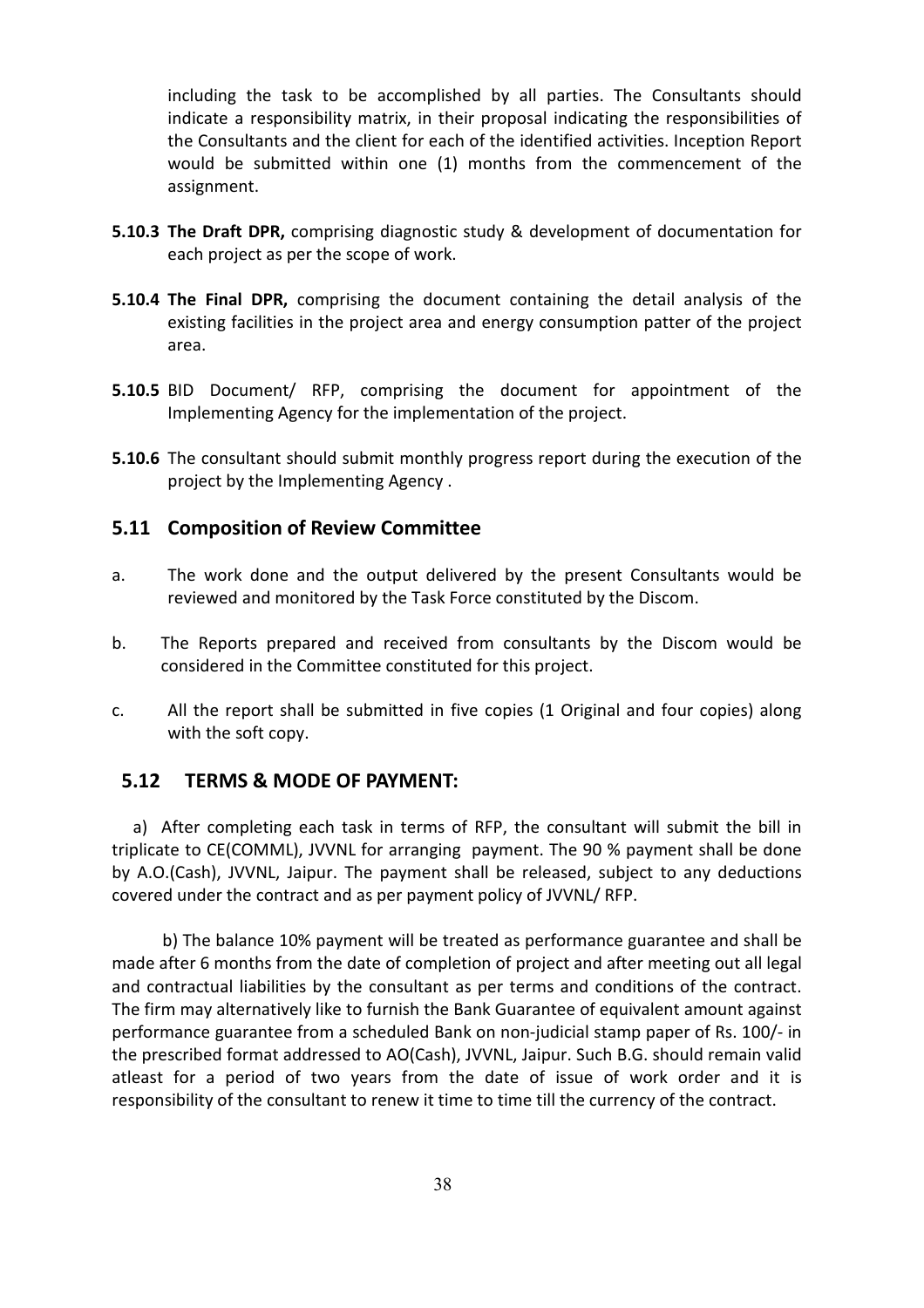including the task to be accomplished by all parties. The Consultants should indicate a responsibility matrix, in their proposal indicating the responsibilities of the Consultants and the client for each of the identified activities. Inception Report would be submitted within one (1) months from the commencement of the assignment.

**5.10.3 The Draft DPR,** comprising diagnostic study & development of documentation for each project as per the scope of work.

**5.10.4 The Final DPR,** comprising the document containing the detail analysis of the existing facilities in the project area and energy consumption patter of the project area.

**5.10.5** BID Document/ RFP, comprising the document for appointment of the Implementing Agency for the implementation of the project.

**5.10.6** The consultant should submit monthly progress report during the execution of the project by the Implementing Agency .

## 5.11 Composition of Review Committee

a. The work done and the output delivered by the present Consultants would be reviewed and monitored by the Task Force constituted by the Discom.

b. The Reports prepared and received from consultants by the Discom would be considered in the Committee constituted for this project.

c. All the report shall be submitted in five copies (1 Original and four copies) along with the soft copy.

## 5.12 TERMS & MODE OF PAYMENT:

a) After completing each task in terms of RFP, the consultant will submit the bill in triplicate to CE(COMML), JVVNL for arranging payment. The 90 % payment shall be done by A.O.(Cash), JVVNL, Jaipur. The payment shall be released, subject to any deductions covered under the contract and as per payment policy of JVVNL/ RFP.

b) The balance 10% payment will be treated as performance guarantee and shall be made after 6 months from the date of completion of project and after meeting out all legal and contractual liabilities by the consultant as per terms and conditions of the contract. The firm may alternatively like to furnish the Bank Guarantee of equivalent amount against performance guarantee from a scheduled Bank on non-judicial stamp paper of Rs. 100/- in the prescribed format addressed to AO(Cash), JVVNL, Jaipur. Such B.G. should remain valid atleast for a period of two years from the date of issue of work order and it is responsibility of the consultant to renew it time to time till the currency of the contract.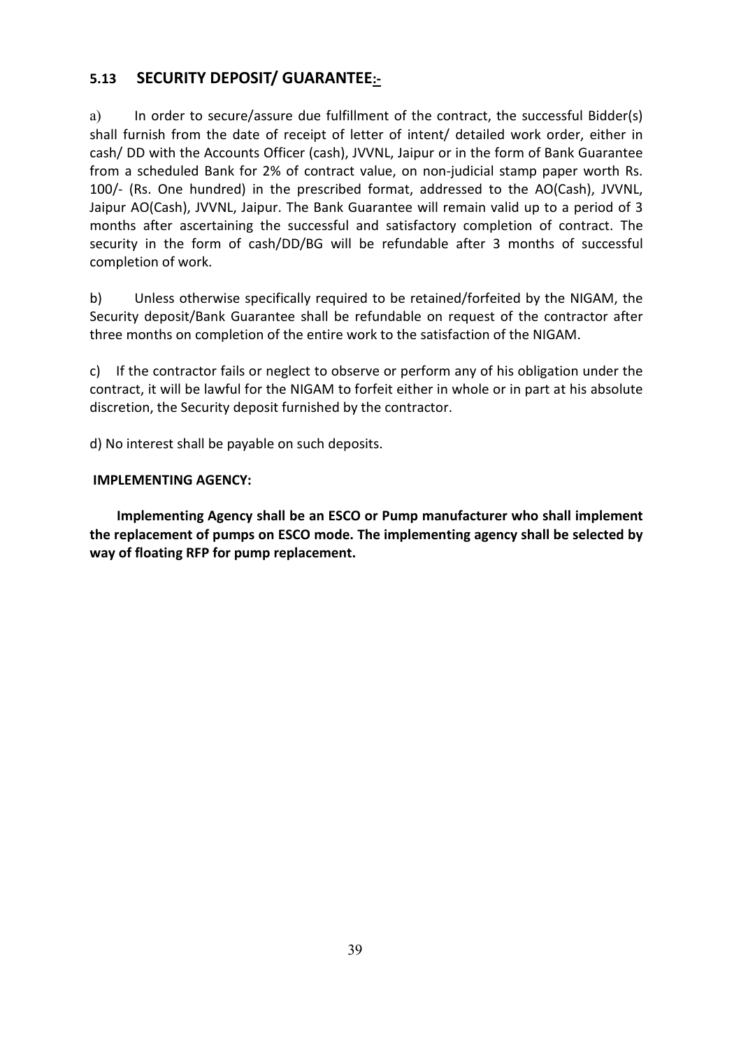## 5.13 SECURITY DEPOSIT/ GUARANTEE:-

a) In order to secure/assure due fulfillment of the contract, the successful Bidder(s) shall furnish from the date of receipt of letter of intent/ detailed work order, either in cash/ DD with the Accounts Officer (cash), JVVNL, Jaipur or in the form of Bank Guarantee from a scheduled Bank for 2% of contract value, on non-judicial stamp paper worth Rs. 100/- (Rs. One hundred) in the prescribed format, addressed to the AO(Cash), JVVNL, Jaipur AO(Cash), JVVNL, Jaipur. The Bank Guarantee will remain valid up to a period of 3 months after ascertaining the successful and satisfactory completion of contract. The security in the form of cash/DD/BG will be refundable after 3 months of successful completion of work.

b) Unless otherwise specifically required to be retained/forfeited by the NIGAM, the Security deposit/Bank Guarantee shall be refundable on request of the contractor after three months on completion of the entire work to the satisfaction of the NIGAM.

c) If the contractor fails or neglect to observe or perform any of his obligation under the contract, it will be lawful for the NIGAM to forfeit either in whole or in part at his absolute discretion, the Security deposit furnished by the contractor.

d) No interest shall be payable on such deposits.

**IMPLEMENTING AGENCY:**

**Implementing Agency shall be an ESCO or Pump manufacturer who shall implement the replacement of pumps on ESCO mode. The implementing agency shall be selected by way of floating RFP for pump replacement.**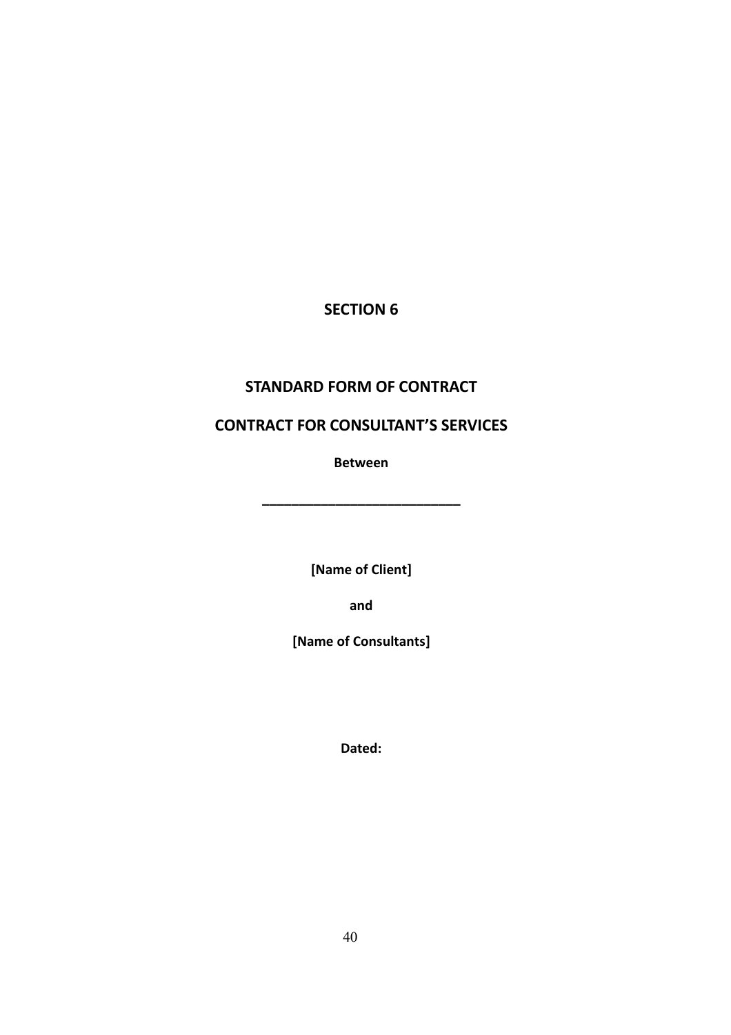# SECTION 6

## STANDARD FORM OF CONTRACT

## CONTRACT FOR CONSULTANT'S SERVICES

**Between**

**___________________________**

**[Name of Client]**

**and**

**[Name of Consultants]**

**Dated:**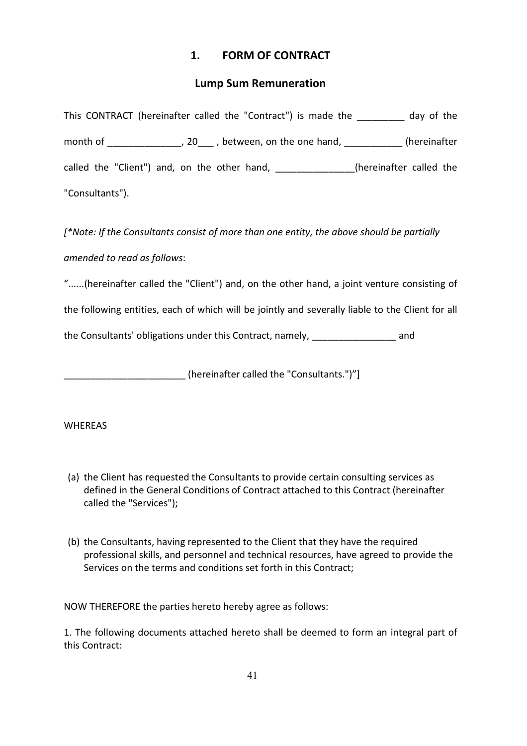# 1. FORM OF CONTRACT

## Lump Sum Remuneration

This CONTRACT (hereinafter called the "Contract") is made the _________ day of the month of ______________, 20___ , between, on the one hand, ___________ (hereinafter called the "Client") and, on the other hand, _______________(hereinafter called the "Consultants").

*[*Note: If the Consultants consist of more than one entity, the above should be partially amended to read as follows*:

"......(hereinafter called the "Client") and, on the other hand, a joint venture consisting of the following entities, each of which will be jointly and severally liable to the Client for all the Consultants' obligations under this Contract, namely, ________________ and

_______________________ (hereinafter called the "Consultants.")"]

WHEREAS

(a) the Client has requested the Consultants to provide certain consulting services as defined in the General Conditions of Contract attached to this Contract (hereinafter called the "Services");

(b) the Consultants, having represented to the Client that they have the required professional skills, and personnel and technical resources, have agreed to provide the Services on the terms and conditions set forth in this Contract;

NOW THEREFORE the parties hereto hereby agree as follows:

1. The following documents attached hereto shall be deemed to form an integral part of this Contract: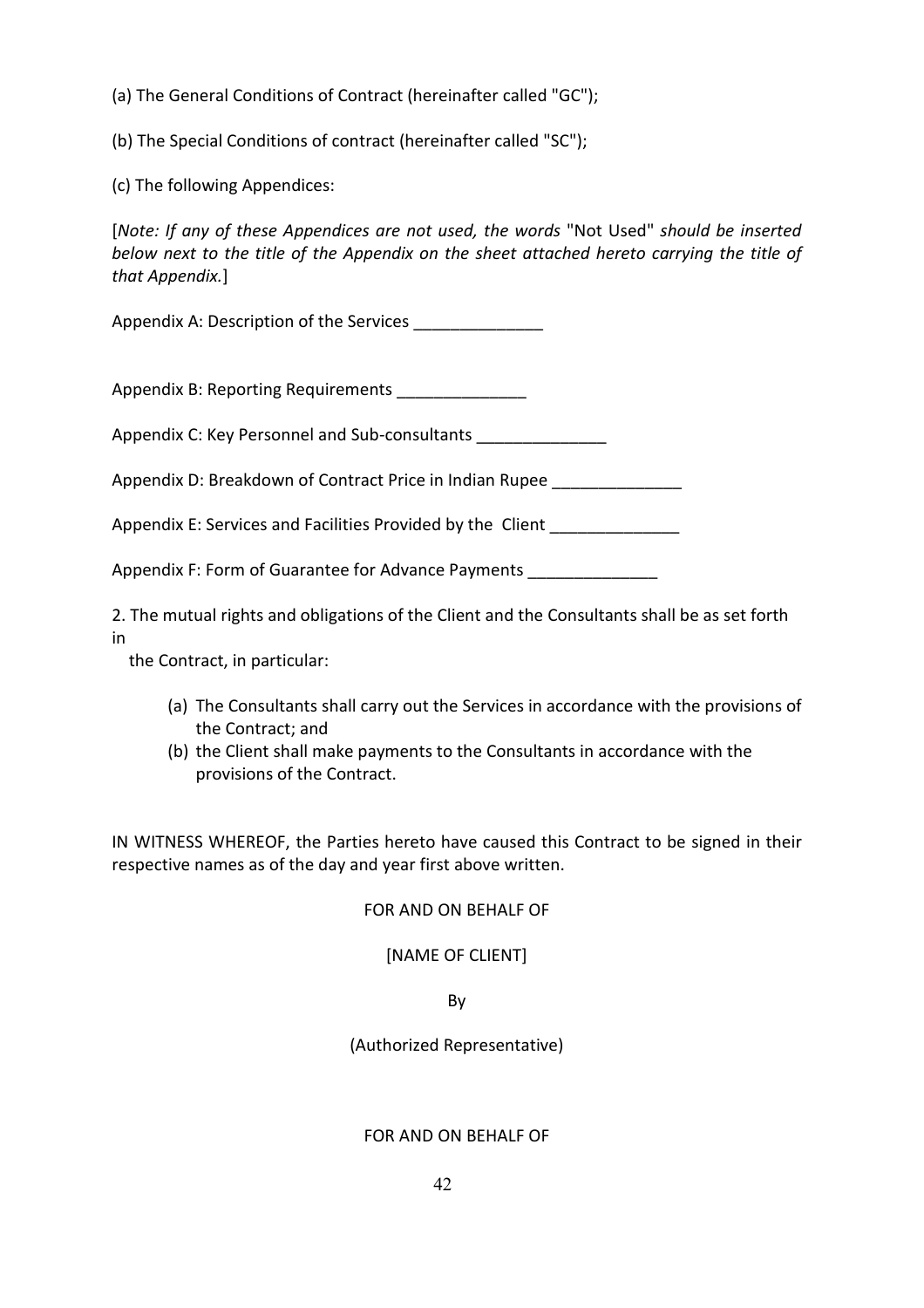(a) The General Conditions of Contract (hereinafter called "GC");

(b) The Special Conditions of contract (hereinafter called "SC");

(c) The following Appendices:

[*Note: If any of these Appendices are not used, the words* "Not Used" *should be inserted below next to the title of the Appendix on the sheet attached hereto carrying the title of that Appendix.*]

Appendix A: Description of the Services ______________

Appendix B: Reporting Requirements ______________

Appendix C: Key Personnel and Sub-consultants ______________

Appendix D: Breakdown of Contract Price in Indian Rupee ______________

Appendix E: Services and Facilities Provided by the Client ______________

Appendix F: Form of Guarantee for Advance Payments ______________

2. The mutual rights and obligations of the Client and the Consultants shall be as set forth in the Contract, in particular:

(a) The Consultants shall carry out the Services in accordance with the provisions of the Contract; and
(b) the Client shall make payments to the Consultants in accordance with the provisions of the Contract.

IN WITNESS WHEREOF, the Parties hereto have caused this Contract to be signed in their respective names as of the day and year first above written.

FOR AND ON BEHALF OF

[NAME OF CLIENT]

By

(Authorized Representative)

FOR AND ON BEHALF OF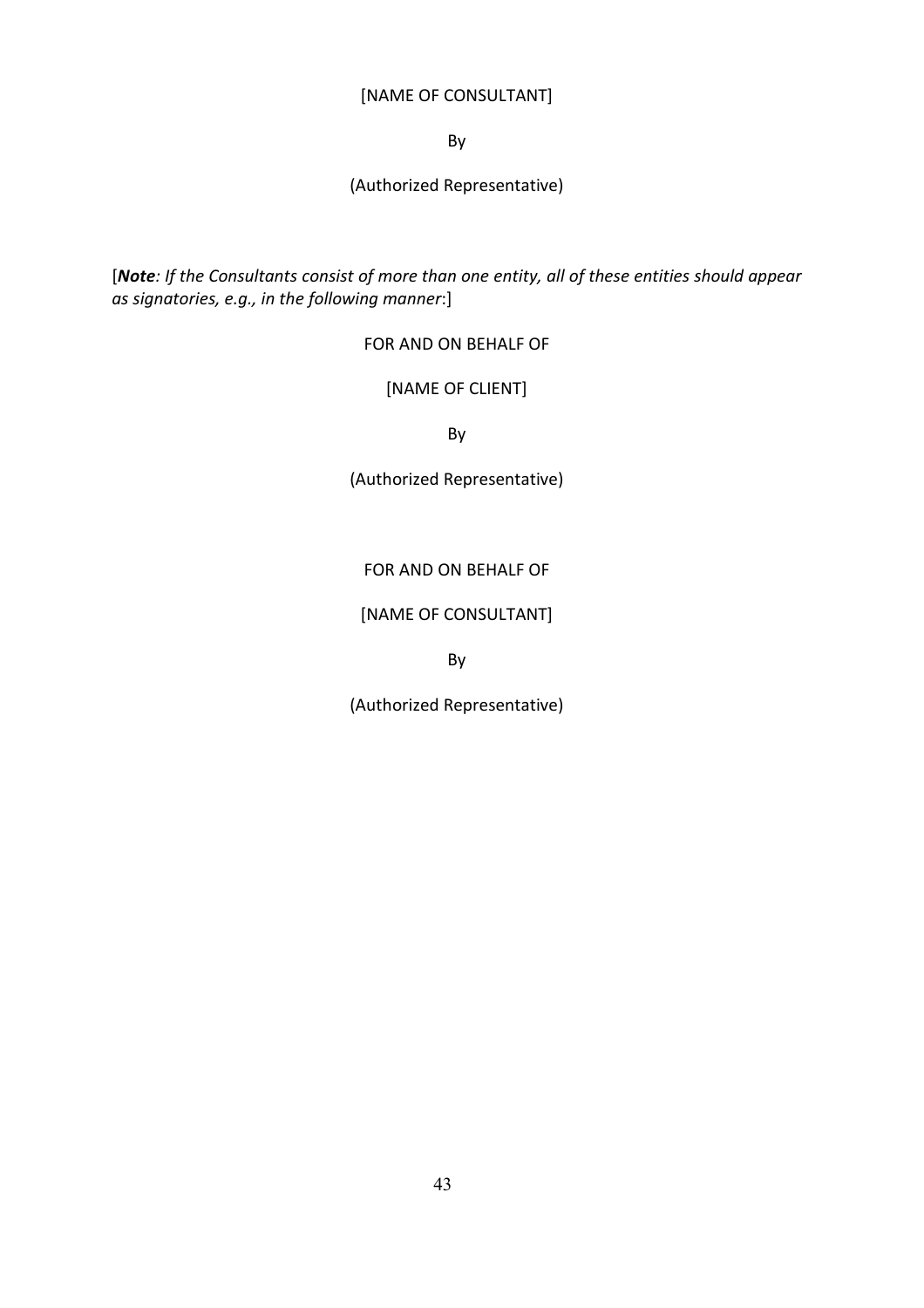[NAME OF CONSULTANT]

By

(Authorized Representative)

[***Note****: If the Consultants consist of more than one entity, all of these entities should appear as signatories, e.g., in the following manner*:]

FOR AND ON BEHALF OF

[NAME OF CLIENT]

By

(Authorized Representative)

FOR AND ON BEHALF OF

[NAME OF CONSULTANT]

By

(Authorized Representative)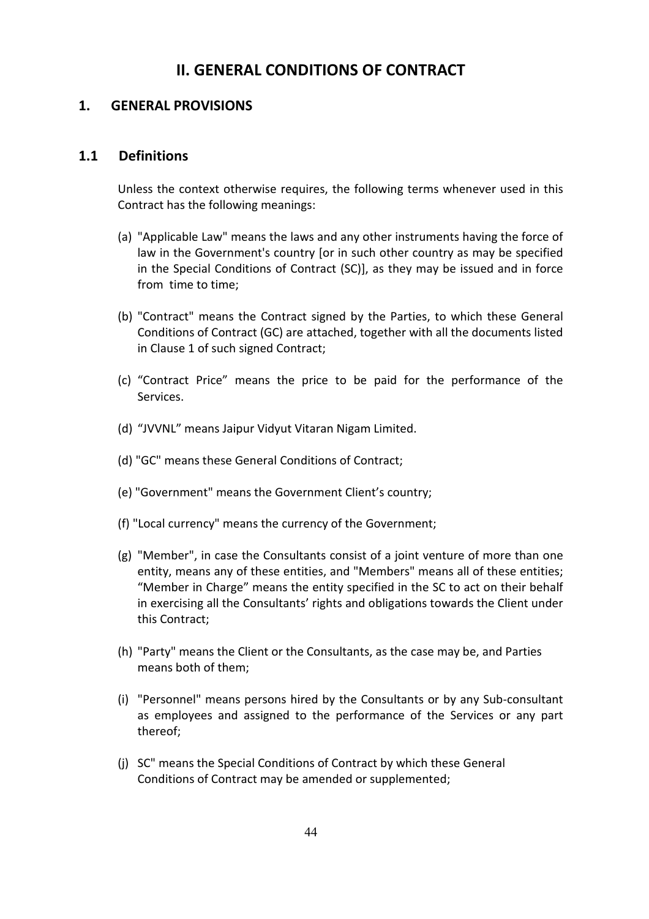# II. GENERAL CONDITIONS OF CONTRACT

## 1. GENERAL PROVISIONS

### 1.1 Definitions

Unless the context otherwise requires, the following terms whenever used in this Contract has the following meanings:

(a) "Applicable Law" means the laws and any other instruments having the force of law in the Government's country [or in such other country as may be specified in the Special Conditions of Contract (SC)], as they may be issued and in force from time to time;

(b) "Contract" means the Contract signed by the Parties, to which these General Conditions of Contract (GC) are attached, together with all the documents listed in Clause 1 of such signed Contract;

(c) "Contract Price" means the price to be paid for the performance of the Services.

(d) "JVVNL" means Jaipur Vidyut Vitaran Nigam Limited.

(d) "GC" means these General Conditions of Contract;

(e) "Government" means the Government Client's country;

(f) "Local currency" means the currency of the Government;

(g) "Member", in case the Consultants consist of a joint venture of more than one entity, means any of these entities, and "Members" means all of these entities; "Member in Charge" means the entity specified in the SC to act on their behalf in exercising all the Consultants' rights and obligations towards the Client under this Contract;

(h) "Party" means the Client or the Consultants, as the case may be, and Parties means both of them;

(i) "Personnel" means persons hired by the Consultants or by any Sub-consultant as employees and assigned to the performance of the Services or any part thereof;

(j) SC" means the Special Conditions of Contract by which these General Conditions of Contract may be amended or supplemented;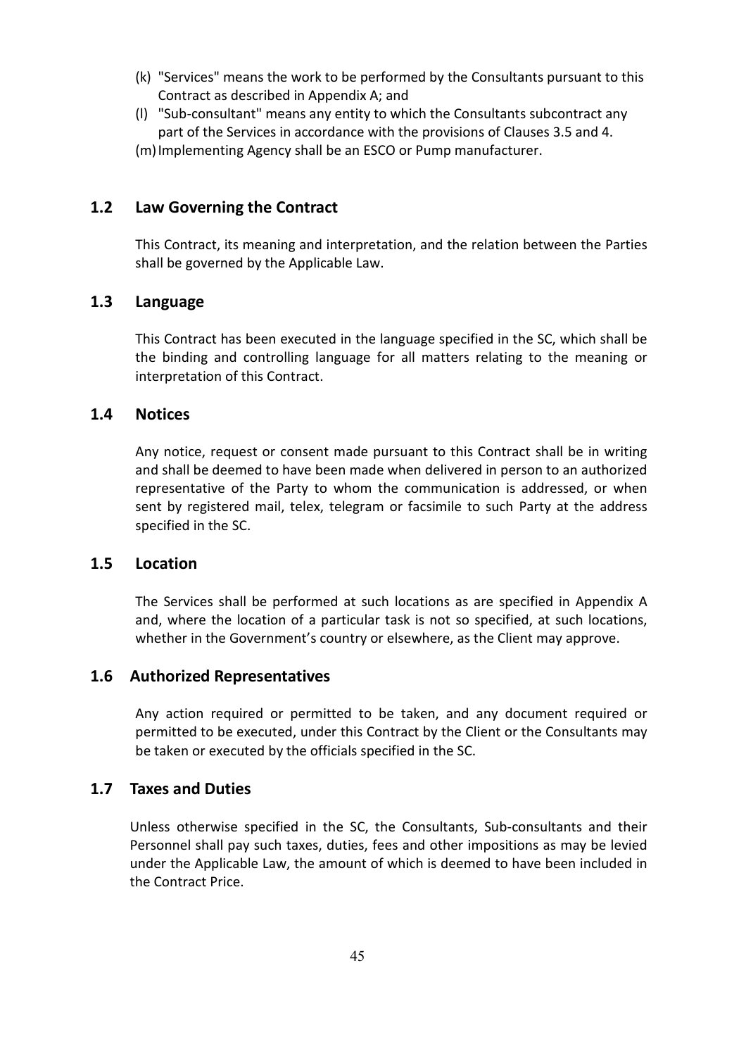(k) "Services" means the work to be performed by the Consultants pursuant to this Contract as described in Appendix A; and

(l) "Sub-consultant" means any entity to which the Consultants subcontract any part of the Services in accordance with the provisions of Clauses 3.5 and 4.

(m) Implementing Agency shall be an ESCO or Pump manufacturer.

## 1.2 Law Governing the Contract

This Contract, its meaning and interpretation, and the relation between the Parties shall be governed by the Applicable Law.

## 1.3 Language

This Contract has been executed in the language specified in the SC, which shall be the binding and controlling language for all matters relating to the meaning or interpretation of this Contract.

## 1.4 Notices

Any notice, request or consent made pursuant to this Contract shall be in writing and shall be deemed to have been made when delivered in person to an authorized representative of the Party to whom the communication is addressed, or when sent by registered mail, telex, telegram or facsimile to such Party at the address specified in the SC.

## 1.5 Location

The Services shall be performed at such locations as are specified in Appendix A and, where the location of a particular task is not so specified, at such locations, whether in the Government's country or elsewhere, as the Client may approve.

## 1.6 Authorized Representatives

Any action required or permitted to be taken, and any document required or permitted to be executed, under this Contract by the Client or the Consultants may be taken or executed by the officials specified in the SC.

## 1.7 Taxes and Duties

Unless otherwise specified in the SC, the Consultants, Sub-consultants and their Personnel shall pay such taxes, duties, fees and other impositions as may be levied under the Applicable Law, the amount of which is deemed to have been included in the Contract Price.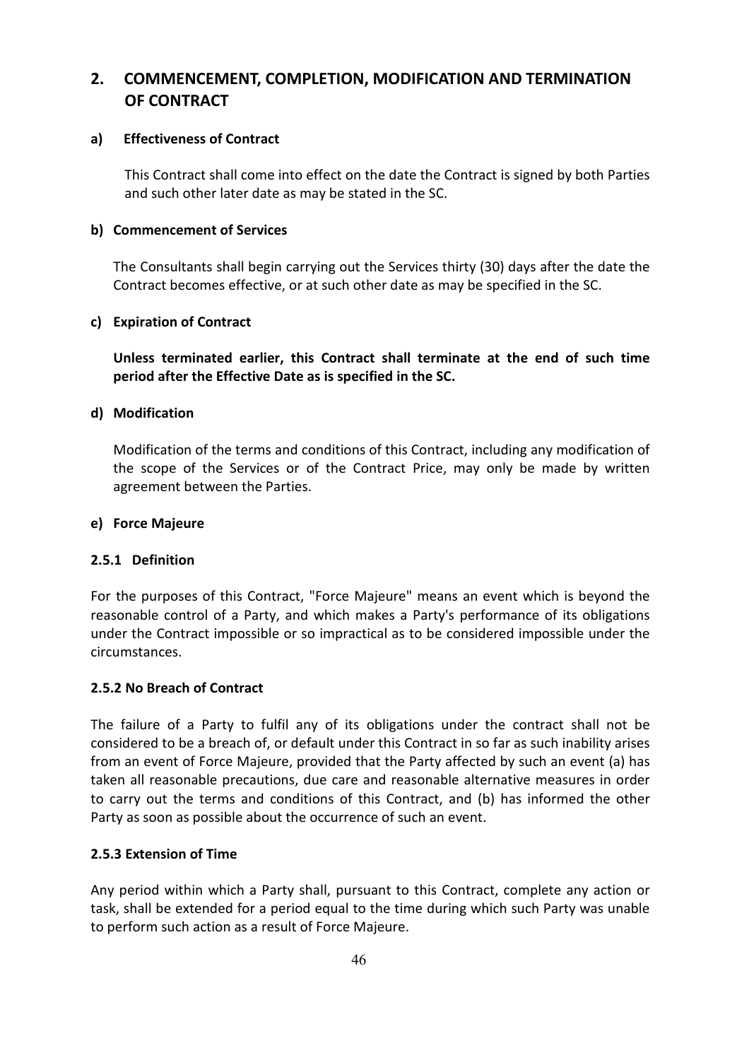## 2. COMMENCEMENT, COMPLETION, MODIFICATION AND TERMINATION OF CONTRACT

### a) Effectiveness of Contract

This Contract shall come into effect on the date the Contract is signed by both Parties and such other later date as may be stated in the SC.

### b) Commencement of Services

The Consultants shall begin carrying out the Services thirty (30) days after the date the Contract becomes effective, or at such other date as may be specified in the SC.

### c) Expiration of Contract

**Unless terminated earlier, this Contract shall terminate at the end of such time period after the Effective Date as is specified in the SC.**

### d) Modification

Modification of the terms and conditions of this Contract, including any modification of the scope of the Services or of the Contract Price, may only be made by written agreement between the Parties.

### e) Force Majeure

#### 2.5.1 Definition

For the purposes of this Contract, "Force Majeure" means an event which is beyond the reasonable control of a Party, and which makes a Party's performance of its obligations under the Contract impossible or so impractical as to be considered impossible under the circumstances.

#### 2.5.2 No Breach of Contract

The failure of a Party to fulfil any of its obligations under the contract shall not be considered to be a breach of, or default under this Contract in so far as such inability arises from an event of Force Majeure, provided that the Party affected by such an event (a) has taken all reasonable precautions, due care and reasonable alternative measures in order to carry out the terms and conditions of this Contract, and (b) has informed the other Party as soon as possible about the occurrence of such an event.

#### 2.5.3 Extension of Time

Any period within which a Party shall, pursuant to this Contract, complete any action or task, shall be extended for a period equal to the time during which such Party was unable to perform such action as a result of Force Majeure.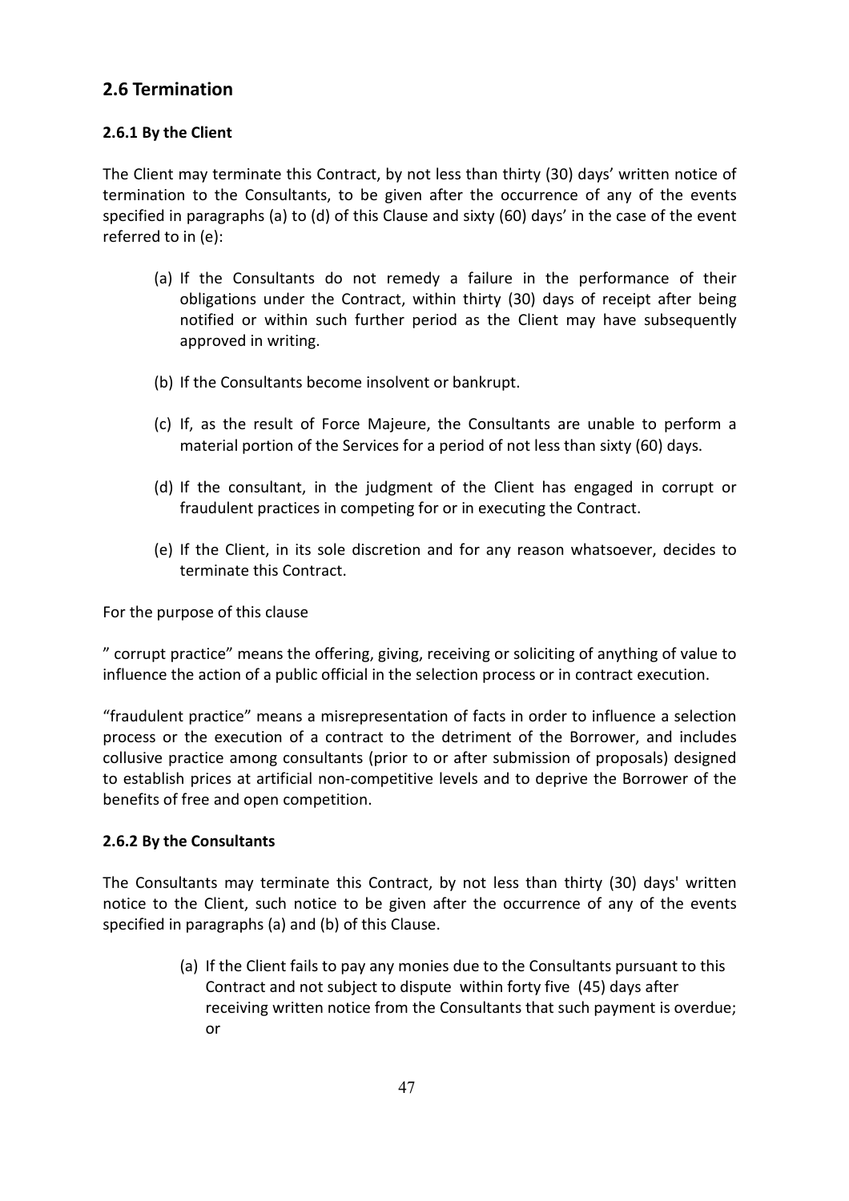## 2.6 Termination

### 2.6.1 By the Client

The Client may terminate this Contract, by not less than thirty (30) days' written notice of termination to the Consultants, to be given after the occurrence of any of the events specified in paragraphs (a) to (d) of this Clause and sixty (60) days' in the case of the event referred to in (e):

(a) If the Consultants do not remedy a failure in the performance of their obligations under the Contract, within thirty (30) days of receipt after being notified or within such further period as the Client may have subsequently approved in writing.

(b) If the Consultants become insolvent or bankrupt.

(c) If, as the result of Force Majeure, the Consultants are unable to perform a material portion of the Services for a period of not less than sixty (60) days.

(d) If the consultant, in the judgment of the Client has engaged in corrupt or fraudulent practices in competing for or in executing the Contract.

(e) If the Client, in its sole discretion and for any reason whatsoever, decides to terminate this Contract.

For the purpose of this clause

" corrupt practice" means the offering, giving, receiving or soliciting of anything of value to influence the action of a public official in the selection process or in contract execution.

"fraudulent practice" means a misrepresentation of facts in order to influence a selection process or the execution of a contract to the detriment of the Borrower, and includes collusive practice among consultants (prior to or after submission of proposals) designed to establish prices at artificial non-competitive levels and to deprive the Borrower of the benefits of free and open competition.

### 2.6.2 By the Consultants

The Consultants may terminate this Contract, by not less than thirty (30) days' written notice to the Client, such notice to be given after the occurrence of any of the events specified in paragraphs (a) and (b) of this Clause.

(a) If the Client fails to pay any monies due to the Consultants pursuant to this Contract and not subject to dispute within forty five (45) days after receiving written notice from the Consultants that such payment is overdue; or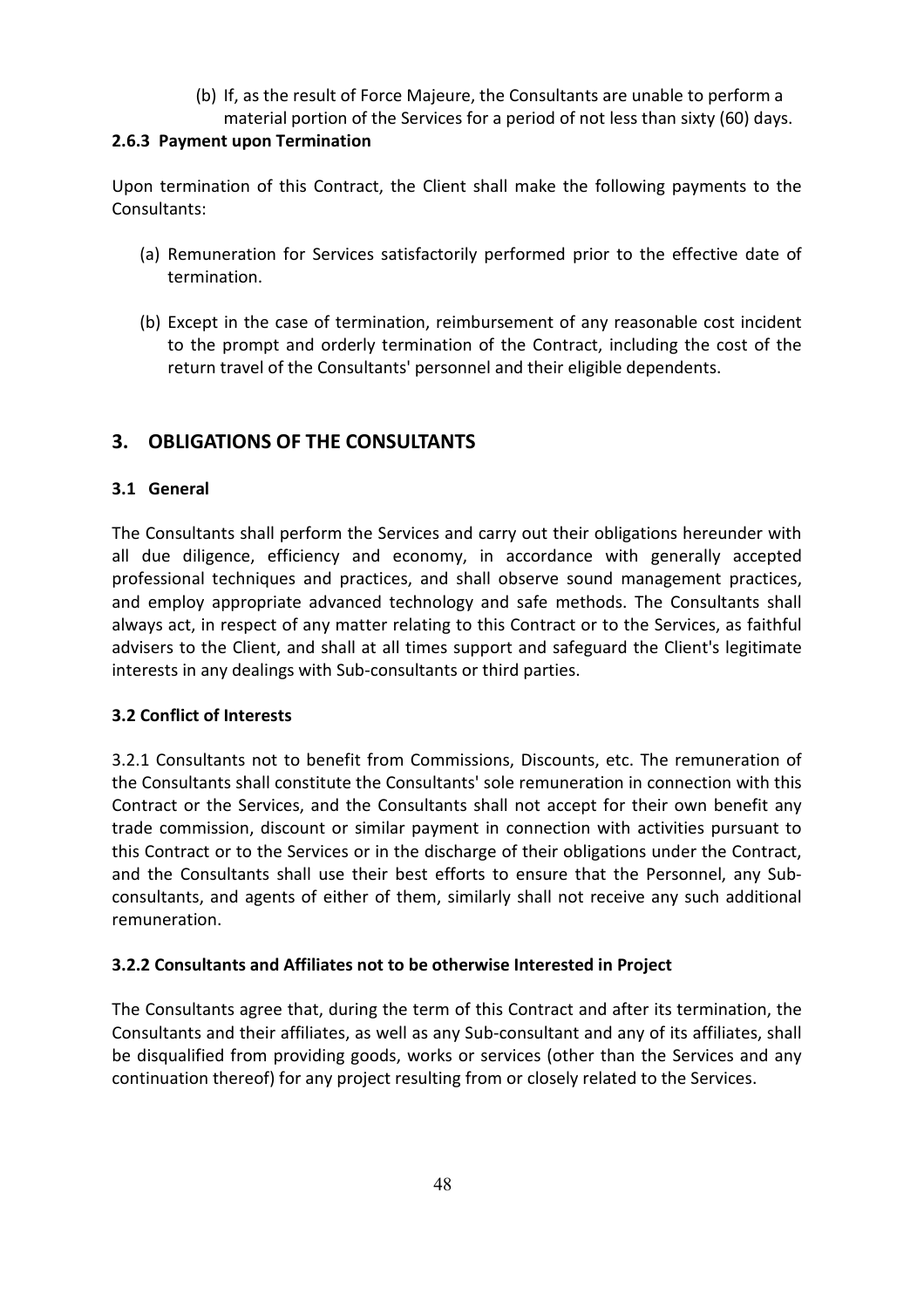(b) If, as the result of Force Majeure, the Consultants are unable to perform a material portion of the Services for a period of not less than sixty (60) days.

### 2.6.3 Payment upon Termination

Upon termination of this Contract, the Client shall make the following payments to the Consultants:

(a) Remuneration for Services satisfactorily performed prior to the effective date of termination.

(b) Except in the case of termination, reimbursement of any reasonable cost incident to the prompt and orderly termination of the Contract, including the cost of the return travel of the Consultants' personnel and their eligible dependents.

## 3. OBLIGATIONS OF THE CONSULTANTS

### 3.1 General

The Consultants shall perform the Services and carry out their obligations hereunder with all due diligence, efficiency and economy, in accordance with generally accepted professional techniques and practices, and shall observe sound management practices, and employ appropriate advanced technology and safe methods. The Consultants shall always act, in respect of any matter relating to this Contract or to the Services, as faithful advisers to the Client, and shall at all times support and safeguard the Client's legitimate interests in any dealings with Sub-consultants or third parties.

### 3.2 Conflict of Interests

3.2.1 Consultants not to benefit from Commissions, Discounts, etc. The remuneration of the Consultants shall constitute the Consultants' sole remuneration in connection with this Contract or the Services, and the Consultants shall not accept for their own benefit any trade commission, discount or similar payment in connection with activities pursuant to this Contract or to the Services or in the discharge of their obligations under the Contract, and the Consultants shall use their best efforts to ensure that the Personnel, any Sub-consultants, and agents of either of them, similarly shall not receive any such additional remuneration.

### 3.2.2 Consultants and Affiliates not to be otherwise Interested in Project

The Consultants agree that, during the term of this Contract and after its termination, the Consultants and their affiliates, as well as any Sub-consultant and any of its affiliates, shall be disqualified from providing goods, works or services (other than the Services and any continuation thereof) for any project resulting from or closely related to the Services.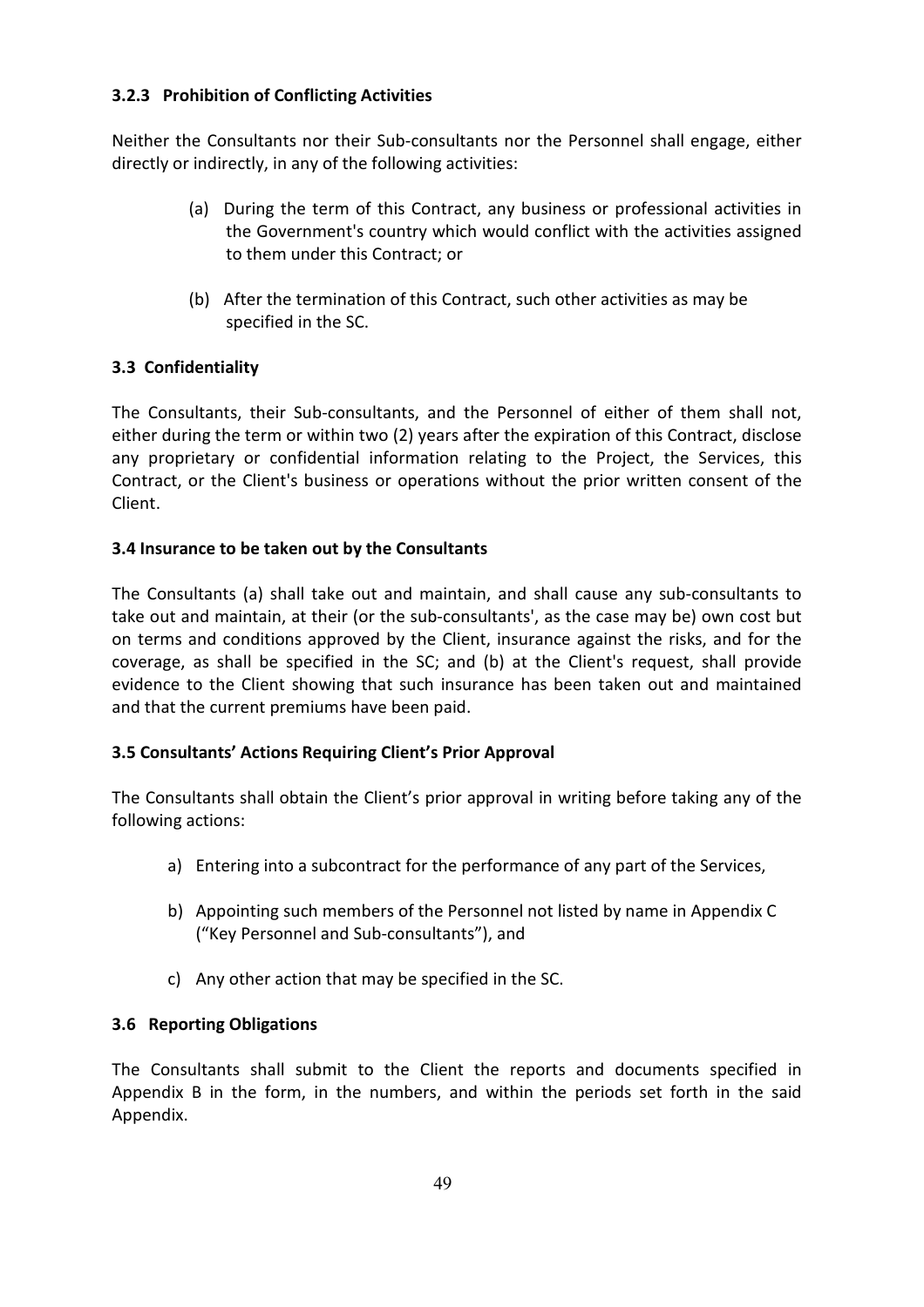### 3.2.3 Prohibition of Conflicting Activities

Neither the Consultants nor their Sub-consultants nor the Personnel shall engage, either directly or indirectly, in any of the following activities:

(a) During the term of this Contract, any business or professional activities in the Government's country which would conflict with the activities assigned to them under this Contract; or

(b) After the termination of this Contract, such other activities as may be specified in the SC.

### 3.3 Confidentiality

The Consultants, their Sub-consultants, and the Personnel of either of them shall not, either during the term or within two (2) years after the expiration of this Contract, disclose any proprietary or confidential information relating to the Project, the Services, this Contract, or the Client's business or operations without the prior written consent of the Client.

### 3.4 Insurance to be taken out by the Consultants

The Consultants (a) shall take out and maintain, and shall cause any sub-consultants to take out and maintain, at their (or the sub-consultants', as the case may be) own cost but on terms and conditions approved by the Client, insurance against the risks, and for the coverage, as shall be specified in the SC; and (b) at the Client's request, shall provide evidence to the Client showing that such insurance has been taken out and maintained and that the current premiums have been paid.

### 3.5 Consultants' Actions Requiring Client's Prior Approval

The Consultants shall obtain the Client's prior approval in writing before taking any of the following actions:

a) Entering into a subcontract for the performance of any part of the Services,

b) Appointing such members of the Personnel not listed by name in Appendix C ("Key Personnel and Sub-consultants"), and

c) Any other action that may be specified in the SC.

### 3.6 Reporting Obligations

The Consultants shall submit to the Client the reports and documents specified in Appendix B in the form, in the numbers, and within the periods set forth in the said Appendix.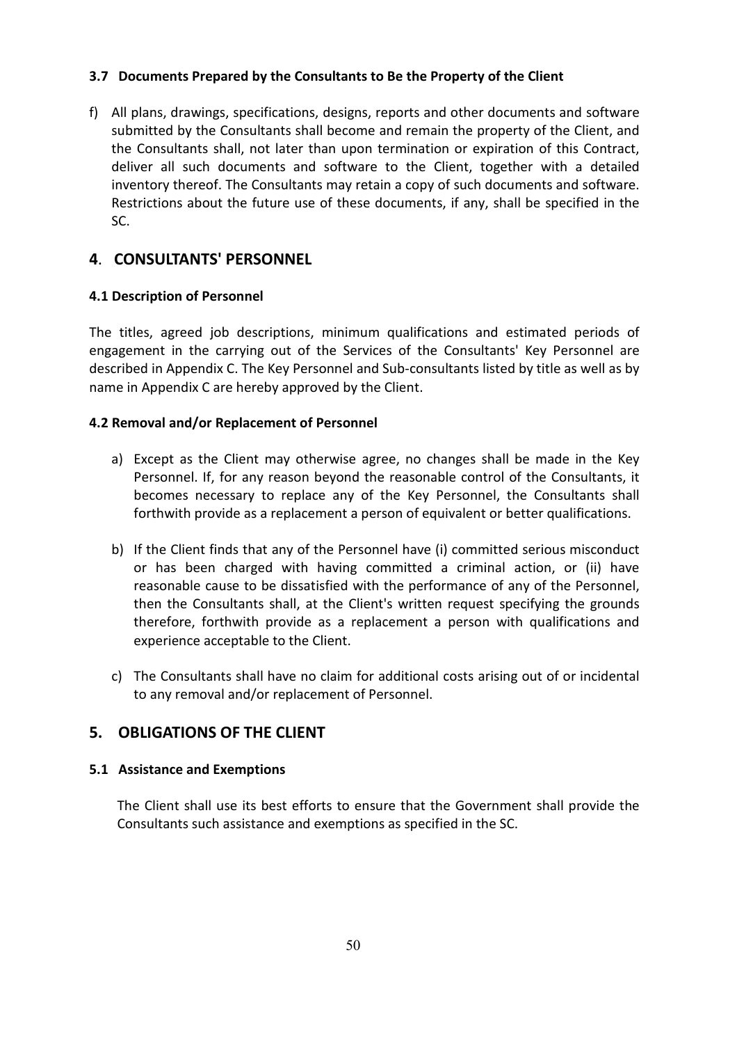### 3.7 Documents Prepared by the Consultants to Be the Property of the Client

f) All plans, drawings, specifications, designs, reports and other documents and software submitted by the Consultants shall become and remain the property of the Client, and the Consultants shall, not later than upon termination or expiration of this Contract, deliver all such documents and software to the Client, together with a detailed inventory thereof. The Consultants may retain a copy of such documents and software. Restrictions about the future use of these documents, if any, shall be specified in the SC.

## 4. CONSULTANTS' PERSONNEL

### 4.1 Description of Personnel

The titles, agreed job descriptions, minimum qualifications and estimated periods of engagement in the carrying out of the Services of the Consultants' Key Personnel are described in Appendix C. The Key Personnel and Sub-consultants listed by title as well as by name in Appendix C are hereby approved by the Client.

### 4.2 Removal and/or Replacement of Personnel

a) Except as the Client may otherwise agree, no changes shall be made in the Key Personnel. If, for any reason beyond the reasonable control of the Consultants, it becomes necessary to replace any of the Key Personnel, the Consultants shall forthwith provide as a replacement a person of equivalent or better qualifications.

b) If the Client finds that any of the Personnel have (i) committed serious misconduct or has been charged with having committed a criminal action, or (ii) have reasonable cause to be dissatisfied with the performance of any of the Personnel, then the Consultants shall, at the Client's written request specifying the grounds therefore, forthwith provide as a replacement a person with qualifications and experience acceptable to the Client.

c) The Consultants shall have no claim for additional costs arising out of or incidental to any removal and/or replacement of Personnel.

## 5. OBLIGATIONS OF THE CLIENT

### 5.1 Assistance and Exemptions

The Client shall use its best efforts to ensure that the Government shall provide the Consultants such assistance and exemptions as specified in the SC.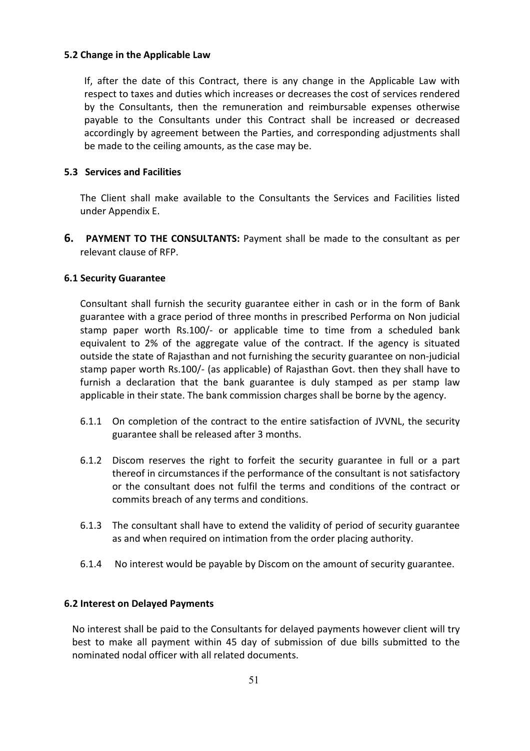### 5.2 Change in the Applicable Law

If, after the date of this Contract, there is any change in the Applicable Law with respect to taxes and duties which increases or decreases the cost of services rendered by the Consultants, then the remuneration and reimbursable expenses otherwise payable to the Consultants under this Contract shall be increased or decreased accordingly by agreement between the Parties, and corresponding adjustments shall be made to the ceiling amounts, as the case may be.

### 5.3 Services and Facilities

The Client shall make available to the Consultants the Services and Facilities listed under Appendix E.

## 6. PAYMENT TO THE CONSULTANTS:

**6. PAYMENT TO THE CONSULTANTS:** Payment shall be made to the consultant as per relevant clause of RFP.

### 6.1 Security Guarantee

Consultant shall furnish the security guarantee either in cash or in the form of Bank guarantee with a grace period of three months in prescribed Performa on Non judicial stamp paper worth Rs.100/- or applicable time to time from a scheduled bank equivalent to 2% of the aggregate value of the contract. If the agency is situated outside the state of Rajasthan and not furnishing the security guarantee on non-judicial stamp paper worth Rs.100/- (as applicable) of Rajasthan Govt. then they shall have to furnish a declaration that the bank guarantee is duly stamped as per stamp law applicable in their state. The bank commission charges shall be borne by the agency.

6.1.1 On completion of the contract to the entire satisfaction of JVVNL, the security guarantee shall be released after 3 months.

6.1.2 Discom reserves the right to forfeit the security guarantee in full or a part thereof in circumstances if the performance of the consultant is not satisfactory or the consultant does not fulfil the terms and conditions of the contract or commits breach of any terms and conditions.

6.1.3 The consultant shall have to extend the validity of period of security guarantee as and when required on intimation from the order placing authority.

6.1.4 No interest would be payable by Discom on the amount of security guarantee.

### 6.2 Interest on Delayed Payments

No interest shall be paid to the Consultants for delayed payments however client will try best to make all payment within 45 day of submission of due bills submitted to the nominated nodal officer with all related documents.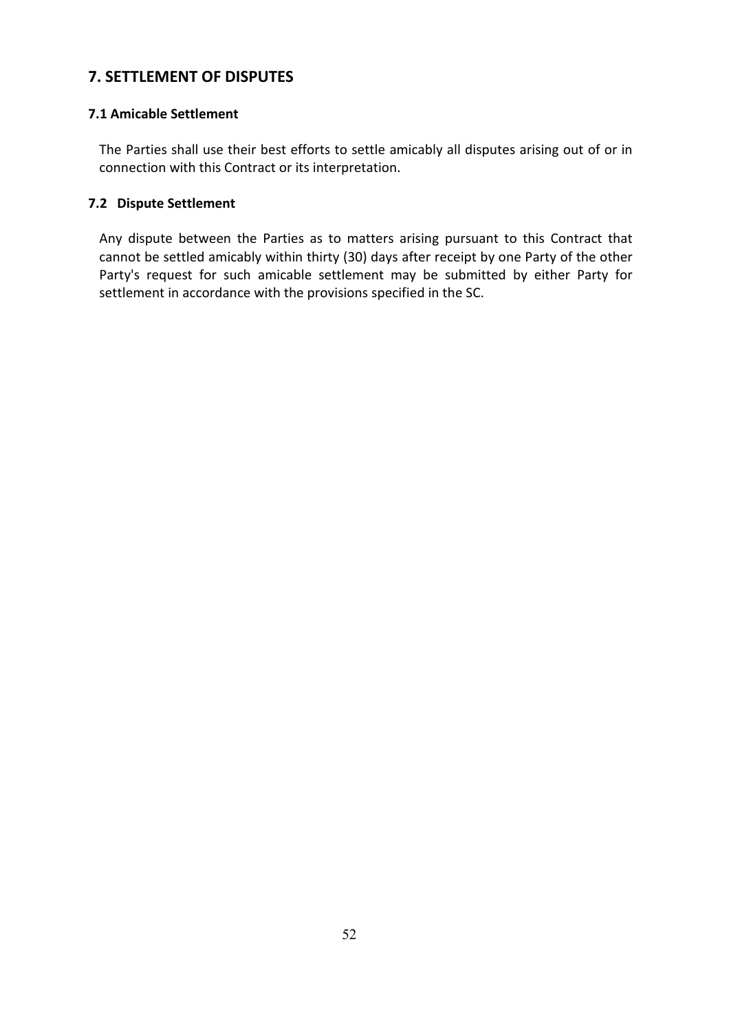## 7. SETTLEMENT OF DISPUTES

### 7.1 Amicable Settlement

The Parties shall use their best efforts to settle amicably all disputes arising out of or in connection with this Contract or its interpretation.

### 7.2 Dispute Settlement

Any dispute between the Parties as to matters arising pursuant to this Contract that cannot be settled amicably within thirty (30) days after receipt by one Party of the other Party's request for such amicable settlement may be submitted by either Party for settlement in accordance with the provisions specified in the SC.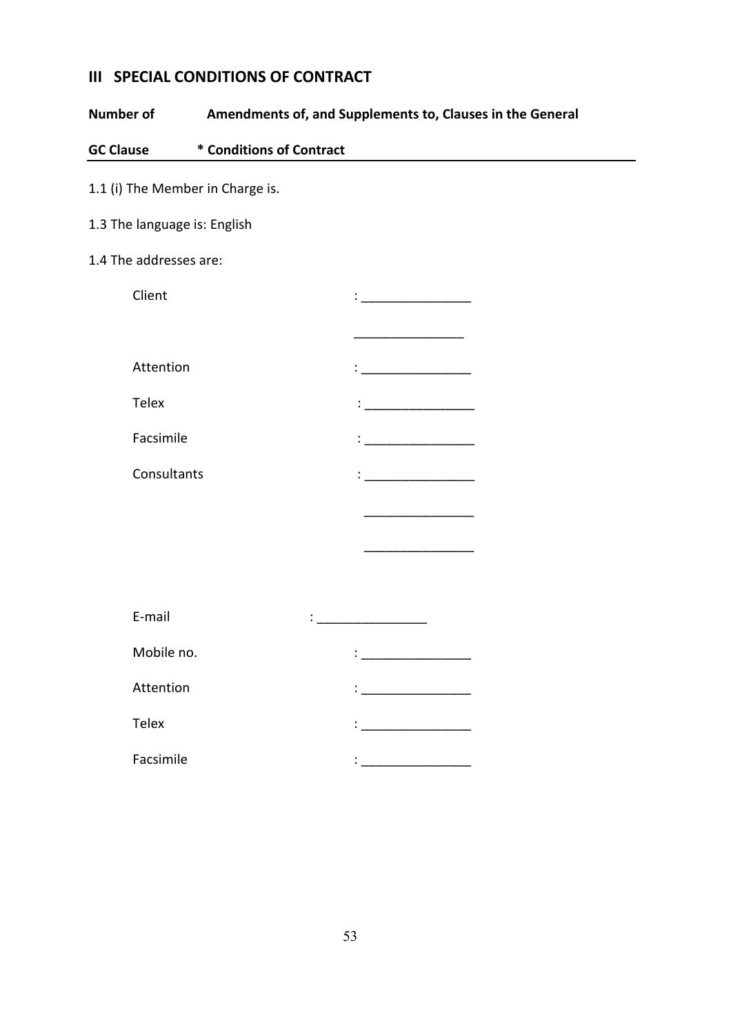## III SPECIAL CONDITIONS OF CONTRACT

| Number of GC Clause | Amendments of, and Supplements to, Clauses in the General * Conditions of Contract |
|---|---|

1.1 (i) The Member in Charge is.

1.3 The language is: English

1.4 The addresses are:

Client : _______________

_______________

Attention : _______________

Telex : _______________

Facsimile : _______________

Consultants : _______________

_______________

_______________

E-mail : _______________

Mobile no. : _______________

Attention : _______________

Telex : _______________

Facsimile : _______________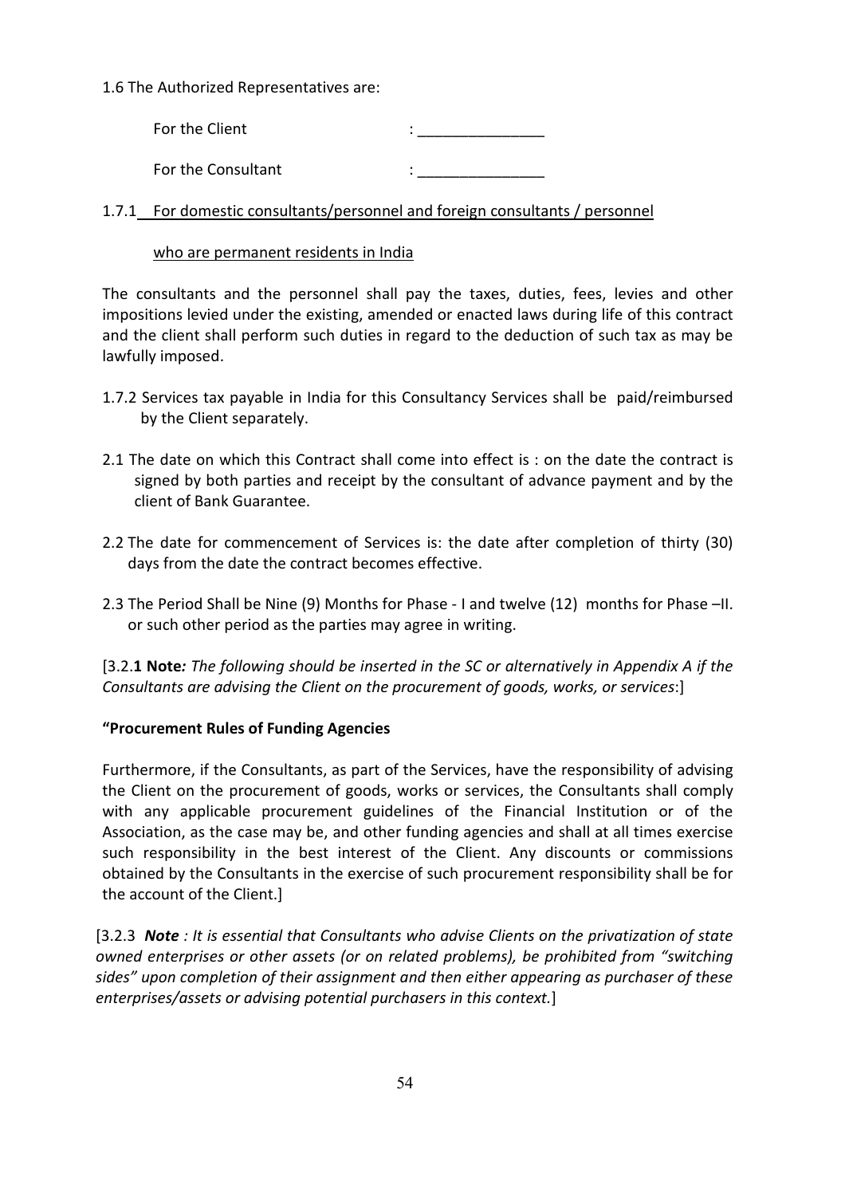1.6 The Authorized Representatives are:

For the Client : _______________

For the Consultant : _______________

1.7.1 For domestic consultants/personnel and foreign consultants / personnel who are permanent residents in India

The consultants and the personnel shall pay the taxes, duties, fees, levies and other impositions levied under the existing, amended or enacted laws during life of this contract and the client shall perform such duties in regard to the deduction of such tax as may be lawfully imposed.

1.7.2 Services tax payable in India for this Consultancy Services shall be paid/reimbursed by the Client separately.

2.1 The date on which this Contract shall come into effect is : on the date the contract is signed by both parties and receipt by the consultant of advance payment and by the client of Bank Guarantee.

2.2 The date for commencement of Services is: the date after completion of thirty (30) days from the date the contract becomes effective.

2.3 The Period Shall be Nine (9) Months for Phase - I and twelve (12) months for Phase –II. or such other period as the parties may agree in writing.

[3.2.**1 Note***: The following should be inserted in the SC or alternatively in Appendix A if the Consultants are advising the Client on the procurement of goods, works, or services*:]

**"Procurement Rules of Funding Agencies**

Furthermore, if the Consultants, as part of the Services, have the responsibility of advising the Client on the procurement of goods, works or services, the Consultants shall comply with any applicable procurement guidelines of the Financial Institution or of the Association, as the case may be, and other funding agencies and shall at all times exercise such responsibility in the best interest of the Client. Any discounts or commissions obtained by the Consultants in the exercise of such procurement responsibility shall be for the account of the Client.]

[3.2.3 ***Note*** *: It is essential that Consultants who advise Clients on the privatization of state owned enterprises or other assets (or on related problems), be prohibited from "switching sides" upon completion of their assignment and then either appearing as purchaser of these enterprises/assets or advising potential purchasers in this context.*]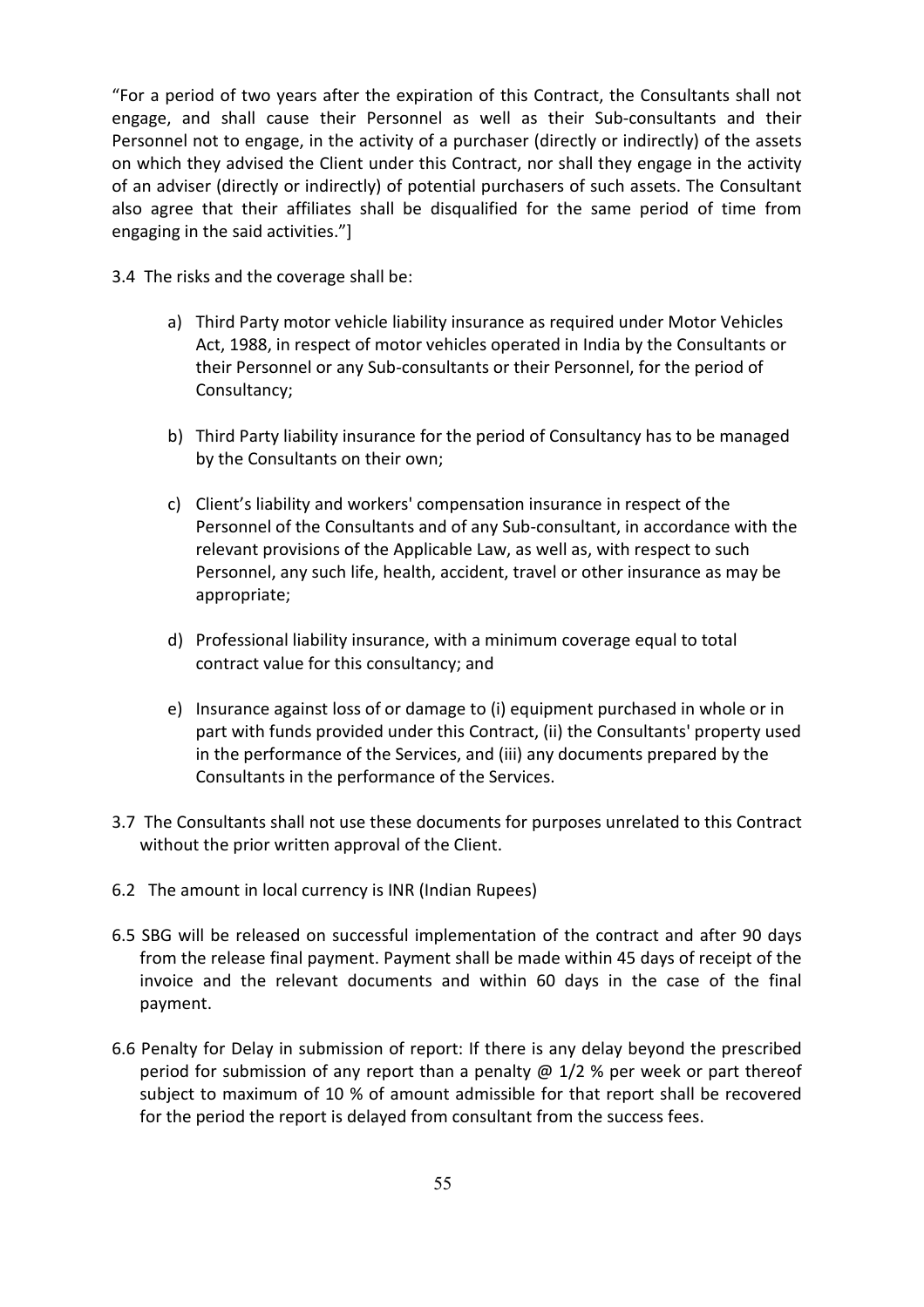"For a period of two years after the expiration of this Contract, the Consultants shall not engage, and shall cause their Personnel as well as their Sub-consultants and their Personnel not to engage, in the activity of a purchaser (directly or indirectly) of the assets on which they advised the Client under this Contract, nor shall they engage in the activity of an adviser (directly or indirectly) of potential purchasers of such assets. The Consultant also agree that their affiliates shall be disqualified for the same period of time from engaging in the said activities."]

3.4 The risks and the coverage shall be:

a) Third Party motor vehicle liability insurance as required under Motor Vehicles Act, 1988, in respect of motor vehicles operated in India by the Consultants or their Personnel or any Sub-consultants or their Personnel, for the period of Consultancy;

b) Third Party liability insurance for the period of Consultancy has to be managed by the Consultants on their own;

c) Client's liability and workers' compensation insurance in respect of the Personnel of the Consultants and of any Sub-consultant, in accordance with the relevant provisions of the Applicable Law, as well as, with respect to such Personnel, any such life, health, accident, travel or other insurance as may be appropriate;

d) Professional liability insurance, with a minimum coverage equal to total contract value for this consultancy; and

e) Insurance against loss of or damage to (i) equipment purchased in whole or in part with funds provided under this Contract, (ii) the Consultants' property used in the performance of the Services, and (iii) any documents prepared by the Consultants in the performance of the Services.

3.7 The Consultants shall not use these documents for purposes unrelated to this Contract without the prior written approval of the Client.

6.2 The amount in local currency is INR (Indian Rupees)

6.5 SBG will be released on successful implementation of the contract and after 90 days from the release final payment. Payment shall be made within 45 days of receipt of the invoice and the relevant documents and within 60 days in the case of the final payment.

6.6 Penalty for Delay in submission of report: If there is any delay beyond the prescribed period for submission of any report than a penalty @ 1/2 % per week or part thereof subject to maximum of 10 % of amount admissible for that report shall be recovered for the period the report is delayed from consultant from the success fees.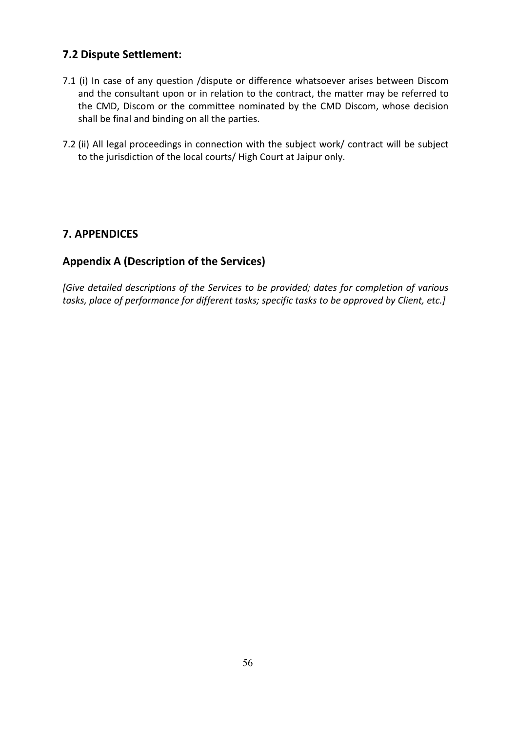## 7.2 Dispute Settlement:

7.1 (i) In case of any question /dispute or difference whatsoever arises between Discom and the consultant upon or in relation to the contract, the matter may be referred to the CMD, Discom or the committee nominated by the CMD Discom, whose decision shall be final and binding on all the parties.

7.2 (ii) All legal proceedings in connection with the subject work/ contract will be subject to the jurisdiction of the local courts/ High Court at Jaipur only.

## 7. APPENDICES

## Appendix A (Description of the Services)

*[Give detailed descriptions of the Services to be provided; dates for completion of various tasks, place of performance for different tasks; specific tasks to be approved by Client, etc.]*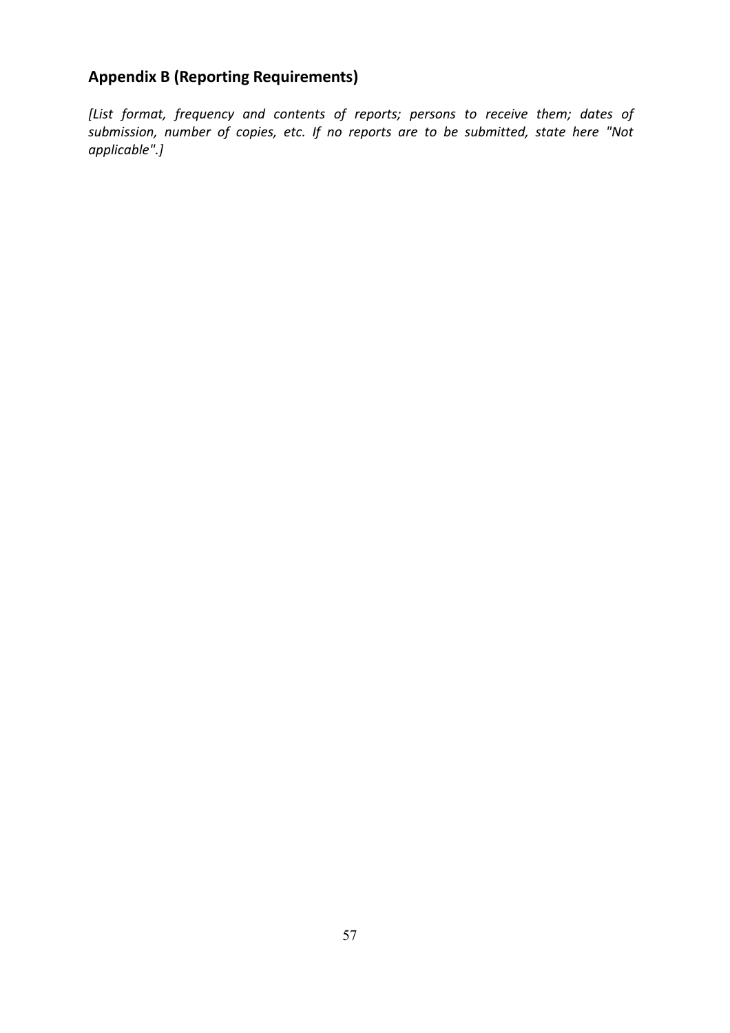## Appendix B (Reporting Requirements)

*[List format, frequency and contents of reports; persons to receive them; dates of submission, number of copies, etc. If no reports are to be submitted, state here "Not applicable".]*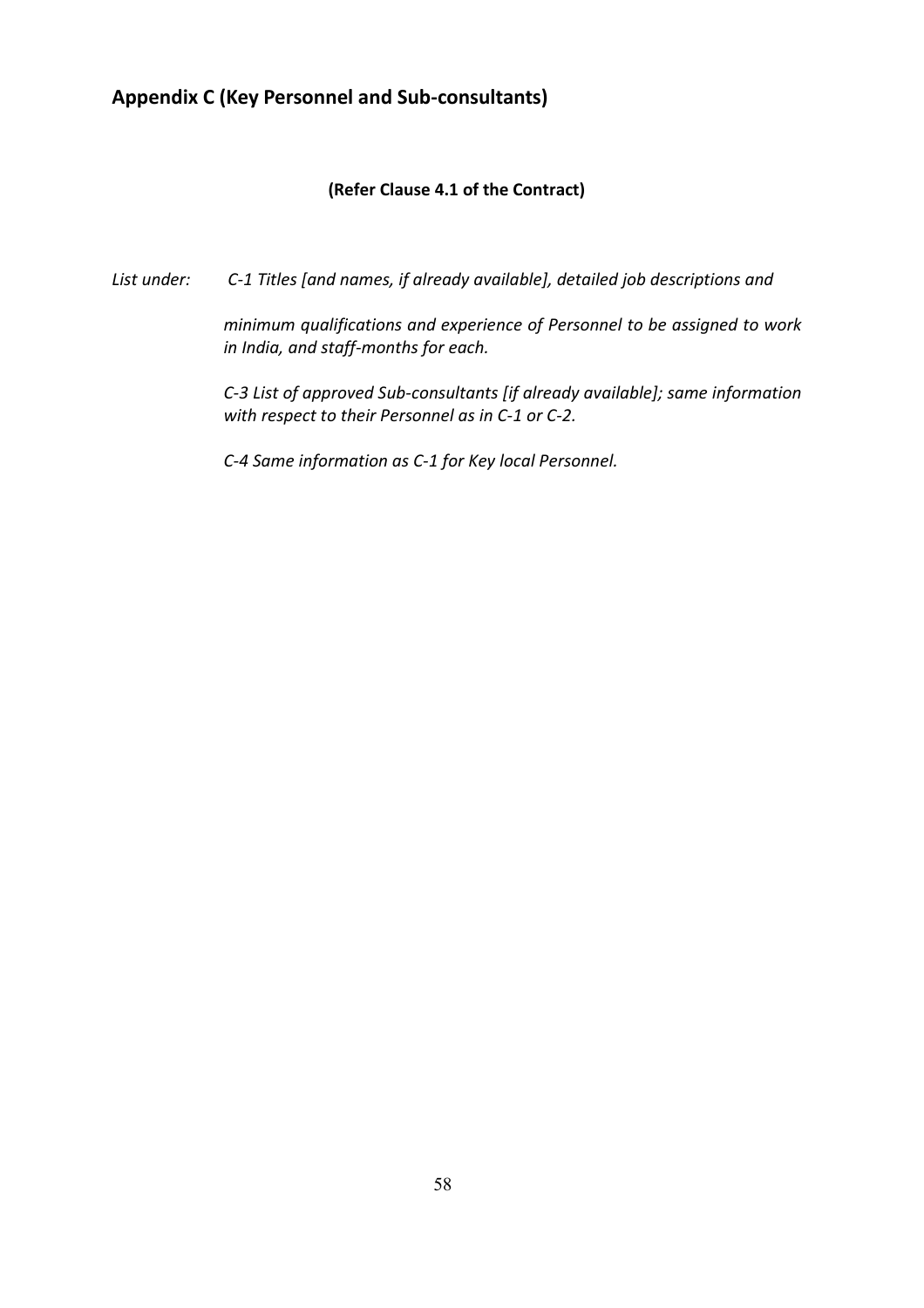## Appendix C (Key Personnel and Sub-consultants)

**(Refer Clause 4.1 of the Contract)**

*List under: C-1 Titles [and names, if already available], detailed job descriptions and minimum qualifications and experience of Personnel to be assigned to work in India, and staff-months for each.*

*C-3 List of approved Sub-consultants [if already available]; same information with respect to their Personnel as in C-1 or C-2.*

*C-4 Same information as C-1 for Key local Personnel.*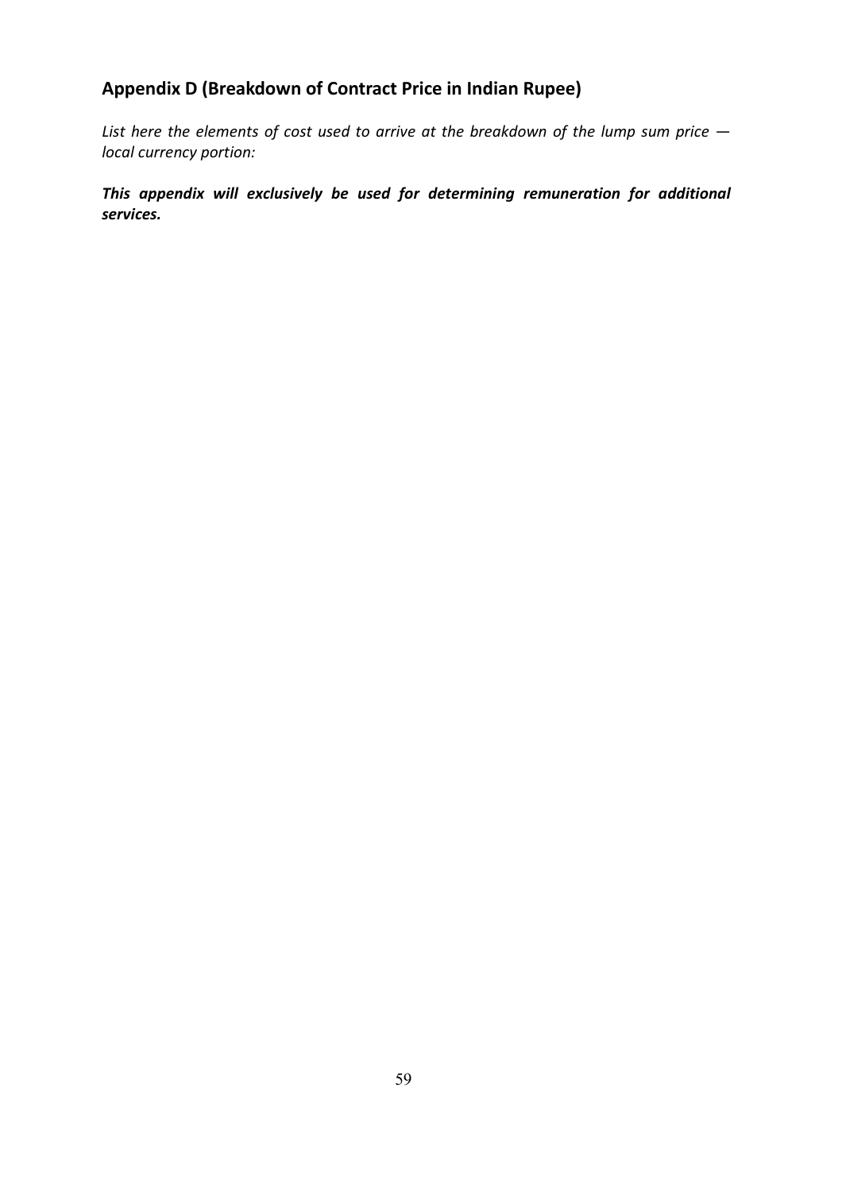## Appendix D (Breakdown of Contract Price in Indian Rupee)

*List here the elements of cost used to arrive at the breakdown of the lump sum price — local currency portion:*

***This appendix will exclusively be used for determining remuneration for additional services.***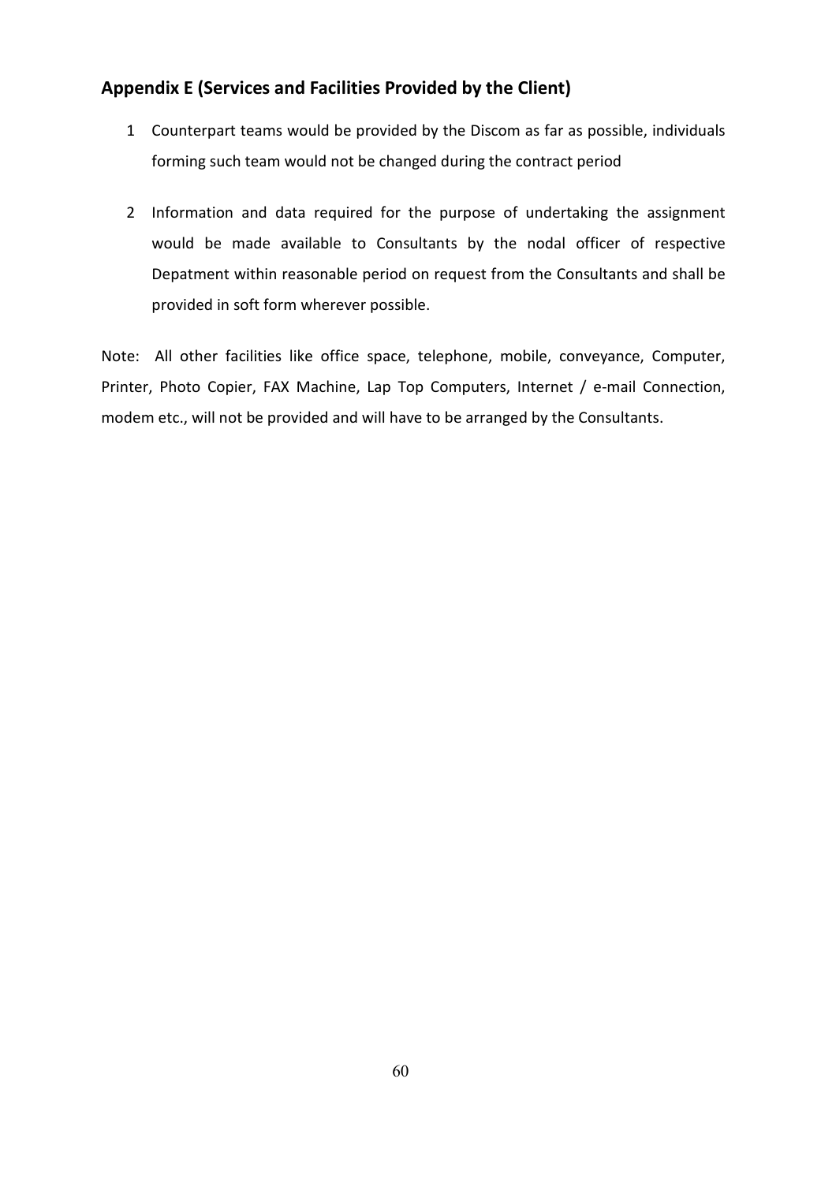## Appendix E (Services and Facilities Provided by the Client)

1. Counterpart teams would be provided by the Discom as far as possible, individuals forming such team would not be changed during the contract period

2. Information and data required for the purpose of undertaking the assignment would be made available to Consultants by the nodal officer of respective Depatment within reasonable period on request from the Consultants and shall be provided in soft form wherever possible.

Note: All other facilities like office space, telephone, mobile, conveyance, Computer, Printer, Photo Copier, FAX Machine, Lap Top Computers, Internet / e-mail Connection, modem etc., will not be provided and will have to be arranged by the Consultants.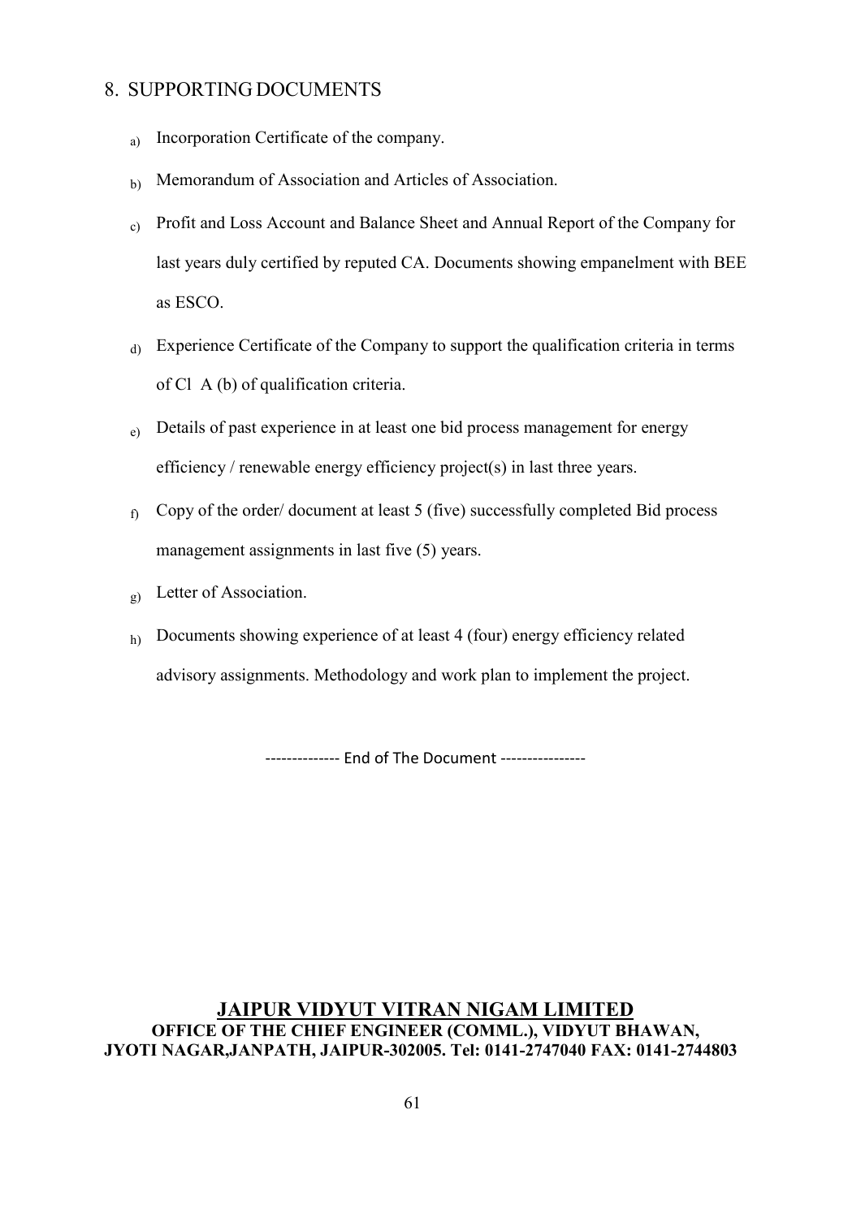## 8. SUPPORTING DOCUMENTS

a) Incorporation Certificate of the company.

b) Memorandum of Association and Articles of Association.

c) Profit and Loss Account and Balance Sheet and Annual Report of the Company for last years duly certified by reputed CA. Documents showing empanelment with BEE as ESCO.

d) Experience Certificate of the Company to support the qualification criteria in terms of Cl A (b) of qualification criteria.

e) Details of past experience in at least one bid process management for energy efficiency / renewable energy efficiency project(s) in last three years.

f) Copy of the order/ document at least 5 (five) successfully completed Bid process management assignments in last five (5) years.

g) Letter of Association.

h) Documents showing experience of at least 4 (four) energy efficiency related advisory assignments. Methodology and work plan to implement the project.

-------------- End of The Document ----------------

**JAIPUR VIDYUT VITRAN NIGAM LIMITED**
**OFFICE OF THE CHIEF ENGINEER (COMML.), VIDYUT BHAWAN, JYOTI NAGAR,JANPATH, JAIPUR-302005. Tel: 0141-2747040 FAX: 0141-2744803**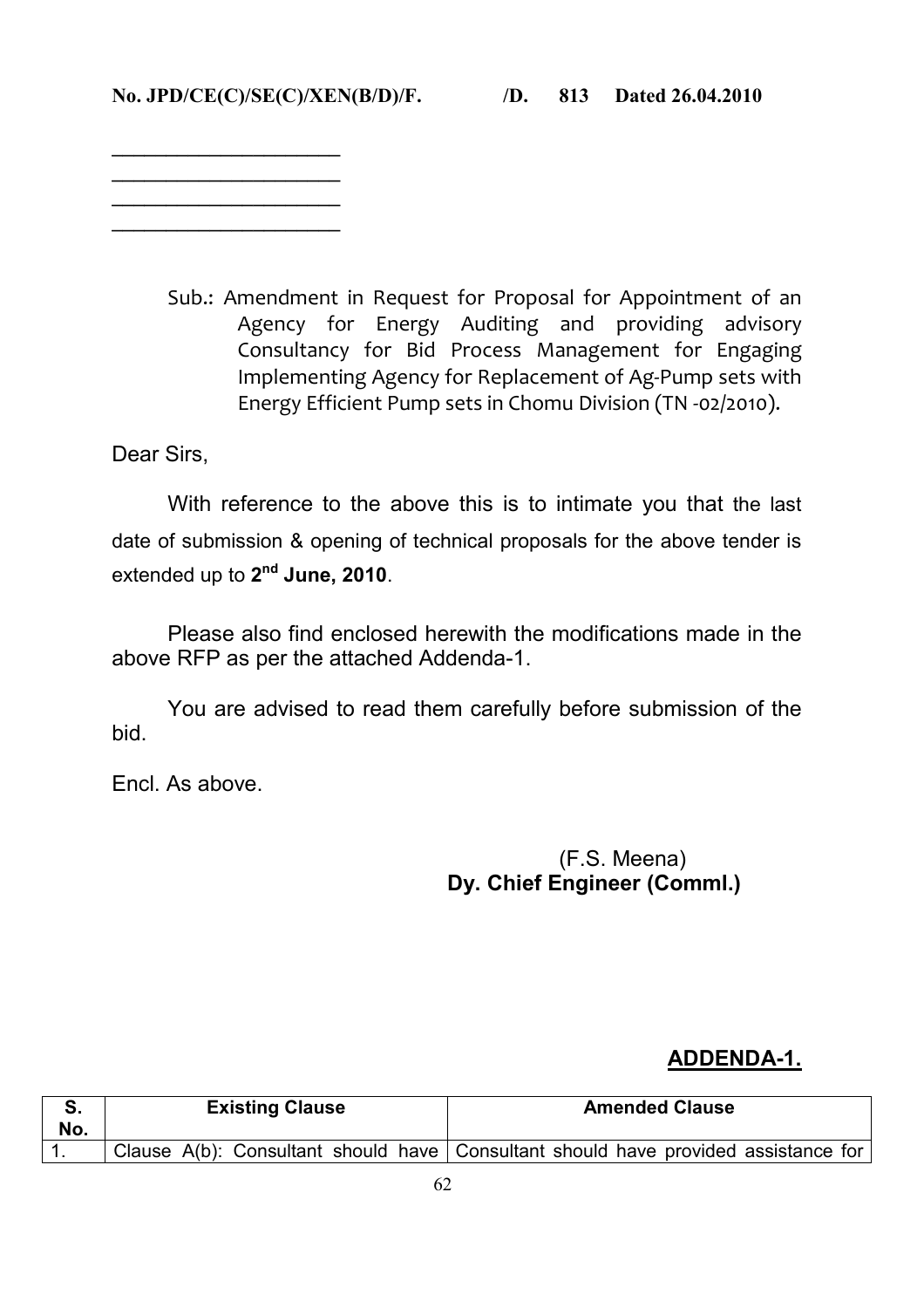**No. JPD/CE(C)/SE(C)/XEN(B/D)/F. /D. 813 Dated 26.04.2010**

\_\_\_\_\_\_\_\_\_\_\_\_\_\_\_\_\_\_\_\_\_\_
\_\_\_\_\_\_\_\_\_\_\_\_\_\_\_\_\_\_\_\_\_\_
\_\_\_\_\_\_\_\_\_\_\_\_\_\_\_\_\_\_\_\_\_\_
\_\_\_\_\_\_\_\_\_\_\_\_\_\_\_\_\_\_\_\_\_\_

Sub.: Amendment in Request for Proposal for Appointment of an Agency for Energy Auditing and providing advisory Consultancy for Bid Process Management for Engaging Implementing Agency for Replacement of Ag-Pump sets with Energy Efficient Pump sets in Chomu Division (TN -02/2010).

Dear Sirs,

With reference to the above this is to intimate you that the last date of submission & opening of technical proposals for the above tender is extended up to **2nd June, 2010**.

Please also find enclosed herewith the modifications made in the above RFP as per the attached Addenda-1.

You are advised to read them carefully before submission of the bid.

Encl. As above.

(F.S. Meena)
**Dy. Chief Engineer (Comml.)**

## ADDENDA-1.

| S. No. | Existing Clause | Amended Clause |
|---|---|---|
| 1. | Clause A(b): Consultant should have | Consultant should have provided assistance for |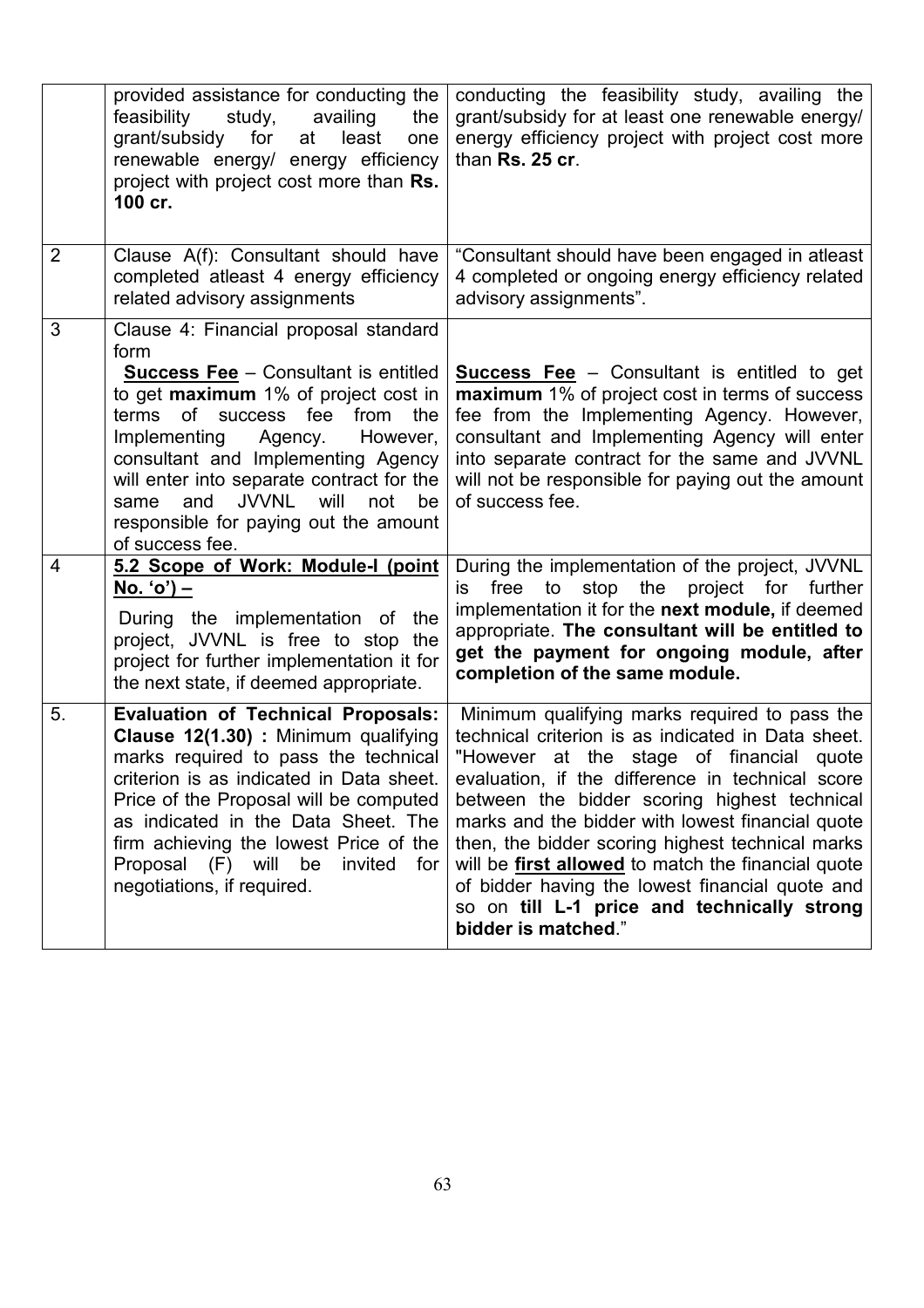| | | |
|---|---|---|
| | provided assistance for conducting the feasibility study, availing the grant/subsidy for at least one renewable energy/ energy efficiency project with project cost more than **Rs. 100 cr.** | conducting the feasibility study, availing the grant/subsidy for at least one renewable energy/ energy efficiency project with project cost more than **Rs. 25 cr**. |
| 2 | Clause A(f): Consultant should have completed atleast 4 energy efficiency related advisory assignments | "Consultant should have been engaged in atleast 4 completed or ongoing energy efficiency related advisory assignments". |
| 3 | Clause 4: Financial proposal standard form<br>**<u>Success Fee</u>** – Consultant is entitled to get **maximum** 1% of project cost in terms of success fee from the Implementing Agency. However, consultant and Implementing Agency will enter into separate contract for the same and JVVNL will not be responsible for paying out the amount of success fee. | **<u>Success Fee</u>** – Consultant is entitled to get **maximum** 1% of project cost in terms of success fee from the Implementing Agency. However, consultant and Implementing Agency will enter into separate contract for the same and JVVNL will not be responsible for paying out the amount of success fee. |
| 4 | **<u>5.2 Scope of Work: Module-I (point No. 'o') –</u>**<br>During the implementation of the project, JVVNL is free to stop the project for further implementation it for the next state, if deemed appropriate. | During the implementation of the project, JVVNL is free to stop the project for further implementation it for the **next module,** if deemed appropriate. **The consultant will be entitled to get the payment for ongoing module, after completion of the same module.** |
| 5. | **Evaluation of Technical Proposals: Clause 12(1.30) :** Minimum qualifying marks required to pass the technical criterion is as indicated in Data sheet. Price of the Proposal will be computed as indicated in the Data Sheet. The firm achieving the lowest Price of the Proposal (F) will be invited for negotiations, if required. | Minimum qualifying marks required to pass the technical criterion is as indicated in Data sheet. "However at the stage of financial quote evaluation, if the difference in technical score between the bidder scoring highest technical marks and the bidder with lowest financial quote then, the bidder scoring highest technical marks will be **<u>first allowed</u>** to match the financial quote of bidder having the lowest financial quote and so on **till L-1 price and technically strong bidder is matched**." |